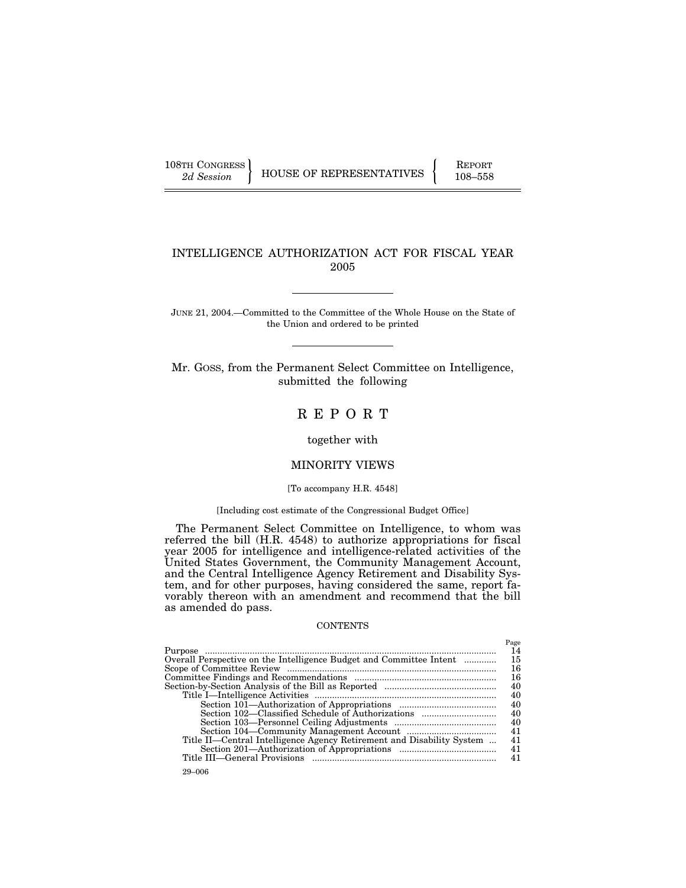108TH CONGRESS
2d Session

HOUSE OF REPRESENTATIVES

REPORT
108–558

# INTELLIGENCE AUTHORIZATION ACT FOR FISCAL YEAR 2005

JUNE 21, 2004.—Committed to the Committee of the Whole House on the State of the Union and ordered to be printed

Mr. GOSS, from the Permanent Select Committee on Intelligence, submitted the following

## R E P O R T

together with

## MINORITY VIEWS

[To accompany H.R. 4548]

[Including cost estimate of the Congressional Budget Office]

The Permanent Select Committee on Intelligence, to whom was referred the bill (H.R. 4548) to authorize appropriations for fiscal year 2005 for intelligence and intelligence-related activities of the United States Government, the Community Management Account, and the Central Intelligence Agency Retirement and Disability System, and for other purposes, having considered the same, report favorably thereon with an amendment and recommend that the bill as amended do pass.

CONTENTS

| | Page |
|---|---|
| Purpose | 14 |
| Overall Perspective on the Intelligence Budget and Committee Intent | 15 |
| Scope of Committee Review | 16 |
| Committee Findings and Recommendations | 16 |
| Section-by-Section Analysis of the Bill as Reported | 40 |
| Title I—Intelligence Activities | 40 |
| Section 101—Authorization of Appropriations | 40 |
| Section 102—Classified Schedule of Authorizations | 40 |
| Section 103—Personnel Ceiling Adjustments | 40 |
| Section 104—Community Management Account | 41 |
| Title II—Central Intelligence Agency Retirement and Disability System | 41 |
| Section 201—Authorization of Appropriations | 41 |
| Title III—General Provisions | 41 |

29–006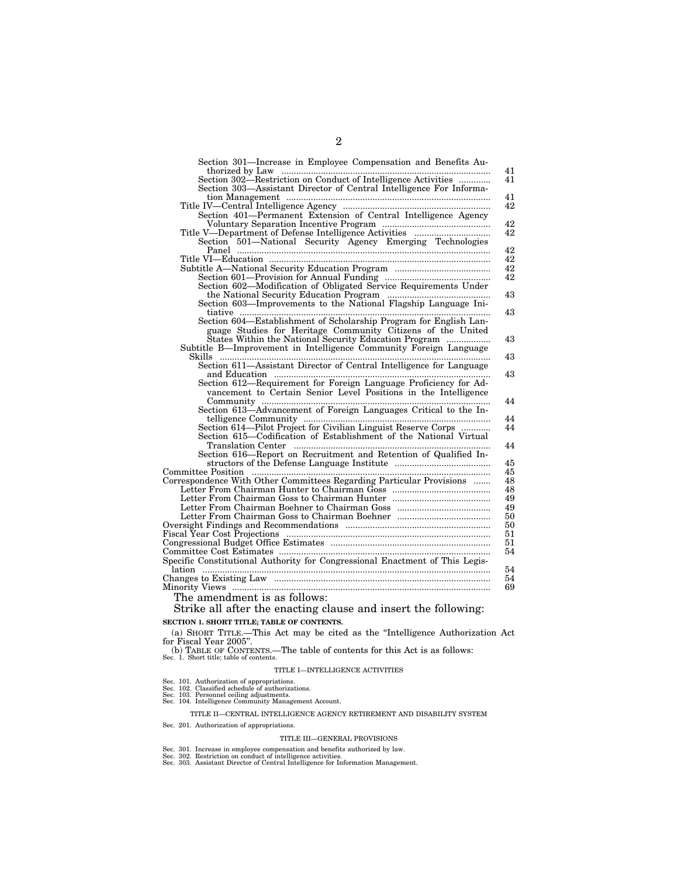| | |
|---|---|
| Section 301—Increase in Employee Compensation and Benefits Authorized by Law | 41 |
| Section 302—Restriction on Conduct of Intelligence Activities | 41 |
| Section 303—Assistant Director of Central Intelligence For Information Management | 41 |
| Title IV—Central Intelligence Agency | 42 |
| Section 401—Permanent Extension of Central Intelligence Agency Voluntary Separation Incentive Program | 42 |
| Title V—Department of Defense Intelligence Activities | 42 |
| Section 501—National Security Agency Emerging Technologies Panel | 42 |
| Title VI—Education | 42 |
| Subtitle A—National Security Education Program | 42 |
| Section 601—Provision for Annual Funding | 42 |
| Section 602—Modification of Obligated Service Requirements Under the National Security Education Program | 43 |
| Section 603—Improvements to the National Flagship Language Initiative | 43 |
| Section 604—Establishment of Scholarship Program for English Language Studies for Heritage Community Citizens of the United States Within the National Security Education Program | 43 |
| Subtitle B—Improvement in Intelligence Community Foreign Language Skills | 43 |
| Section 611—Assistant Director of Central Intelligence for Language and Education | 43 |
| Section 612—Requirement for Foreign Language Proficiency for Advancement to Certain Senior Level Positions in the Intelligence Community | 44 |
| Section 613—Advancement of Foreign Languages Critical to the Intelligence Community | 44 |
| Section 614—Pilot Project for Civilian Linguist Reserve Corps | 44 |
| Section 615—Codification of Establishment of the National Virtual Translation Center | 44 |
| Section 616—Report on Recruitment and Retention of Qualified Instructors of the Defense Language Institute | 45 |
| Committee Position | 45 |
| Correspondence With Other Committees Regarding Particular Provisions | 48 |
| Letter From Chairman Hunter to Chairman Goss | 48 |
| Letter From Chairman Goss to Chairman Hunter | 49 |
| Letter From Chairman Boehner to Chairman Goss | 49 |
| Letter From Chairman Goss to Chairman Boehner | 50 |
| Oversight Findings and Recommendations | 50 |
| Fiscal Year Cost Projections | 51 |
| Congressional Budget Office Estimates | 51 |
| Committee Cost Estimates | 54 |
| Specific Constitutional Authority for Congressional Enactment of This Legislation | 54 |
| Changes to Existing Law | 54 |
| Minority Views | 69 |

The amendment is as follows:

Strike all after the enacting clause and insert the following:

**SECTION 1. SHORT TITLE; TABLE OF CONTENTS.**

(a) SHORT TITLE.—This Act may be cited as the "Intelligence Authorization Act for Fiscal Year 2005".

(b) TABLE OF CONTENTS.—The table of contents for this Act is as follows:

Sec. 1. Short title; table of contents.

TITLE I—INTELLIGENCE ACTIVITIES

Sec. 101. Authorization of appropriations.
Sec. 102. Classified schedule of authorizations.
Sec. 103. Personnel ceiling adjustments.
Sec. 104. Intelligence Community Management Account.

TITLE II—CENTRAL INTELLIGENCE AGENCY RETIREMENT AND DISABILITY SYSTEM

Sec. 201. Authorization of appropriations.

TITLE III—GENERAL PROVISIONS

Sec. 301. Increase in employee compensation and benefits authorized by law.
Sec. 302. Restriction on conduct of intelligence activities.
Sec. 303. Assistant Director of Central Intelligence for Information Management.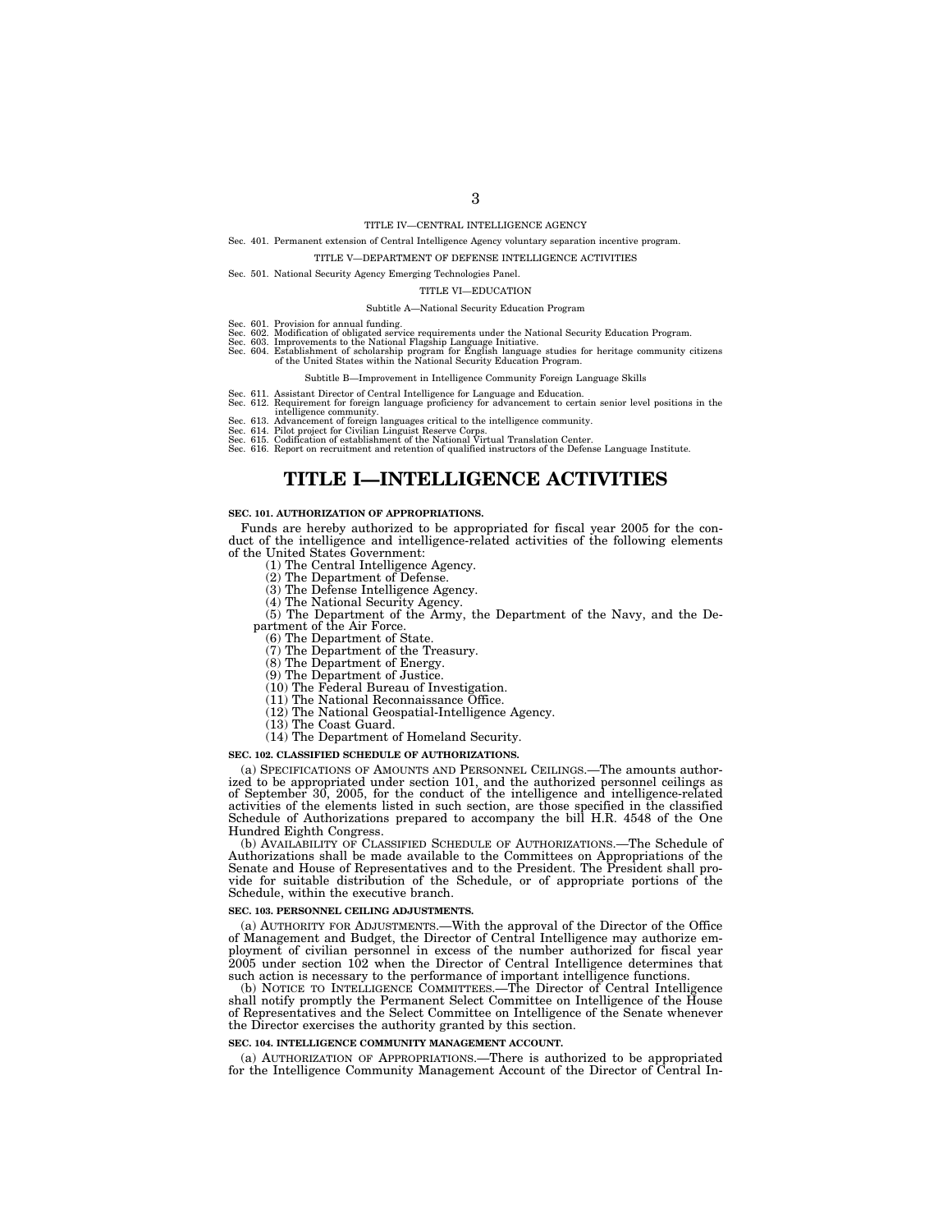TITLE IV—CENTRAL INTELLIGENCE AGENCY

Sec. 401. Permanent extension of Central Intelligence Agency voluntary separation incentive program.

TITLE V—DEPARTMENT OF DEFENSE INTELLIGENCE ACTIVITIES

Sec. 501. National Security Agency Emerging Technologies Panel.

TITLE VI—EDUCATION

Subtitle A—National Security Education Program

Sec. 601. Provision for annual funding.
Sec. 602. Modification of obligated service requirements under the National Security Education Program.
Sec. 603. Improvements to the National Flagship Language Initiative.
Sec. 604. Establishment of scholarship program for English language studies for heritage community citizens of the United States within the National Security Education Program.

Subtitle B—Improvement in Intelligence Community Foreign Language Skills

Sec. 611. Assistant Director of Central Intelligence for Language and Education.
Sec. 612. Requirement for foreign language proficiency for advancement to certain senior level positions in the intelligence community.
Sec. 613. Advancement of foreign languages critical to the intelligence community.
Sec. 614. Pilot project for Civilian Linguist Reserve Corps.
Sec. 615. Codification of establishment of the National Virtual Translation Center.
Sec. 616. Report on recruitment and retention of qualified instructors of the Defense Language Institute.

# TITLE I—INTELLIGENCE ACTIVITIES

**SEC. 101. AUTHORIZATION OF APPROPRIATIONS.**

Funds are hereby authorized to be appropriated for fiscal year 2005 for the conduct of the intelligence and intelligence-related activities of the following elements of the United States Government:

(1) The Central Intelligence Agency.
(2) The Department of Defense.
(3) The Defense Intelligence Agency.
(4) The National Security Agency.
(5) The Department of the Army, the Department of the Navy, and the Department of the Air Force.
(6) The Department of State.
(7) The Department of the Treasury.
(8) The Department of Energy.
(9) The Department of Justice.
(10) The Federal Bureau of Investigation.
(11) The National Reconnaissance Office.
(12) The National Geospatial-Intelligence Agency.
(13) The Coast Guard.
(14) The Department of Homeland Security.

**SEC. 102. CLASSIFIED SCHEDULE OF AUTHORIZATIONS.**

(a) SPECIFICATIONS OF AMOUNTS AND PERSONNEL CEILINGS.—The amounts authorized to be appropriated under section 101, and the authorized personnel ceilings as of September 30, 2005, for the conduct of the intelligence and intelligence-related activities of the elements listed in such section, are those specified in the classified Schedule of Authorizations prepared to accompany the bill H.R. 4548 of the One Hundred Eighth Congress.

(b) AVAILABILITY OF CLASSIFIED SCHEDULE OF AUTHORIZATIONS.—The Schedule of Authorizations shall be made available to the Committees on Appropriations of the Senate and House of Representatives and to the President. The President shall provide for suitable distribution of the Schedule, or of appropriate portions of the Schedule, within the executive branch.

**SEC. 103. PERSONNEL CEILING ADJUSTMENTS.**

(a) AUTHORITY FOR ADJUSTMENTS.—With the approval of the Director of the Office of Management and Budget, the Director of Central Intelligence may authorize employment of civilian personnel in excess of the number authorized for fiscal year 2005 under section 102 when the Director of Central Intelligence determines that such action is necessary to the performance of important intelligence functions.

(b) NOTICE TO INTELLIGENCE COMMITTEES.—The Director of Central Intelligence shall notify promptly the Permanent Select Committee on Intelligence of the House of Representatives and the Select Committee on Intelligence of the Senate whenever the Director exercises the authority granted by this section.

**SEC. 104. INTELLIGENCE COMMUNITY MANAGEMENT ACCOUNT.**

(a) AUTHORIZATION OF APPROPRIATIONS.—There is authorized to be appropriated for the Intelligence Community Management Account of the Director of Central In-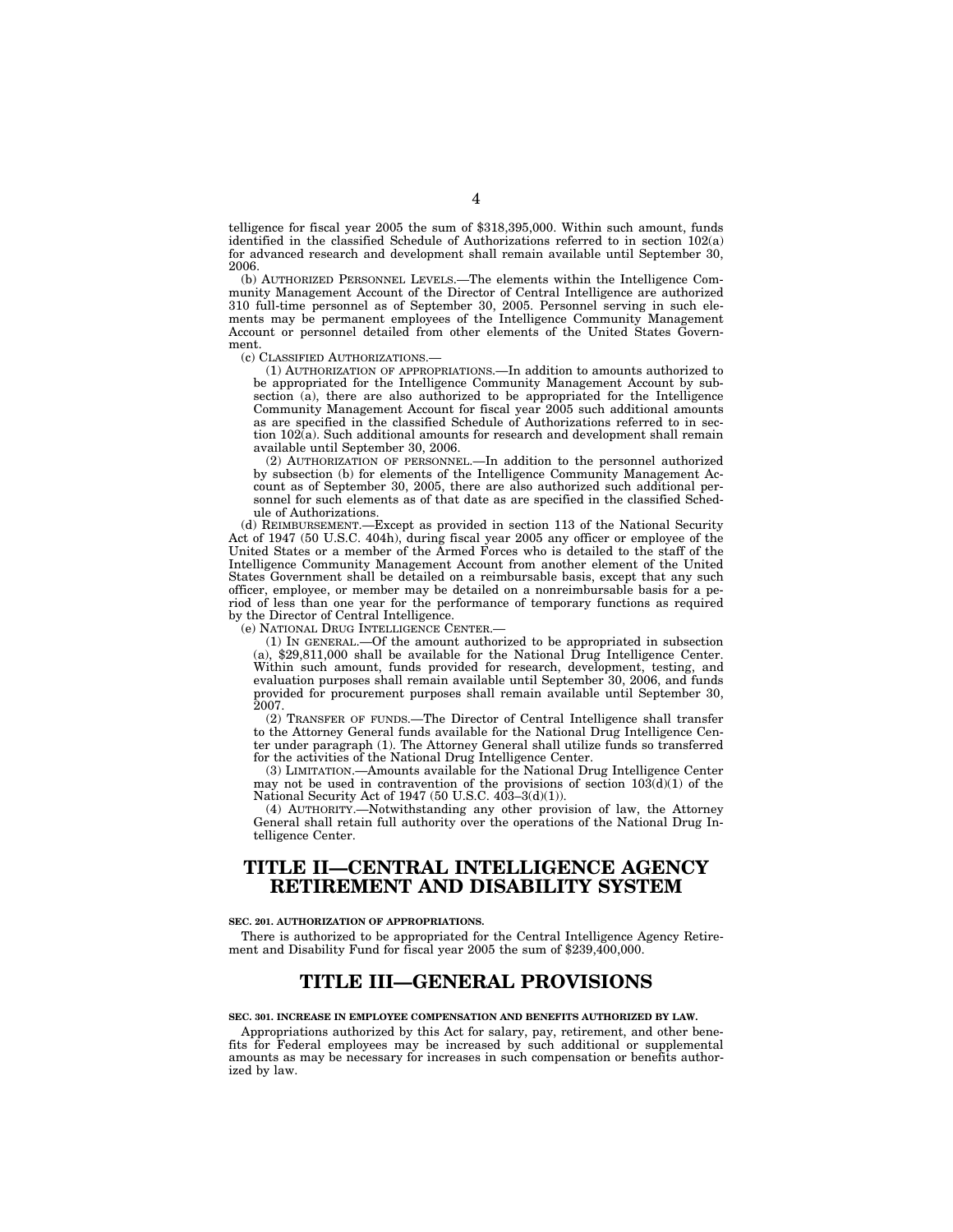telligence for fiscal year 2005 the sum of $318,395,000. Within such amount, funds identified in the classified Schedule of Authorizations referred to in section 102(a) for advanced research and development shall remain available until September 30, 2006.

(b) AUTHORIZED PERSONNEL LEVELS.—The elements within the Intelligence Community Management Account of the Director of Central Intelligence are authorized 310 full-time personnel as of September 30, 2005. Personnel serving in such elements may be permanent employees of the Intelligence Community Management Account or personnel detailed from other elements of the United States Government.

(c) CLASSIFIED AUTHORIZATIONS.—

(1) AUTHORIZATION OF APPROPRIATIONS.—In addition to amounts authorized to be appropriated for the Intelligence Community Management Account by subsection (a), there are also authorized to be appropriated for the Intelligence Community Management Account for fiscal year 2005 such additional amounts as are specified in the classified Schedule of Authorizations referred to in section 102(a). Such additional amounts for research and development shall remain available until September 30, 2006.

(2) AUTHORIZATION OF PERSONNEL.—In addition to the personnel authorized by subsection (b) for elements of the Intelligence Community Management Account as of September 30, 2005, there are also authorized such additional personnel for such elements as of that date as are specified in the classified Schedule of Authorizations.

(d) REIMBURSEMENT.—Except as provided in section 113 of the National Security Act of 1947 (50 U.S.C. 404h), during fiscal year 2005 any officer or employee of the United States or a member of the Armed Forces who is detailed to the staff of the Intelligence Community Management Account from another element of the United States Government shall be detailed on a reimbursable basis, except that any such officer, employee, or member may be detailed on a nonreimbursable basis for a period of less than one year for the performance of temporary functions as required by the Director of Central Intelligence.

(e) NATIONAL DRUG INTELLIGENCE CENTER.—

(1) IN GENERAL.—Of the amount authorized to be appropriated in subsection (a), $29,811,000 shall be available for the National Drug Intelligence Center. Within such amount, funds provided for research, development, testing, and evaluation purposes shall remain available until September 30, 2006, and funds provided for procurement purposes shall remain available until September 30, 2007.

(2) TRANSFER OF FUNDS.—The Director of Central Intelligence shall transfer to the Attorney General funds available for the National Drug Intelligence Center under paragraph (1). The Attorney General shall utilize funds so transferred for the activities of the National Drug Intelligence Center.

(3) LIMITATION.—Amounts available for the National Drug Intelligence Center may not be used in contravention of the provisions of section 103(d)(1) of the National Security Act of 1947 (50 U.S.C. 403–3(d)(1)).

(4) AUTHORITY.—Notwithstanding any other provision of law, the Attorney General shall retain full authority over the operations of the National Drug Intelligence Center.

# TITLE II—CENTRAL INTELLIGENCE AGENCY RETIREMENT AND DISABILITY SYSTEM

**SEC. 201. AUTHORIZATION OF APPROPRIATIONS.**

There is authorized to be appropriated for the Central Intelligence Agency Retirement and Disability Fund for fiscal year 2005 the sum of $239,400,000.

# TITLE III—GENERAL PROVISIONS

**SEC. 301. INCREASE IN EMPLOYEE COMPENSATION AND BENEFITS AUTHORIZED BY LAW.**

Appropriations authorized by this Act for salary, pay, retirement, and other benefits for Federal employees may be increased by such additional or supplemental amounts as may be necessary for increases in such compensation or benefits authorized by law.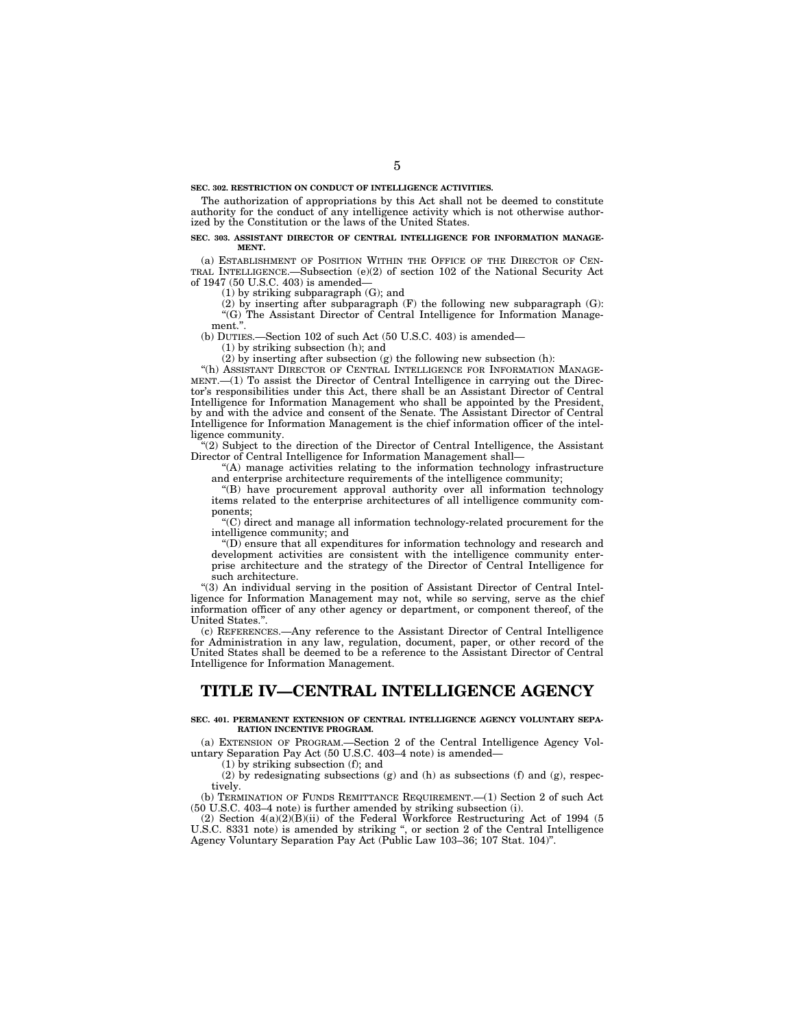**SEC. 302. RESTRICTION ON CONDUCT OF INTELLIGENCE ACTIVITIES.**

The authorization of appropriations by this Act shall not be deemed to constitute authority for the conduct of any intelligence activity which is not otherwise authorized by the Constitution or the laws of the United States.

**SEC. 303. ASSISTANT DIRECTOR OF CENTRAL INTELLIGENCE FOR INFORMATION MANAGEMENT.**

(a) ESTABLISHMENT OF POSITION WITHIN THE OFFICE OF THE DIRECTOR OF CENTRAL INTELLIGENCE.—Subsection (e)(2) of section 102 of the National Security Act of 1947 (50 U.S.C. 403) is amended—

(1) by striking subparagraph (G); and

(2) by inserting after subparagraph (F) the following new subparagraph (G):

"(G) The Assistant Director of Central Intelligence for Information Management.".

(b) DUTIES.—Section 102 of such Act (50 U.S.C. 403) is amended—

(1) by striking subsection (h); and

(2) by inserting after subsection (g) the following new subsection (h):

"(h) ASSISTANT DIRECTOR OF CENTRAL INTELLIGENCE FOR INFORMATION MANAGEMENT.—(1) To assist the Director of Central Intelligence in carrying out the Director's responsibilities under this Act, there shall be an Assistant Director of Central Intelligence for Information Management who shall be appointed by the President, by and with the advice and consent of the Senate. The Assistant Director of Central Intelligence for Information Management is the chief information officer of the intelligence community.

"(2) Subject to the direction of the Director of Central Intelligence, the Assistant Director of Central Intelligence for Information Management shall—

"(A) manage activities relating to the information technology infrastructure and enterprise architecture requirements of the intelligence community;

"(B) have procurement approval authority over all information technology items related to the enterprise architectures of all intelligence community components;

"(C) direct and manage all information technology-related procurement for the intelligence community; and

"(D) ensure that all expenditures for information technology and research and development activities are consistent with the intelligence community enterprise architecture and the strategy of the Director of Central Intelligence for such architecture.

"(3) An individual serving in the position of Assistant Director of Central Intelligence for Information Management may not, while so serving, serve as the chief information officer of any other agency or department, or component thereof, of the United States.".

(c) REFERENCES.—Any reference to the Assistant Director of Central Intelligence for Administration in any law, regulation, document, paper, or other record of the United States shall be deemed to be a reference to the Assistant Director of Central Intelligence for Information Management.

# TITLE IV—CENTRAL INTELLIGENCE AGENCY

**SEC. 401. PERMANENT EXTENSION OF CENTRAL INTELLIGENCE AGENCY VOLUNTARY SEPARATION INCENTIVE PROGRAM.**

(a) EXTENSION OF PROGRAM.—Section 2 of the Central Intelligence Agency Voluntary Separation Pay Act (50 U.S.C. 403–4 note) is amended—

(1) by striking subsection (f); and

(2) by redesignating subsections (g) and (h) as subsections (f) and (g), respectively.

(b) TERMINATION OF FUNDS REMITTANCE REQUIREMENT.—(1) Section 2 of such Act (50 U.S.C. 403–4 note) is further amended by striking subsection (i).

(2) Section 4(a)(2)(B)(ii) of the Federal Workforce Restructuring Act of 1994 (5 U.S.C. 8331 note) is amended by striking ", or section 2 of the Central Intelligence Agency Voluntary Separation Pay Act (Public Law 103–36; 107 Stat. 104)".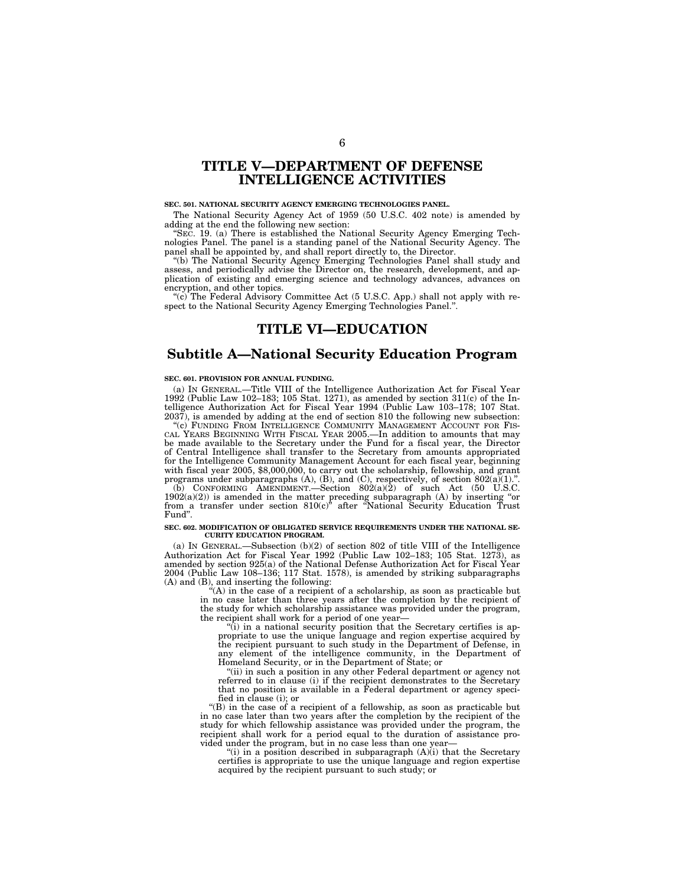# TITLE V—DEPARTMENT OF DEFENSE INTELLIGENCE ACTIVITIES

**SEC. 501. NATIONAL SECURITY AGENCY EMERGING TECHNOLOGIES PANEL.**

The National Security Agency Act of 1959 (50 U.S.C. 402 note) is amended by adding at the end the following new section:

"SEC. 19. (a) There is established the National Security Agency Emerging Technologies Panel. The panel is a standing panel of the National Security Agency. The panel shall be appointed by, and shall report directly to, the Director.

"(b) The National Security Agency Emerging Technologies Panel shall study and assess, and periodically advise the Director on, the research, development, and application of existing and emerging science and technology advances, advances on encryption, and other topics.

"(c) The Federal Advisory Committee Act (5 U.S.C. App.) shall not apply with respect to the National Security Agency Emerging Technologies Panel.".

# TITLE VI—EDUCATION

## Subtitle A—National Security Education Program

**SEC. 601. PROVISION FOR ANNUAL FUNDING.**

(a) IN GENERAL.—Title VIII of the Intelligence Authorization Act for Fiscal Year 1992 (Public Law 102–183; 105 Stat. 1271), as amended by section 311(c) of the Intelligence Authorization Act for Fiscal Year 1994 (Public Law 103–178; 107 Stat. 2037), is amended by adding at the end of section 810 the following new subsection:

"(c) FUNDING FROM INTELLIGENCE COMMUNITY MANAGEMENT ACCOUNT FOR FISCAL YEARS BEGINNING WITH FISCAL YEAR 2005.—In addition to amounts that may be made available to the Secretary under the Fund for a fiscal year, the Director of Central Intelligence shall transfer to the Secretary from amounts appropriated for the Intelligence Community Management Account for each fiscal year, beginning with fiscal year 2005, $8,000,000, to carry out the scholarship, fellowship, and grant programs under subparagraphs (A), (B), and (C), respectively, of section 802(a)(1).".

(b) CONFORMING AMENDMENT.—Section 802(a)(2) of such Act (50 U.S.C. 1902(a)(2)) is amended in the matter preceding subparagraph (A) by inserting "or from a transfer under section 810(c)" after "National Security Education Trust Fund".

**SEC. 602. MODIFICATION OF OBLIGATED SERVICE REQUIREMENTS UNDER THE NATIONAL SECURITY EDUCATION PROGRAM.**

(a) IN GENERAL.—Subsection (b)(2) of section 802 of title VIII of the Intelligence Authorization Act for Fiscal Year 1992 (Public Law 102–183; 105 Stat. 1273), as amended by section 925(a) of the National Defense Authorization Act for Fiscal Year 2004 (Public Law 108–136; 117 Stat. 1578), is amended by striking subparagraphs (A) and (B), and inserting the following:

"(A) in the case of a recipient of a scholarship, as soon as practicable but in no case later than three years after the completion by the recipient of the study for which scholarship assistance was provided under the program, the recipient shall work for a period of one year—

"(i) in a national security position that the Secretary certifies is appropriate to use the unique language and region expertise acquired by the recipient pursuant to such study in the Department of Defense, in any element of the intelligence community, in the Department of Homeland Security, or in the Department of State; or

"(ii) in such a position in any other Federal department or agency not referred to in clause (i) if the recipient demonstrates to the Secretary that no position is available in a Federal department or agency specified in clause (i); or

"(B) in the case of a recipient of a fellowship, as soon as practicable but in no case later than two years after the completion by the recipient of the study for which fellowship assistance was provided under the program, the recipient shall work for a period equal to the duration of assistance provided under the program, but in no case less than one year—

"(i) in a position described in subparagraph (A)(i) that the Secretary certifies is appropriate to use the unique language and region expertise acquired by the recipient pursuant to such study; or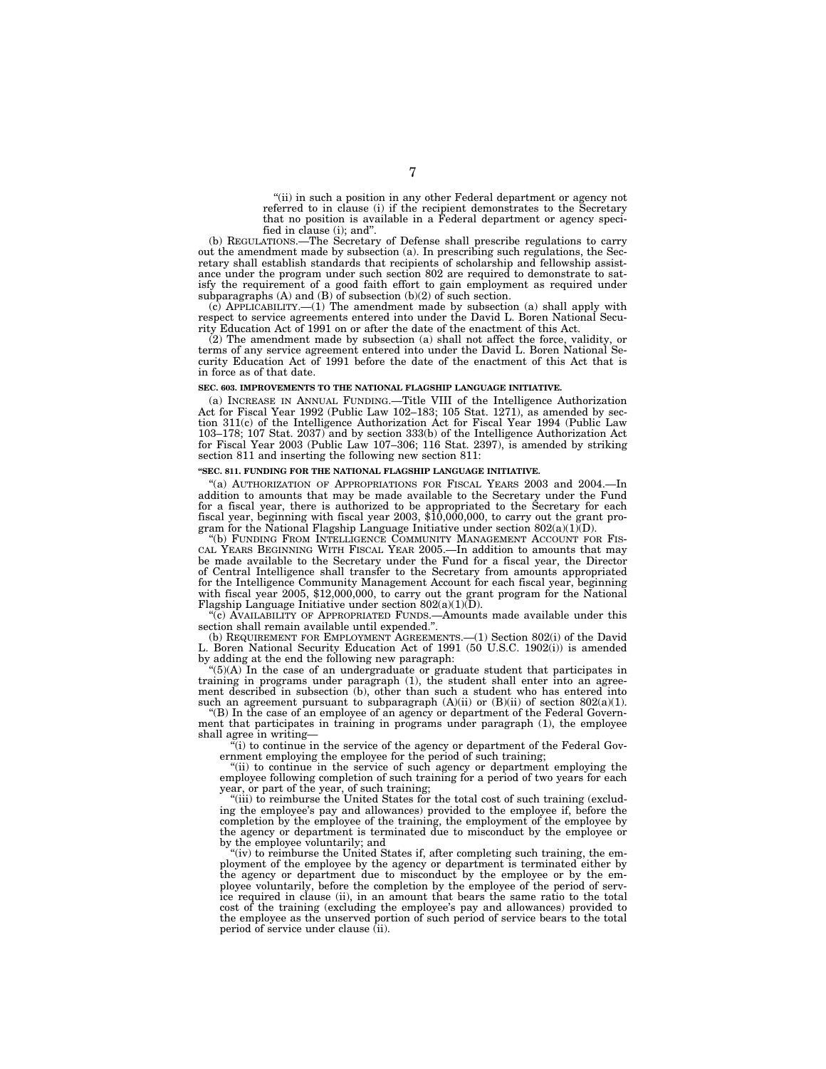"(ii) in such a position in any other Federal department or agency not referred to in clause (i) if the recipient demonstrates to the Secretary that no position is available in a Federal department or agency specified in clause (i); and".

(b) REGULATIONS.—The Secretary of Defense shall prescribe regulations to carry out the amendment made by subsection (a). In prescribing such regulations, the Secretary shall establish standards that recipients of scholarship and fellowship assistance under the program under such section 802 are required to demonstrate to satisfy the requirement of a good faith effort to gain employment as required under subparagraphs (A) and (B) of subsection (b)(2) of such section.

(c) APPLICABILITY.—(1) The amendment made by subsection (a) shall apply with respect to service agreements entered into under the David L. Boren National Security Education Act of 1991 on or after the date of the enactment of this Act.

(2) The amendment made by subsection (a) shall not affect the force, validity, or terms of any service agreement entered into under the David L. Boren National Security Education Act of 1991 before the date of the enactment of this Act that is in force as of that date.

**SEC. 603. IMPROVEMENTS TO THE NATIONAL FLAGSHIP LANGUAGE INITIATIVE.**

(a) INCREASE IN ANNUAL FUNDING.—Title VIII of the Intelligence Authorization Act for Fiscal Year 1992 (Public Law 102–183; 105 Stat. 1271), as amended by section 311(c) of the Intelligence Authorization Act for Fiscal Year 1994 (Public Law 103–178; 107 Stat. 2037) and by section 333(b) of the Intelligence Authorization Act for Fiscal Year 2003 (Public Law 107–306; 116 Stat. 2397), is amended by striking section 811 and inserting the following new section 811:

**"SEC. 811. FUNDING FOR THE NATIONAL FLAGSHIP LANGUAGE INITIATIVE.**

"(a) AUTHORIZATION OF APPROPRIATIONS FOR FISCAL YEARS 2003 AND 2004.—In addition to amounts that may be made available to the Secretary under the Fund for a fiscal year, there is authorized to be appropriated to the Secretary for each fiscal year, beginning with fiscal year 2003, $10,000,000, to carry out the grant program for the National Flagship Language Initiative under section 802(a)(1)(D).

"(b) FUNDING FROM INTELLIGENCE COMMUNITY MANAGEMENT ACCOUNT FOR FISCAL YEARS BEGINNING WITH FISCAL YEAR 2005.—In addition to amounts that may be made available to the Secretary under the Fund for a fiscal year, the Director of Central Intelligence shall transfer to the Secretary from amounts appropriated for the Intelligence Community Management Account for each fiscal year, beginning with fiscal year 2005, $12,000,000, to carry out the grant program for the National Flagship Language Initiative under section 802(a)(1)(D).

"(c) AVAILABILITY OF APPROPRIATED FUNDS.—Amounts made available under this section shall remain available until expended.".

(b) REQUIREMENT FOR EMPLOYMENT AGREEMENTS.—(1) Section 802(i) of the David L. Boren National Security Education Act of 1991 (50 U.S.C. 1902(i)) is amended by adding at the end the following new paragraph:

"(5)(A) In the case of an undergraduate or graduate student that participates in training in programs under paragraph (1), the student shall enter into an agreement described in subsection (b), other than such a student who has entered into such an agreement pursuant to subparagraph (A)(ii) or (B)(ii) of section 802(a)(1).

"(B) In the case of an employee of an agency or department of the Federal Government that participates in training in programs under paragraph (1), the employee shall agree in writing—

"(i) to continue in the service of the agency or department of the Federal Government employing the employee for the period of such training;

"(ii) to continue in the service of such agency or department employing the employee following completion of such training for a period of two years for each year, or part of the year, of such training;

"(iii) to reimburse the United States for the total cost of such training (excluding the employee's pay and allowances) provided to the employee if, before the completion by the employee of the training, the employment of the employee by the agency or department is terminated due to misconduct by the employee or by the employee voluntarily; and

"(iv) to reimburse the United States if, after completing such training, the employment of the employee by the agency or department is terminated either by the agency or department due to misconduct by the employee or by the employee voluntarily, before the completion by the employee of the period of service required in clause (ii), in an amount that bears the same ratio to the total cost of the training (excluding the employee's pay and allowances) provided to the employee as the unserved portion of such period of service bears to the total period of service under clause (ii).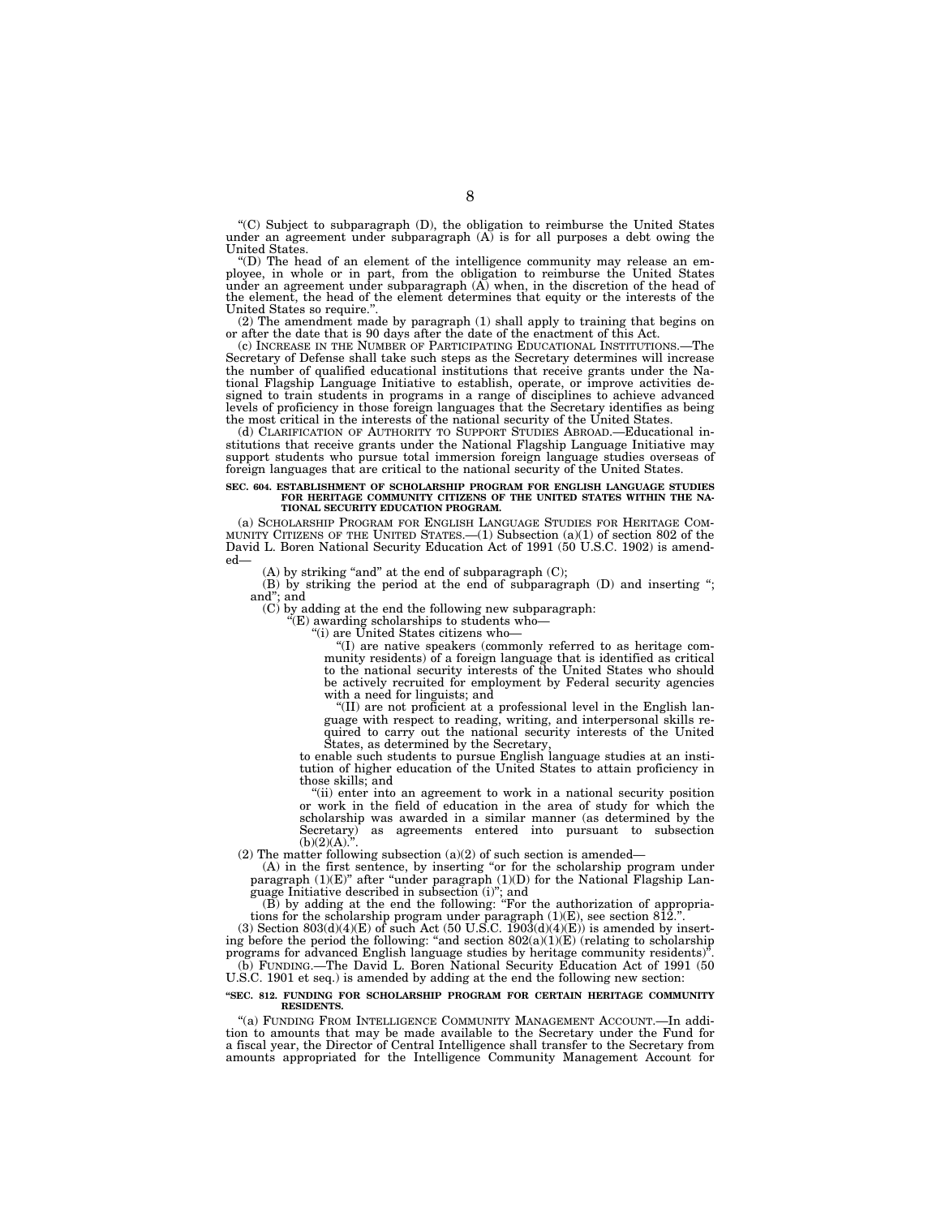"(C) Subject to subparagraph (D), the obligation to reimburse the United States under an agreement under subparagraph (A) is for all purposes a debt owing the United States.

"(D) The head of an element of the intelligence community may release an employee, in whole or in part, from the obligation to reimburse the United States under an agreement under subparagraph (A) when, in the discretion of the head of the element, the head of the element determines that equity or the interests of the United States so require.".

(2) The amendment made by paragraph (1) shall apply to training that begins on or after the date that is 90 days after the date of the enactment of this Act.

(c) INCREASE IN THE NUMBER OF PARTICIPATING EDUCATIONAL INSTITUTIONS.—The Secretary of Defense shall take such steps as the Secretary determines will increase the number of qualified educational institutions that receive grants under the National Flagship Language Initiative to establish, operate, or improve activities designed to train students in programs in a range of disciplines to achieve advanced levels of proficiency in those foreign languages that the Secretary identifies as being the most critical in the interests of the national security of the United States.

(d) CLARIFICATION OF AUTHORITY TO SUPPORT STUDIES ABROAD.—Educational institutions that receive grants under the National Flagship Language Initiative may support students who pursue total immersion foreign language studies overseas of foreign languages that are critical to the national security of the United States.

**SEC. 604. ESTABLISHMENT OF SCHOLARSHIP PROGRAM FOR ENGLISH LANGUAGE STUDIES FOR HERITAGE COMMUNITY CITIZENS OF THE UNITED STATES WITHIN THE NATIONAL SECURITY EDUCATION PROGRAM.**

(a) SCHOLARSHIP PROGRAM FOR ENGLISH LANGUAGE STUDIES FOR HERITAGE COMMUNITY CITIZENS OF THE UNITED STATES.—(1) Subsection (a)(1) of section 802 of the David L. Boren National Security Education Act of 1991 (50 U.S.C. 1902) is amended—

(A) by striking "and" at the end of subparagraph (C);

(B) by striking the period at the end of subparagraph (D) and inserting "; and"; and

(C) by adding at the end the following new subparagraph:

"(E) awarding scholarships to students who—

"(i) are United States citizens who—

"(I) are native speakers (commonly referred to as heritage community residents) of a foreign language that is identified as critical to the national security interests of the United States who should be actively recruited for employment by Federal security agencies with a need for linguists; and

"(II) are not proficient at a professional level in the English language with respect to reading, writing, and interpersonal skills required to carry out the national security interests of the United States, as determined by the Secretary,

to enable such students to pursue English language studies at an institution of higher education of the United States to attain proficiency in those skills; and

"(ii) enter into an agreement to work in a national security position or work in the field of education in the area of study for which the scholarship was awarded in a similar manner (as determined by the Secretary) as agreements entered into pursuant to subsection (b)(2)(A).".

(2) The matter following subsection (a)(2) of such section is amended—

(A) in the first sentence, by inserting "or for the scholarship program under paragraph (1)(E)" after "under paragraph (1)(D) for the National Flagship Language Initiative described in subsection (i)"; and

(B) by adding at the end the following: "For the authorization of appropriations for the scholarship program under paragraph (1)(E), see section 812.".

(3) Section 803(d)(4)(E) of such Act (50 U.S.C. 1903(d)(4)(E)) is amended by inserting before the period the following: "and section 802(a)(1)(E) (relating to scholarship programs for advanced English language studies by heritage community residents)".

(b) FUNDING.—The David L. Boren National Security Education Act of 1991 (50 U.S.C. 1901 et seq.) is amended by adding at the end the following new section:

**"SEC. 812. FUNDING FOR SCHOLARSHIP PROGRAM FOR CERTAIN HERITAGE COMMUNITY RESIDENTS.**

"(a) FUNDING FROM INTELLIGENCE COMMUNITY MANAGEMENT ACCOUNT.—In addition to amounts that may be made available to the Secretary under the Fund for a fiscal year, the Director of Central Intelligence shall transfer to the Secretary from amounts appropriated for the Intelligence Community Management Account for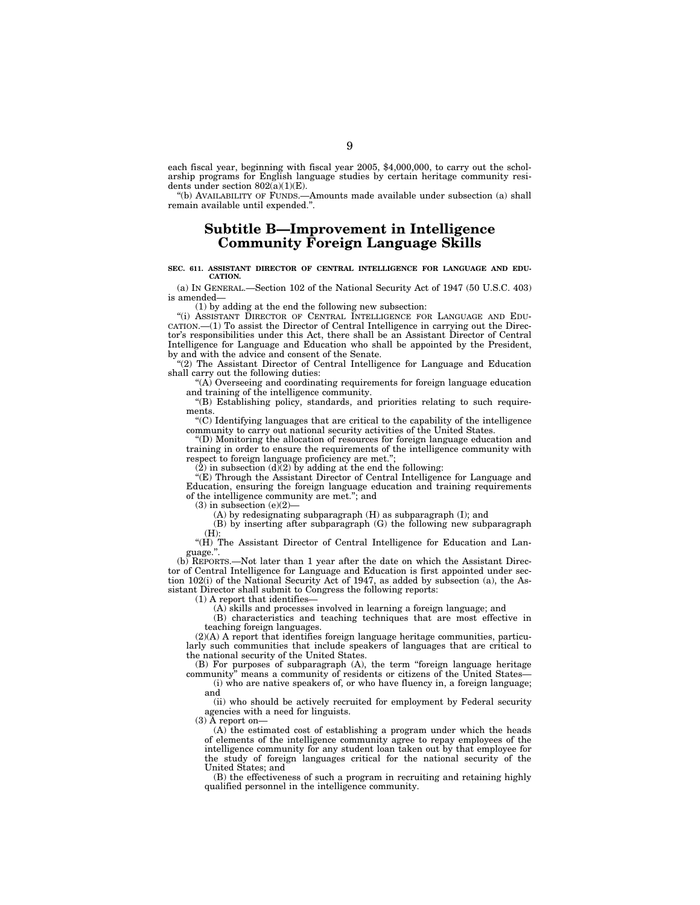each fiscal year, beginning with fiscal year 2005, $4,000,000, to carry out the scholarship programs for English language studies by certain heritage community residents under section 802(a)(1)(E).

"(b) AVAILABILITY OF FUNDS.—Amounts made available under subsection (a) shall remain available until expended.".

## Subtitle B—Improvement in Intelligence Community Foreign Language Skills

**SEC. 611. ASSISTANT DIRECTOR OF CENTRAL INTELLIGENCE FOR LANGUAGE AND EDUCATION.**

(a) IN GENERAL.—Section 102 of the National Security Act of 1947 (50 U.S.C. 403) is amended—

(1) by adding at the end the following new subsection:

"(i) ASSISTANT DIRECTOR OF CENTRAL INTELLIGENCE FOR LANGUAGE AND EDUCATION.—(1) To assist the Director of Central Intelligence in carrying out the Director's responsibilities under this Act, there shall be an Assistant Director of Central Intelligence for Language and Education who shall be appointed by the President, by and with the advice and consent of the Senate.

"(2) The Assistant Director of Central Intelligence for Language and Education shall carry out the following duties:

"(A) Overseeing and coordinating requirements for foreign language education and training of the intelligence community.

"(B) Establishing policy, standards, and priorities relating to such requirements.

"(C) Identifying languages that are critical to the capability of the intelligence community to carry out national security activities of the United States.

"(D) Monitoring the allocation of resources for foreign language education and training in order to ensure the requirements of the intelligence community with respect to foreign language proficiency are met.";

(2) in subsection (d)(2) by adding at the end the following:

"(E) Through the Assistant Director of Central Intelligence for Language and Education, ensuring the foreign language education and training requirements of the intelligence community are met."; and

(3) in subsection (e)(2)—

(A) by redesignating subparagraph (H) as subparagraph (I); and

(B) by inserting after subparagraph (G) the following new subparagraph (H):

"(H) The Assistant Director of Central Intelligence for Education and Language.".

(b) REPORTS.—Not later than 1 year after the date on which the Assistant Director of Central Intelligence for Language and Education is first appointed under section 102(i) of the National Security Act of 1947, as added by subsection (a), the Assistant Director shall submit to Congress the following reports:

(1) A report that identifies—

(A) skills and processes involved in learning a foreign language; and

(B) characteristics and teaching techniques that are most effective in teaching foreign languages.

(2)(A) A report that identifies foreign language heritage communities, particularly such communities that include speakers of languages that are critical to the national security of the United States.

(B) For purposes of subparagraph (A), the term "foreign language heritage community" means a community of residents or citizens of the United States—

(i) who are native speakers of, or who have fluency in, a foreign language; and

(ii) who should be actively recruited for employment by Federal security agencies with a need for linguists.

(3) A report on—

(A) the estimated cost of establishing a program under which the heads of elements of the intelligence community agree to repay employees of the intelligence community for any student loan taken out by that employee for the study of foreign languages critical for the national security of the United States; and

(B) the effectiveness of such a program in recruiting and retaining highly qualified personnel in the intelligence community.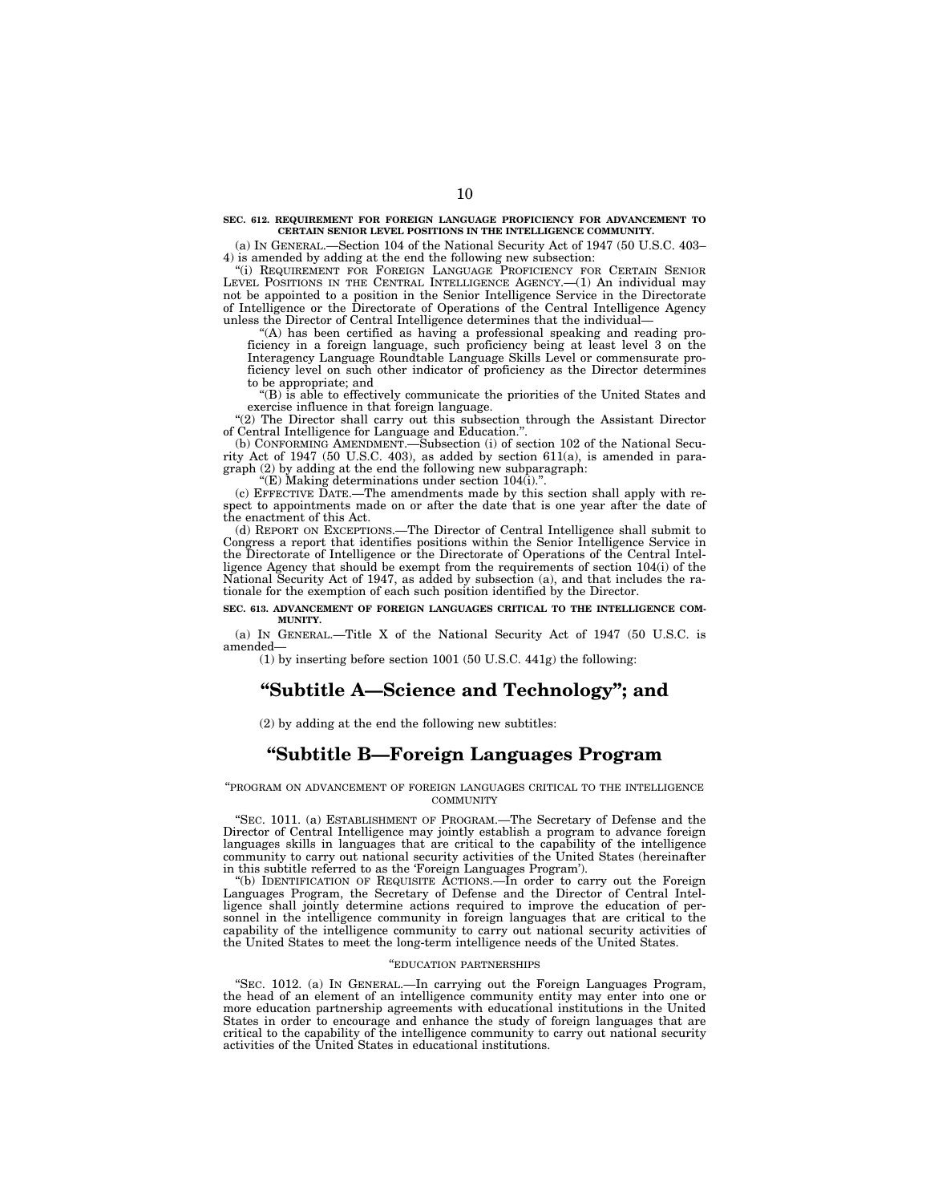**SEC. 612. REQUIREMENT FOR FOREIGN LANGUAGE PROFICIENCY FOR ADVANCEMENT TO CERTAIN SENIOR LEVEL POSITIONS IN THE INTELLIGENCE COMMUNITY.**

(a) IN GENERAL.—Section 104 of the National Security Act of 1947 (50 U.S.C. 403–4) is amended by adding at the end the following new subsection:

"(i) REQUIREMENT FOR FOREIGN LANGUAGE PROFICIENCY FOR CERTAIN SENIOR LEVEL POSITIONS IN THE CENTRAL INTELLIGENCE AGENCY.—(1) An individual may not be appointed to a position in the Senior Intelligence Service in the Directorate of Intelligence or the Directorate of Operations of the Central Intelligence Agency unless the Director of Central Intelligence determines that the individual—

"(A) has been certified as having a professional speaking and reading proficiency in a foreign language, such proficiency being at least level 3 on the Interagency Language Roundtable Language Skills Level or commensurate proficiency level on such other indicator of proficiency as the Director determines to be appropriate; and

"(B) is able to effectively communicate the priorities of the United States and exercise influence in that foreign language.

"(2) The Director shall carry out this subsection through the Assistant Director of Central Intelligence for Language and Education.".

(b) CONFORMING AMENDMENT.—Subsection (i) of section 102 of the National Security Act of 1947 (50 U.S.C. 403), as added by section 611(a), is amended in paragraph (2) by adding at the end the following new subparagraph:

"(E) Making determinations under section 104(i).".

(c) EFFECTIVE DATE.—The amendments made by this section shall apply with respect to appointments made on or after the date that is one year after the date of the enactment of this Act.

(d) REPORT ON EXCEPTIONS.—The Director of Central Intelligence shall submit to Congress a report that identifies positions within the Senior Intelligence Service in the Directorate of Intelligence or the Directorate of Operations of the Central Intelligence Agency that should be exempt from the requirements of section 104(i) of the National Security Act of 1947, as added by subsection (a), and that includes the rationale for the exemption of each such position identified by the Director.

**SEC. 613. ADVANCEMENT OF FOREIGN LANGUAGES CRITICAL TO THE INTELLIGENCE COMMUNITY.**

(a) IN GENERAL.—Title X of the National Security Act of 1947 (50 U.S.C. is amended—

(1) by inserting before section 1001 (50 U.S.C. 441g) the following:

## "Subtitle A—Science and Technology"; and

(2) by adding at the end the following new subtitles:

## "Subtitle B—Foreign Languages Program

"PROGRAM ON ADVANCEMENT OF FOREIGN LANGUAGES CRITICAL TO THE INTELLIGENCE COMMUNITY

"SEC. 1011. (a) ESTABLISHMENT OF PROGRAM.—The Secretary of Defense and the Director of Central Intelligence may jointly establish a program to advance foreign languages skills in languages that are critical to the capability of the intelligence community to carry out national security activities of the United States (hereinafter in this subtitle referred to as the 'Foreign Languages Program').

"(b) IDENTIFICATION OF REQUISITE ACTIONS.—In order to carry out the Foreign Languages Program, the Secretary of Defense and the Director of Central Intelligence shall jointly determine actions required to improve the education of personnel in the intelligence community in foreign languages that are critical to the capability of the intelligence community to carry out national security activities of the United States to meet the long-term intelligence needs of the United States.

"EDUCATION PARTNERSHIPS

"SEC. 1012. (a) IN GENERAL.—In carrying out the Foreign Languages Program, the head of an element of an intelligence community entity may enter into one or more education partnership agreements with educational institutions in the United States in order to encourage and enhance the study of foreign languages that are critical to the capability of the intelligence community to carry out national security activities of the United States in educational institutions.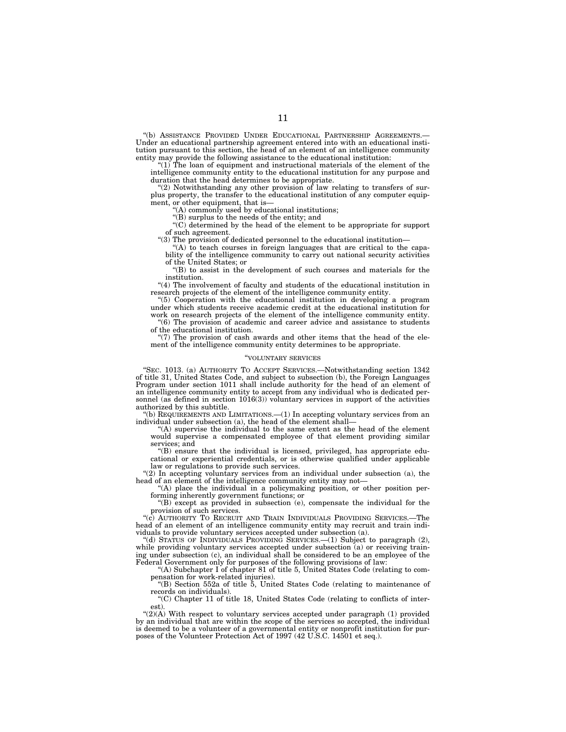"(b) ASSISTANCE PROVIDED UNDER EDUCATIONAL PARTNERSHIP AGREEMENTS.—Under an educational partnership agreement entered into with an educational institution pursuant to this section, the head of an element of an intelligence community entity may provide the following assistance to the educational institution:

"(1) The loan of equipment and instructional materials of the element of the intelligence community entity to the educational institution for any purpose and duration that the head determines to be appropriate.

"(2) Notwithstanding any other provision of law relating to transfers of surplus property, the transfer to the educational institution of any computer equipment, or other equipment, that is—

"(A) commonly used by educational institutions;

"(B) surplus to the needs of the entity; and

"(C) determined by the head of the element to be appropriate for support of such agreement.

"(3) The provision of dedicated personnel to the educational institution—

"(A) to teach courses in foreign languages that are critical to the capability of the intelligence community to carry out national security activities of the United States; or

"(B) to assist in the development of such courses and materials for the institution.

"(4) The involvement of faculty and students of the educational institution in research projects of the element of the intelligence community entity.

"(5) Cooperation with the educational institution in developing a program under which students receive academic credit at the educational institution for work on research projects of the element of the intelligence community entity.

"(6) The provision of academic and career advice and assistance to students of the educational institution.

"(7) The provision of cash awards and other items that the head of the element of the intelligence community entity determines to be appropriate.

"VOLUNTARY SERVICES

"SEC. 1013. (a) AUTHORITY TO ACCEPT SERVICES.—Notwithstanding section 1342 of title 31, United States Code, and subject to subsection (b), the Foreign Languages Program under section 1011 shall include authority for the head of an element of an intelligence community entity to accept from any individual who is dedicated personnel (as defined in section 1016(3)) voluntary services in support of the activities authorized by this subtitle.

"(b) REQUIREMENTS AND LIMITATIONS.—(1) In accepting voluntary services from an individual under subsection (a), the head of the element shall—

"(A) supervise the individual to the same extent as the head of the element would supervise a compensated employee of that element providing similar services; and

"(B) ensure that the individual is licensed, privileged, has appropriate educational or experiential credentials, or is otherwise qualified under applicable law or regulations to provide such services.

"(2) In accepting voluntary services from an individual under subsection (a), the head of an element of the intelligence community entity may not—

"(A) place the individual in a policymaking position, or other position performing inherently government functions; or

"(B) except as provided in subsection (e), compensate the individual for the provision of such services.

"(c) AUTHORITY TO RECRUIT AND TRAIN INDIVIDUALS PROVIDING SERVICES.—The head of an element of an intelligence community entity may recruit and train individuals to provide voluntary services accepted under subsection (a).

"(d) STATUS OF INDIVIDUALS PROVIDING SERVICES.—(1) Subject to paragraph (2), while providing voluntary services accepted under subsection (a) or receiving training under subsection (c), an individual shall be considered to be an employee of the Federal Government only for purposes of the following provisions of law:

"(A) Subchapter I of chapter 81 of title 5, United States Code (relating to compensation for work-related injuries).

"(B) Section 552a of title 5, United States Code (relating to maintenance of records on individuals).

"(C) Chapter 11 of title 18, United States Code (relating to conflicts of interest).

"(2)(A) With respect to voluntary services accepted under paragraph (1) provided by an individual that are within the scope of the services so accepted, the individual is deemed to be a volunteer of a governmental entity or nonprofit institution for purposes of the Volunteer Protection Act of 1997 (42 U.S.C. 14501 et seq.).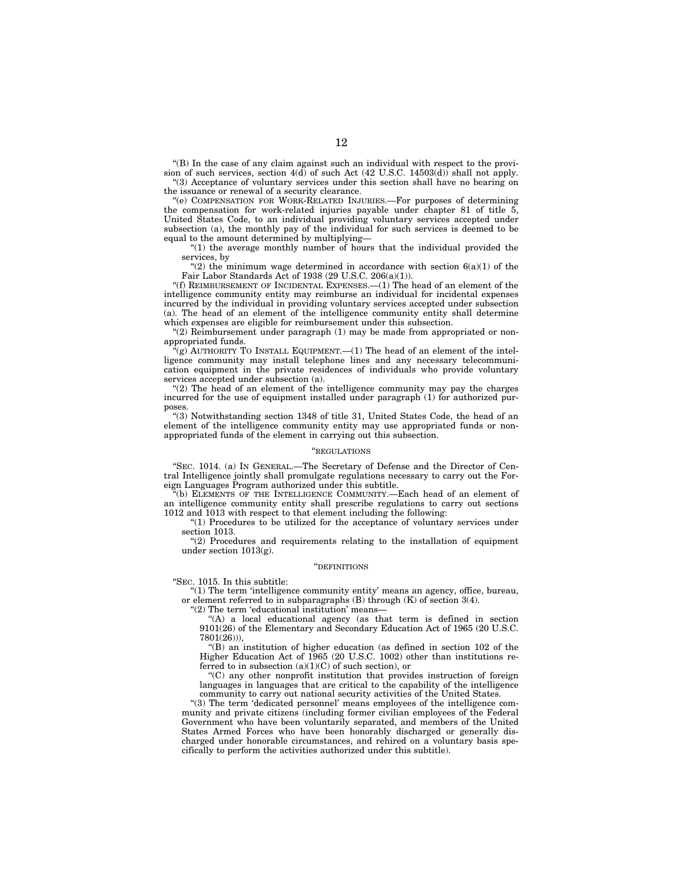"(B) In the case of any claim against such an individual with respect to the provision of such services, section 4(d) of such Act (42 U.S.C. 14503(d)) shall not apply.

"(3) Acceptance of voluntary services under this section shall have no bearing on the issuance or renewal of a security clearance.

"(e) COMPENSATION FOR WORK-RELATED INJURIES.—For purposes of determining the compensation for work-related injuries payable under chapter 81 of title 5, United States Code, to an individual providing voluntary services accepted under subsection (a), the monthly pay of the individual for such services is deemed to be equal to the amount determined by multiplying—

"(1) the average monthly number of hours that the individual provided the services, by

"(2) the minimum wage determined in accordance with section 6(a)(1) of the Fair Labor Standards Act of 1938 (29 U.S.C. 206(a)(1)).

"(f) REIMBURSEMENT OF INCIDENTAL EXPENSES.—(1) The head of an element of the intelligence community entity may reimburse an individual for incidental expenses incurred by the individual in providing voluntary services accepted under subsection (a). The head of an element of the intelligence community entity shall determine which expenses are eligible for reimbursement under this subsection.

"(2) Reimbursement under paragraph (1) may be made from appropriated or non-appropriated funds.

"(g) AUTHORITY TO INSTALL EQUIPMENT.—(1) The head of an element of the intelligence community may install telephone lines and any necessary telecommunication equipment in the private residences of individuals who provide voluntary services accepted under subsection (a).

"(2) The head of an element of the intelligence community may pay the charges incurred for the use of equipment installed under paragraph (1) for authorized purposes.

"(3) Notwithstanding section 1348 of title 31, United States Code, the head of an element of the intelligence community entity may use appropriated funds or non-appropriated funds of the element in carrying out this subsection.

"REGULATIONS

"SEC. 1014. (a) IN GENERAL.—The Secretary of Defense and the Director of Central Intelligence jointly shall promulgate regulations necessary to carry out the Foreign Languages Program authorized under this subtitle.

"(b) ELEMENTS OF THE INTELLIGENCE COMMUNITY.—Each head of an element of an intelligence community entity shall prescribe regulations to carry out sections 1012 and 1013 with respect to that element including the following:

"(1) Procedures to be utilized for the acceptance of voluntary services under section 1013.

"(2) Procedures and requirements relating to the installation of equipment under section 1013(g).

"DEFINITIONS

"SEC. 1015. In this subtitle:

"(1) The term 'intelligence community entity' means an agency, office, bureau, or element referred to in subparagraphs (B) through (K) of section 3(4).

"(2) The term 'educational institution' means—

"(A) a local educational agency (as that term is defined in section 9101(26) of the Elementary and Secondary Education Act of 1965 (20 U.S.C. 7801(26))),

"(B) an institution of higher education (as defined in section 102 of the Higher Education Act of 1965 (20 U.S.C. 1002) other than institutions referred to in subsection (a)(1)(C) of such section), or

"(C) any other nonprofit institution that provides instruction of foreign languages in languages that are critical to the capability of the intelligence community to carry out national security activities of the United States.

"(3) The term 'dedicated personnel' means employees of the intelligence community and private citizens (including former civilian employees of the Federal Government who have been voluntarily separated, and members of the United States Armed Forces who have been honorably discharged or generally discharged under honorable circumstances, and rehired on a voluntary basis specifically to perform the activities authorized under this subtitle).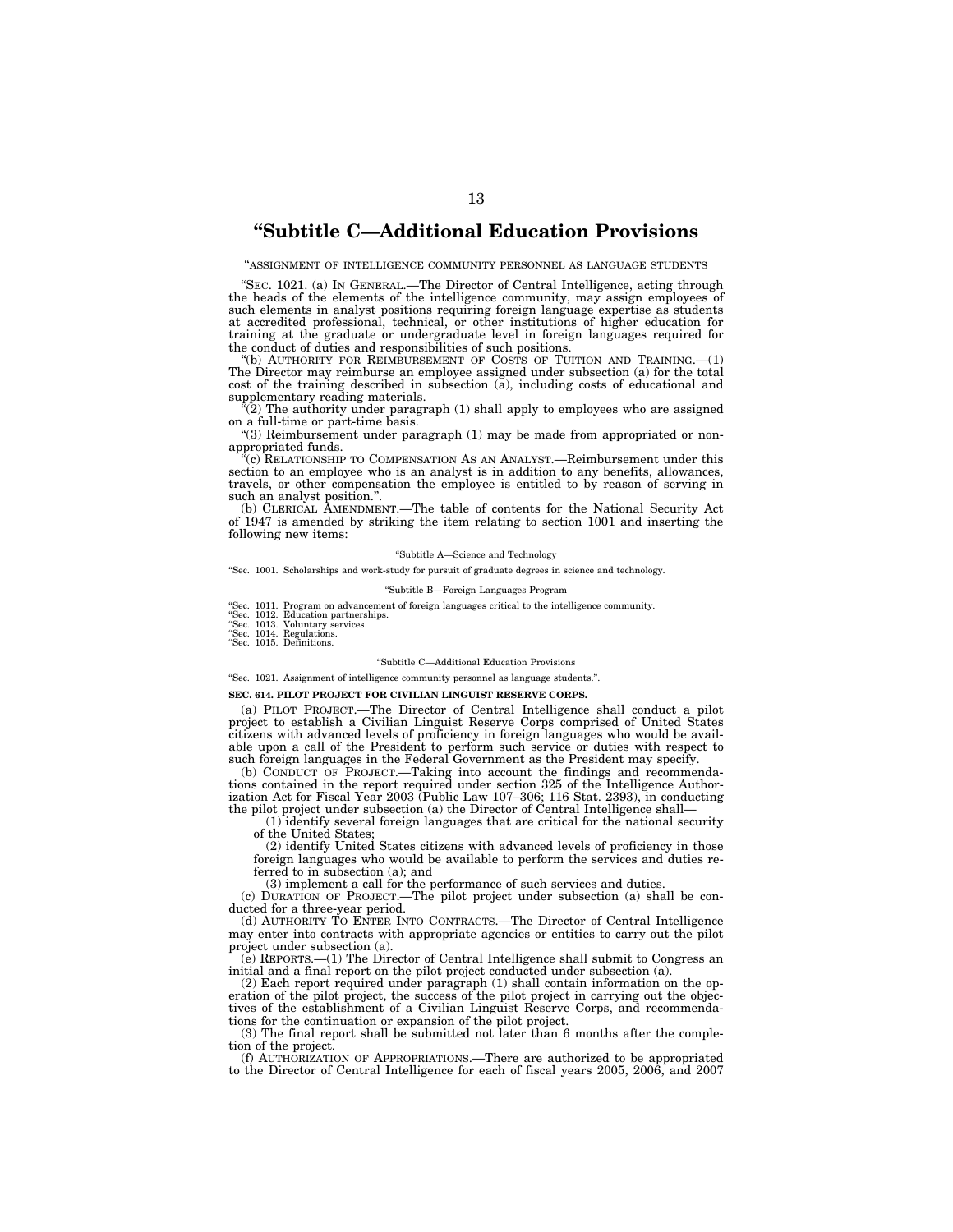# “Subtitle C—Additional Education Provisions

“ASSIGNMENT OF INTELLIGENCE COMMUNITY PERSONNEL AS LANGUAGE STUDENTS

“SEC. 1021. (a) IN GENERAL.—The Director of Central Intelligence, acting through the heads of the elements of the intelligence community, may assign employees of such elements in analyst positions requiring foreign language expertise as students at accredited professional, technical, or other institutions of higher education for training at the graduate or undergraduate level in foreign languages required for the conduct of duties and responsibilities of such positions.

“(b) AUTHORITY FOR REIMBURSEMENT OF COSTS OF TUITION AND TRAINING.—(1) The Director may reimburse an employee assigned under subsection (a) for the total cost of the training described in subsection (a), including costs of educational and supplementary reading materials.

“(2) The authority under paragraph (1) shall apply to employees who are assigned on a full-time or part-time basis.

“(3) Reimbursement under paragraph (1) may be made from appropriated or non-appropriated funds.

“(c) RELATIONSHIP TO COMPENSATION AS AN ANALYST.—Reimbursement under this section to an employee who is an analyst is in addition to any benefits, allowances, travels, or other compensation the employee is entitled to by reason of serving in such an analyst position.”.

(b) CLERICAL AMENDMENT.—The table of contents for the National Security Act of 1947 is amended by striking the item relating to section 1001 and inserting the following new items:

“Subtitle A—Science and Technology

“Sec. 1001. Scholarships and work-study for pursuit of graduate degrees in science and technology.

“Subtitle B—Foreign Languages Program

“Sec. 1011. Program on advancement of foreign languages critical to the intelligence community.
“Sec. 1012. Education partnerships.
“Sec. 1013. Voluntary services.
“Sec. 1014. Regulations.
“Sec. 1015. Definitions.

“Subtitle C—Additional Education Provisions

“Sec. 1021. Assignment of intelligence community personnel as language students.”.

**SEC. 614. PILOT PROJECT FOR CIVILIAN LINGUIST RESERVE CORPS.**

(a) PILOT PROJECT.—The Director of Central Intelligence shall conduct a pilot project to establish a Civilian Linguist Reserve Corps comprised of United States citizens with advanced levels of proficiency in foreign languages who would be available upon a call of the President to perform such service or duties with respect to such foreign languages in the Federal Government as the President may specify.

(b) CONDUCT OF PROJECT.—Taking into account the findings and recommendations contained in the report required under section 325 of the Intelligence Authorization Act for Fiscal Year 2003 (Public Law 107–306; 116 Stat. 2393), in conducting the pilot project under subsection (a) the Director of Central Intelligence shall—

(1) identify several foreign languages that are critical for the national security of the United States;

(2) identify United States citizens with advanced levels of proficiency in those foreign languages who would be available to perform the services and duties referred to in subsection (a); and

(3) implement a call for the performance of such services and duties.

(c) DURATION OF PROJECT.—The pilot project under subsection (a) shall be conducted for a three-year period.

(d) AUTHORITY TO ENTER INTO CONTRACTS.—The Director of Central Intelligence may enter into contracts with appropriate agencies or entities to carry out the pilot project under subsection (a).

(e) REPORTS.—(1) The Director of Central Intelligence shall submit to Congress an initial and a final report on the pilot project conducted under subsection (a).

(2) Each report required under paragraph (1) shall contain information on the operation of the pilot project, the success of the pilot project in carrying out the objectives of the establishment of a Civilian Linguist Reserve Corps, and recommendations for the continuation or expansion of the pilot project.

(3) The final report shall be submitted not later than 6 months after the completion of the project.

(f) AUTHORIZATION OF APPROPRIATIONS.—There are authorized to be appropriated to the Director of Central Intelligence for each of fiscal years 2005, 2006, and 2007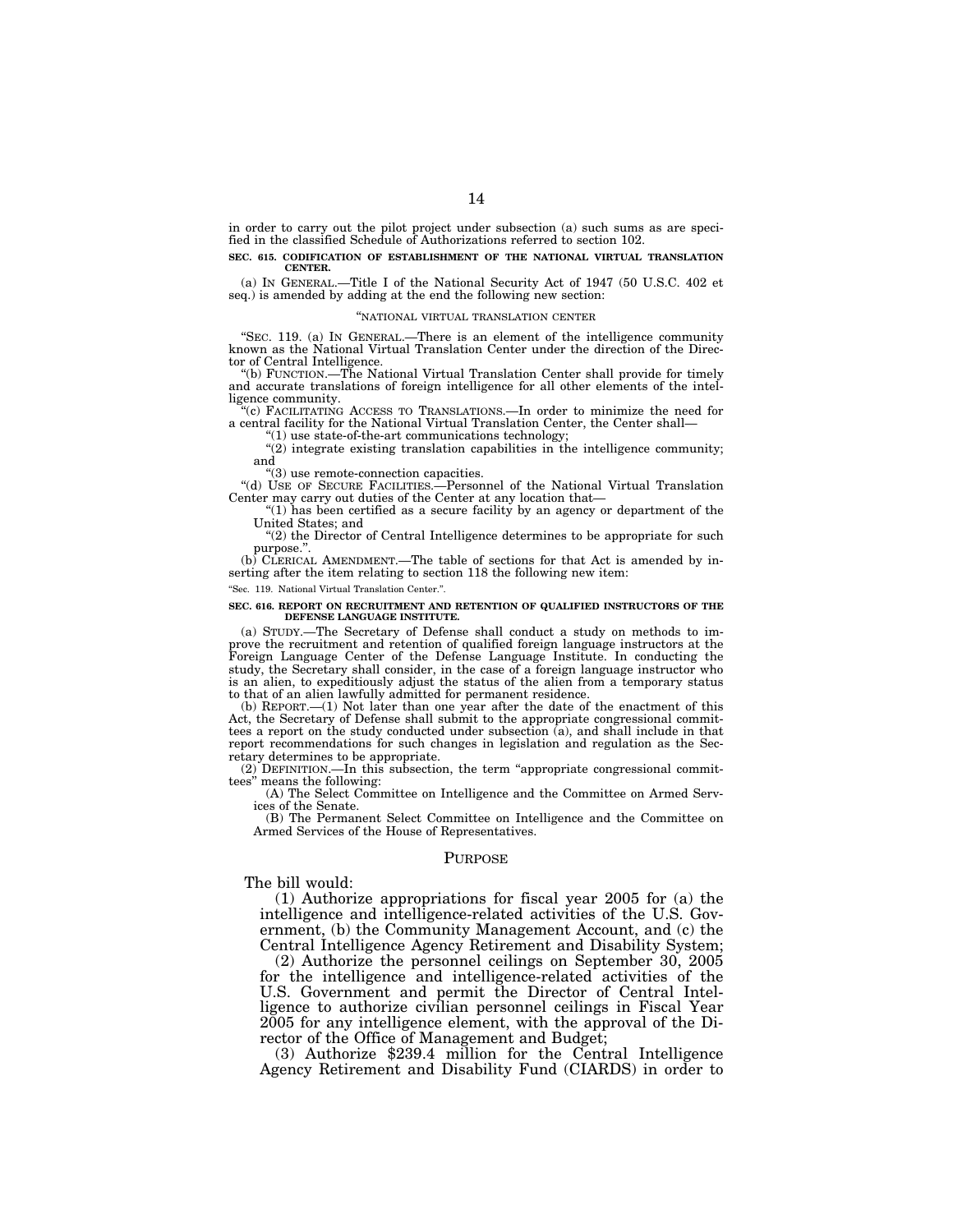in order to carry out the pilot project under subsection (a) such sums as are specified in the classified Schedule of Authorizations referred to section 102.

**SEC. 615. CODIFICATION OF ESTABLISHMENT OF THE NATIONAL VIRTUAL TRANSLATION CENTER.**

(a) IN GENERAL.—Title I of the National Security Act of 1947 (50 U.S.C. 402 et seq.) is amended by adding at the end the following new section:

"NATIONAL VIRTUAL TRANSLATION CENTER

"SEC. 119. (a) IN GENERAL.—There is an element of the intelligence community known as the National Virtual Translation Center under the direction of the Director of Central Intelligence.

"(b) FUNCTION.—The National Virtual Translation Center shall provide for timely and accurate translations of foreign intelligence for all other elements of the intelligence community.

"(c) FACILITATING ACCESS TO TRANSLATIONS.—In order to minimize the need for a central facility for the National Virtual Translation Center, the Center shall—

"(1) use state-of-the-art communications technology;

"(2) integrate existing translation capabilities in the intelligence community; and

"(3) use remote-connection capacities.

"(d) USE OF SECURE FACILITIES.—Personnel of the National Virtual Translation Center may carry out duties of the Center at any location that—

"(1) has been certified as a secure facility by an agency or department of the United States; and

"(2) the Director of Central Intelligence determines to be appropriate for such purpose.".

(b) CLERICAL AMENDMENT.—The table of sections for that Act is amended by inserting after the item relating to section 118 the following new item:

"Sec. 119. National Virtual Translation Center.".

**SEC. 616. REPORT ON RECRUITMENT AND RETENTION OF QUALIFIED INSTRUCTORS OF THE DEFENSE LANGUAGE INSTITUTE.**

(a) STUDY.—The Secretary of Defense shall conduct a study on methods to improve the recruitment and retention of qualified foreign language instructors at the Foreign Language Center of the Defense Language Institute. In conducting the study, the Secretary shall consider, in the case of a foreign language instructor who is an alien, to expeditiously adjust the status of the alien from a temporary status to that of an alien lawfully admitted for permanent residence.

(b) REPORT.—(1) Not later than one year after the date of the enactment of this Act, the Secretary of Defense shall submit to the appropriate congressional committees a report on the study conducted under subsection (a), and shall include in that report recommendations for such changes in legislation and regulation as the Secretary determines to be appropriate.

(2) DEFINITION.—In this subsection, the term "appropriate congressional committees" means the following:

(A) The Select Committee on Intelligence and the Committee on Armed Services of the Senate.

(B) The Permanent Select Committee on Intelligence and the Committee on Armed Services of the House of Representatives.

## PURPOSE

The bill would:

(1) Authorize appropriations for fiscal year 2005 for (a) the intelligence and intelligence-related activities of the U.S. Government, (b) the Community Management Account, and (c) the Central Intelligence Agency Retirement and Disability System;

(2) Authorize the personnel ceilings on September 30, 2005 for the intelligence and intelligence-related activities of the U.S. Government and permit the Director of Central Intelligence to authorize civilian personnel ceilings in Fiscal Year 2005 for any intelligence element, with the approval of the Director of the Office of Management and Budget;

(3) Authorize $239.4 million for the Central Intelligence Agency Retirement and Disability Fund (CIARDS) in order to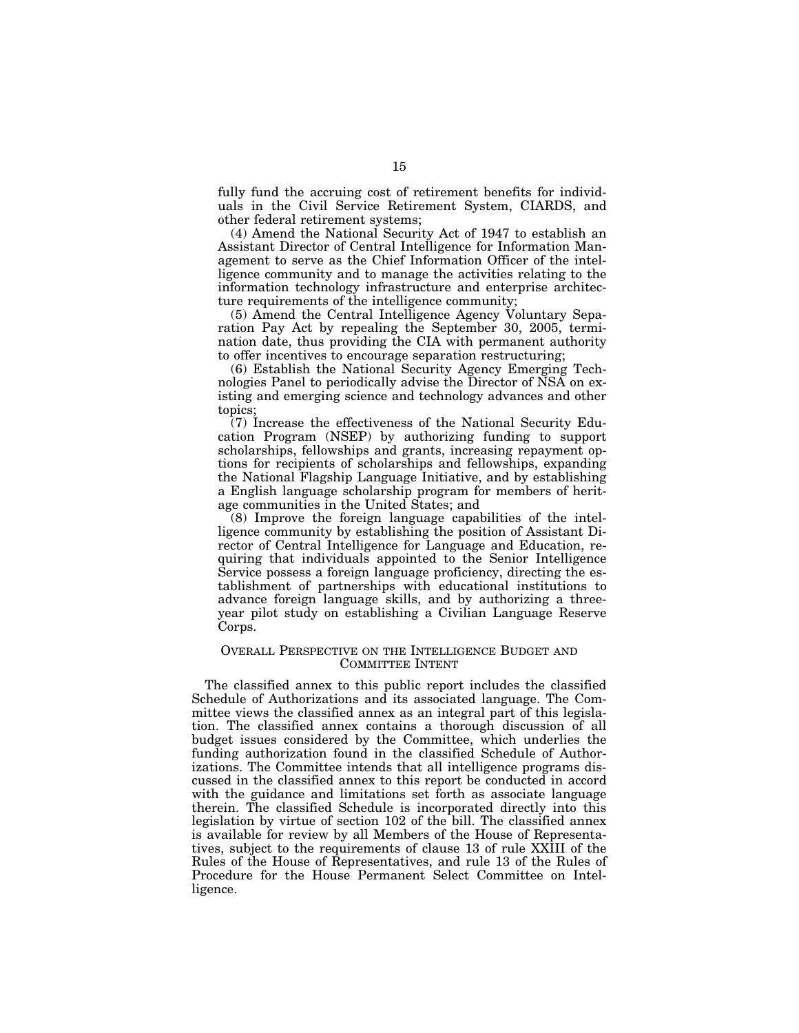fully fund the accruing cost of retirement benefits for individuals in the Civil Service Retirement System, CIARDS, and other federal retirement systems;

(4) Amend the National Security Act of 1947 to establish an Assistant Director of Central Intelligence for Information Management to serve as the Chief Information Officer of the intelligence community and to manage the activities relating to the information technology infrastructure and enterprise architecture requirements of the intelligence community;

(5) Amend the Central Intelligence Agency Voluntary Separation Pay Act by repealing the September 30, 2005, termination date, thus providing the CIA with permanent authority to offer incentives to encourage separation restructuring;

(6) Establish the National Security Agency Emerging Technologies Panel to periodically advise the Director of NSA on existing and emerging science and technology advances and other topics;

(7) Increase the effectiveness of the National Security Education Program (NSEP) by authorizing funding to support scholarships, fellowships and grants, increasing repayment options for recipients of scholarships and fellowships, expanding the National Flagship Language Initiative, and by establishing a English language scholarship program for members of heritage communities in the United States; and

(8) Improve the foreign language capabilities of the intelligence community by establishing the position of Assistant Director of Central Intelligence for Language and Education, requiring that individuals appointed to the Senior Intelligence Service possess a foreign language proficiency, directing the establishment of partnerships with educational institutions to advance foreign language skills, and by authorizing a three-year pilot study on establishing a Civilian Language Reserve Corps.

## Overall Perspective on the Intelligence Budget and Committee Intent

The classified annex to this public report includes the classified Schedule of Authorizations and its associated language. The Committee views the classified annex as an integral part of this legislation. The classified annex contains a thorough discussion of all budget issues considered by the Committee, which underlies the funding authorization found in the classified Schedule of Authorizations. The Committee intends that all intelligence programs discussed in the classified annex to this report be conducted in accord with the guidance and limitations set forth as associate language therein. The classified Schedule is incorporated directly into this legislation by virtue of section 102 of the bill. The classified annex is available for review by all Members of the House of Representatives, subject to the requirements of clause 13 of rule XXIII of the Rules of the House of Representatives, and rule 13 of the Rules of Procedure for the House Permanent Select Committee on Intelligence.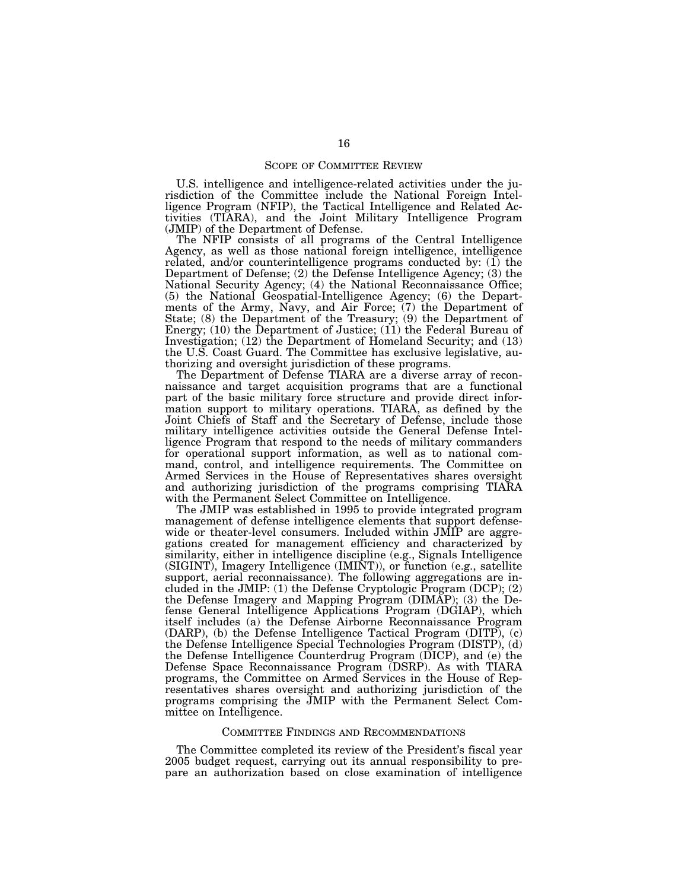## Scope of Committee Review

U.S. intelligence and intelligence-related activities under the jurisdiction of the Committee include the National Foreign Intelligence Program (NFIP), the Tactical Intelligence and Related Activities (TIARA), and the Joint Military Intelligence Program (JMIP) of the Department of Defense.

The NFIP consists of all programs of the Central Intelligence Agency, as well as those national foreign intelligence, intelligence related, and/or counterintelligence programs conducted by: (1) the Department of Defense; (2) the Defense Intelligence Agency; (3) the National Security Agency; (4) the National Reconnaissance Office; (5) the National Geospatial-Intelligence Agency; (6) the Departments of the Army, Navy, and Air Force; (7) the Department of State; (8) the Department of the Treasury; (9) the Department of Energy; (10) the Department of Justice; (11) the Federal Bureau of Investigation; (12) the Department of Homeland Security; and (13) the U.S. Coast Guard. The Committee has exclusive legislative, authorizing and oversight jurisdiction of these programs.

The Department of Defense TIARA are a diverse array of reconnaissance and target acquisition programs that are a functional part of the basic military force structure and provide direct information support to military operations. TIARA, as defined by the Joint Chiefs of Staff and the Secretary of Defense, include those military intelligence activities outside the General Defense Intelligence Program that respond to the needs of military commanders for operational support information, as well as to national command, control, and intelligence requirements. The Committee on Armed Services in the House of Representatives shares oversight and authorizing jurisdiction of the programs comprising TIARA with the Permanent Select Committee on Intelligence.

The JMIP was established in 1995 to provide integrated program management of defense intelligence elements that support defense-wide or theater-level consumers. Included within JMIP are aggregations created for management efficiency and characterized by similarity, either in intelligence discipline (e.g., Signals Intelligence (SIGINT), Imagery Intelligence (IMINT)), or function (e.g., satellite support, aerial reconnaissance). The following aggregations are included in the JMIP: (1) the Defense Cryptologic Program (DCP); (2) the Defense Imagery and Mapping Program (DIMAP); (3) the Defense General Intelligence Applications Program (DGIAP), which itself includes (a) the Defense Airborne Reconnaissance Program (DARP), (b) the Defense Intelligence Tactical Program (DITP), (c) the Defense Intelligence Special Technologies Program (DISTP), (d) the Defense Intelligence Counterdrug Program (DICP), and (e) the Defense Space Reconnaissance Program (DSRP). As with TIARA programs, the Committee on Armed Services in the House of Representatives shares oversight and authorizing jurisdiction of the programs comprising the JMIP with the Permanent Select Committee on Intelligence.

## Committee Findings and Recommendations

The Committee completed its review of the President's fiscal year 2005 budget request, carrying out its annual responsibility to prepare an authorization based on close examination of intelligence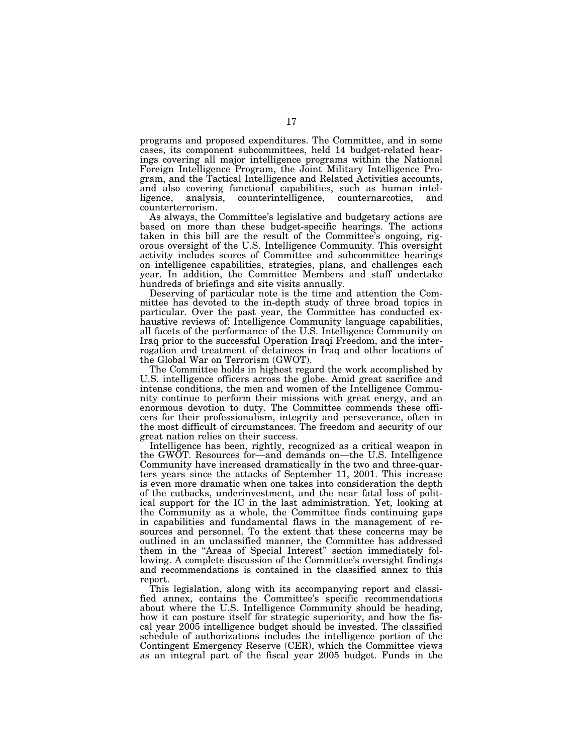programs and proposed expenditures. The Committee, and in some cases, its component subcommittees, held 14 budget-related hearings covering all major intelligence programs within the National Foreign Intelligence Program, the Joint Military Intelligence Program, and the Tactical Intelligence and Related Activities accounts, and also covering functional capabilities, such as human intelligence, analysis, counterintelligence, counternarcotics, and counterterrorism.

As always, the Committee's legislative and budgetary actions are based on more than these budget-specific hearings. The actions taken in this bill are the result of the Committee's ongoing, rigorous oversight of the U.S. Intelligence Community. This oversight activity includes scores of Committee and subcommittee hearings on intelligence capabilities, strategies, plans, and challenges each year. In addition, the Committee Members and staff undertake hundreds of briefings and site visits annually.

Deserving of particular note is the time and attention the Committee has devoted to the in-depth study of three broad topics in particular. Over the past year, the Committee has conducted exhaustive reviews of: Intelligence Community language capabilities, all facets of the performance of the U.S. Intelligence Community on Iraq prior to the successful Operation Iraqi Freedom, and the interrogation and treatment of detainees in Iraq and other locations of the Global War on Terrorism (GWOT).

The Committee holds in highest regard the work accomplished by U.S. intelligence officers across the globe. Amid great sacrifice and intense conditions, the men and women of the Intelligence Community continue to perform their missions with great energy, and an enormous devotion to duty. The Committee commends these officers for their professionalism, integrity and perseverance, often in the most difficult of circumstances. The freedom and security of our great nation relies on their success.

Intelligence has been, rightly, recognized as a critical weapon in the GWOT. Resources for—and demands on—the U.S. Intelligence Community have increased dramatically in the two and three-quarters years since the attacks of September 11, 2001. This increase is even more dramatic when one takes into consideration the depth of the cutbacks, underinvestment, and the near fatal loss of political support for the IC in the last administration. Yet, looking at the Community as a whole, the Committee finds continuing gaps in capabilities and fundamental flaws in the management of resources and personnel. To the extent that these concerns may be outlined in an unclassified manner, the Committee has addressed them in the "Areas of Special Interest" section immediately following. A complete discussion of the Committee's oversight findings and recommendations is contained in the classified annex to this report.

This legislation, along with its accompanying report and classified annex, contains the Committee's specific recommendations about where the U.S. Intelligence Community should be heading, how it can posture itself for strategic superiority, and how the fiscal year 2005 intelligence budget should be invested. The classified schedule of authorizations includes the intelligence portion of the Contingent Emergency Reserve (CER), which the Committee views as an integral part of the fiscal year 2005 budget. Funds in the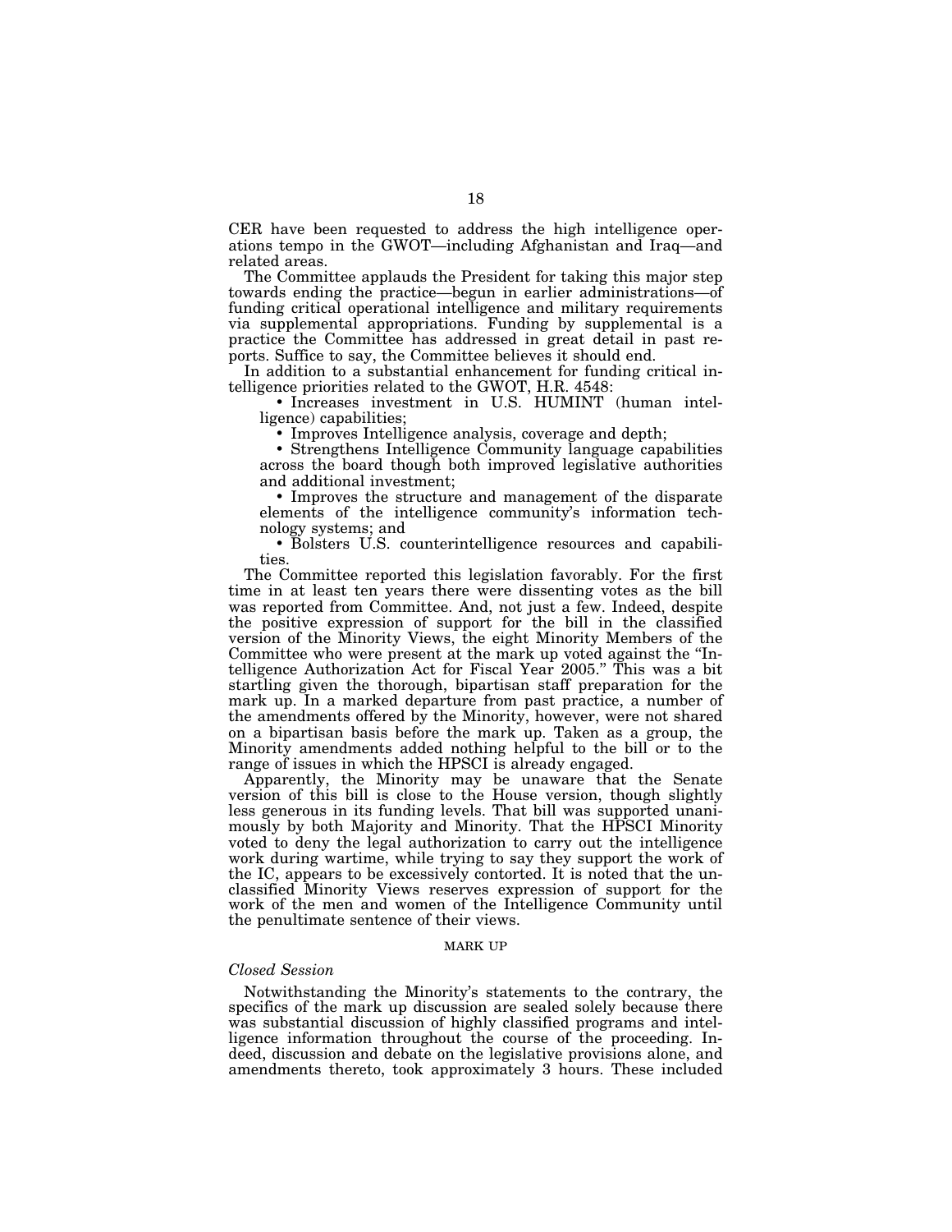CER have been requested to address the high intelligence operations tempo in the GWOT—including Afghanistan and Iraq—and related areas.

The Committee applauds the President for taking this major step towards ending the practice—begun in earlier administrations—of funding critical operational intelligence and military requirements via supplemental appropriations. Funding by supplemental is a practice the Committee has addressed in great detail in past reports. Suffice to say, the Committee believes it should end.

In addition to a substantial enhancement for funding critical intelligence priorities related to the GWOT, H.R. 4548:

- Increases investment in U.S. HUMINT (human intelligence) capabilities;
- Improves Intelligence analysis, coverage and depth;
- Strengthens Intelligence Community language capabilities across the board though both improved legislative authorities and additional investment;
- Improves the structure and management of the disparate elements of the intelligence community's information technology systems; and
- Bolsters U.S. counterintelligence resources and capabilities.

The Committee reported this legislation favorably. For the first time in at least ten years there were dissenting votes as the bill was reported from Committee. And, not just a few. Indeed, despite the positive expression of support for the bill in the classified version of the Minority Views, the eight Minority Members of the Committee who were present at the mark up voted against the "Intelligence Authorization Act for Fiscal Year 2005." This was a bit startling given the thorough, bipartisan staff preparation for the mark up. In a marked departure from past practice, a number of the amendments offered by the Minority, however, were not shared on a bipartisan basis before the mark up. Taken as a group, the Minority amendments added nothing helpful to the bill or to the range of issues in which the HPSCI is already engaged.

Apparently, the Minority may be unaware that the Senate version of this bill is close to the House version, though slightly less generous in its funding levels. That bill was supported unanimously by both Majority and Minority. That the HPSCI Minority voted to deny the legal authorization to carry out the intelligence work during wartime, while trying to say they support the work of the IC, appears to be excessively contorted. It is noted that the unclassified Minority Views reserves expression of support for the work of the men and women of the Intelligence Community until the penultimate sentence of their views.

## MARK UP

### *Closed Session*

Notwithstanding the Minority's statements to the contrary, the specifics of the mark up discussion are sealed solely because there was substantial discussion of highly classified programs and intelligence information throughout the course of the proceeding. Indeed, discussion and debate on the legislative provisions alone, and amendments thereto, took approximately 3 hours. These included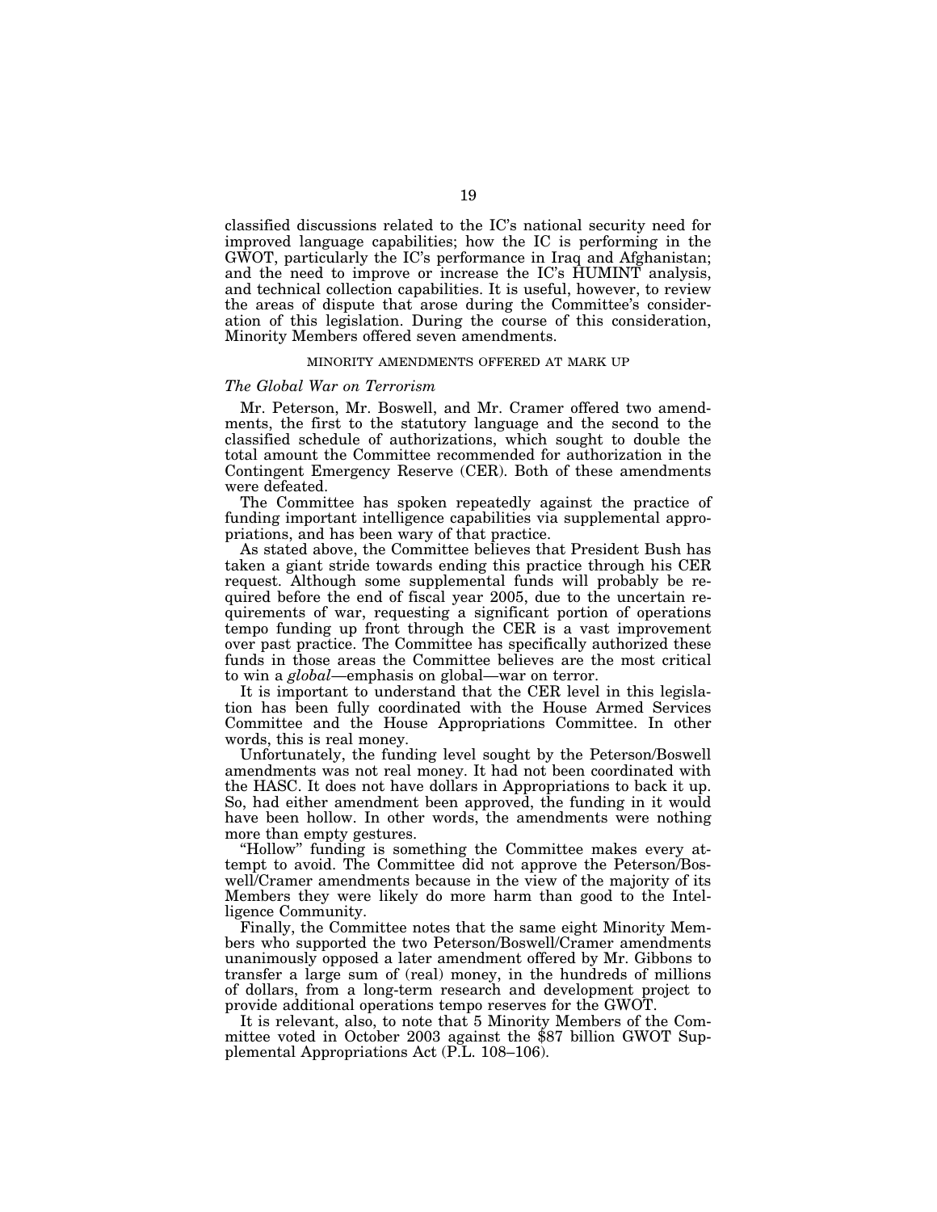classified discussions related to the IC's national security need for improved language capabilities; how the IC is performing in the GWOT, particularly the IC's performance in Iraq and Afghanistan; and the need to improve or increase the IC's HUMINT analysis, and technical collection capabilities. It is useful, however, to review the areas of dispute that arose during the Committee's consideration of this legislation. During the course of this consideration, Minority Members offered seven amendments.

## MINORITY AMENDMENTS OFFERED AT MARK UP

### *The Global War on Terrorism*

Mr. Peterson, Mr. Boswell, and Mr. Cramer offered two amendments, the first to the statutory language and the second to the classified schedule of authorizations, which sought to double the total amount the Committee recommended for authorization in the Contingent Emergency Reserve (CER). Both of these amendments were defeated.

The Committee has spoken repeatedly against the practice of funding important intelligence capabilities via supplemental appropriations, and has been wary of that practice.

As stated above, the Committee believes that President Bush has taken a giant stride towards ending this practice through his CER request. Although some supplemental funds will probably be required before the end of fiscal year 2005, due to the uncertain requirements of war, requesting a significant portion of operations tempo funding up front through the CER is a vast improvement over past practice. The Committee has specifically authorized these funds in those areas the Committee believes are the most critical to win a *global*—emphasis on global—war on terror.

It is important to understand that the CER level in this legislation has been fully coordinated with the House Armed Services Committee and the House Appropriations Committee. In other words, this is real money.

Unfortunately, the funding level sought by the Peterson/Boswell amendments was not real money. It had not been coordinated with the HASC. It does not have dollars in Appropriations to back it up. So, had either amendment been approved, the funding in it would have been hollow. In other words, the amendments were nothing more than empty gestures.

"Hollow" funding is something the Committee makes every attempt to avoid. The Committee did not approve the Peterson/Boswell/Cramer amendments because in the view of the majority of its Members they were likely do more harm than good to the Intelligence Community.

Finally, the Committee notes that the same eight Minority Members who supported the two Peterson/Boswell/Cramer amendments unanimously opposed a later amendment offered by Mr. Gibbons to transfer a large sum of (real) money, in the hundreds of millions of dollars, from a long-term research and development project to provide additional operations tempo reserves for the GWOT.

It is relevant, also, to note that 5 Minority Members of the Committee voted in October 2003 against the $87 billion GWOT Supplemental Appropriations Act (P.L. 108–106).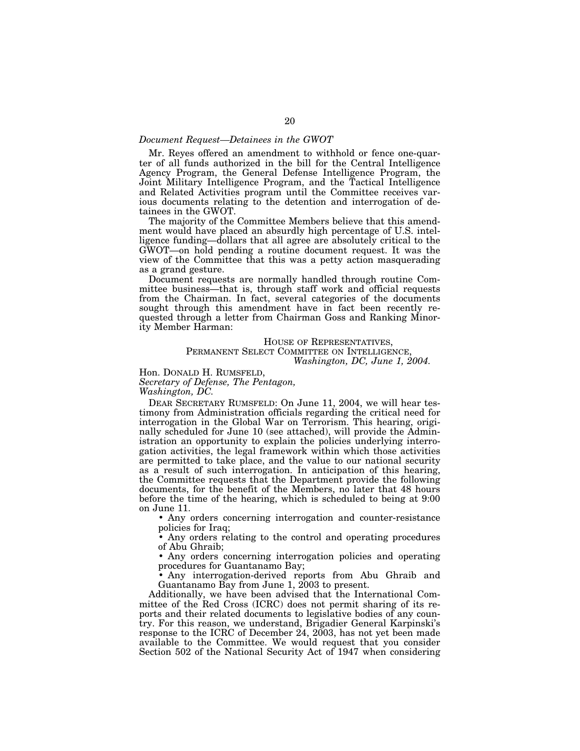*Document Request—Detainees in the GWOT*

Mr. Reyes offered an amendment to withhold or fence one-quarter of all funds authorized in the bill for the Central Intelligence Agency Program, the General Defense Intelligence Program, the Joint Military Intelligence Program, and the Tactical Intelligence and Related Activities program until the Committee receives various documents relating to the detention and interrogation of detainees in the GWOT.

The majority of the Committee Members believe that this amendment would have placed an absurdly high percentage of U.S. intelligence funding—dollars that all agree are absolutely critical to the GWOT—on hold pending a routine document request. It was the view of the Committee that this was a petty action masquerading as a grand gesture.

Document requests are normally handled through routine Committee business—that is, through staff work and official requests from the Chairman. In fact, several categories of the documents sought through this amendment have in fact been recently requested through a letter from Chairman Goss and Ranking Minority Member Harman:

HOUSE OF REPRESENTATIVES,
PERMANENT SELECT COMMITTEE ON INTELLIGENCE,
*Washington, DC, June 1, 2004.*

Hon. DONALD H. RUMSFELD,
*Secretary of Defense, The Pentagon,*
*Washington, DC.*

DEAR SECRETARY RUMSFELD: On June 11, 2004, we will hear testimony from Administration officials regarding the critical need for interrogation in the Global War on Terrorism. This hearing, originally scheduled for June 10 (see attached), will provide the Administration an opportunity to explain the policies underlying interrogation activities, the legal framework within which those activities are permitted to take place, and the value to our national security as a result of such interrogation. In anticipation of this hearing, the Committee requests that the Department provide the following documents, for the benefit of the Members, no later that 48 hours before the time of the hearing, which is scheduled to being at 9:00 on June 11.

- Any orders concerning interrogation and counter-resistance policies for Iraq;
- Any orders relating to the control and operating procedures of Abu Ghraib;
- Any orders concerning interrogation policies and operating procedures for Guantanamo Bay;
- Any interrogation-derived reports from Abu Ghraib and Guantanamo Bay from June 1, 2003 to present.

Additionally, we have been advised that the International Committee of the Red Cross (ICRC) does not permit sharing of its reports and their related documents to legislative bodies of any country. For this reason, we understand, Brigadier General Karpinski's response to the ICRC of December 24, 2003, has not yet been made available to the Committee. We would request that you consider Section 502 of the National Security Act of 1947 when considering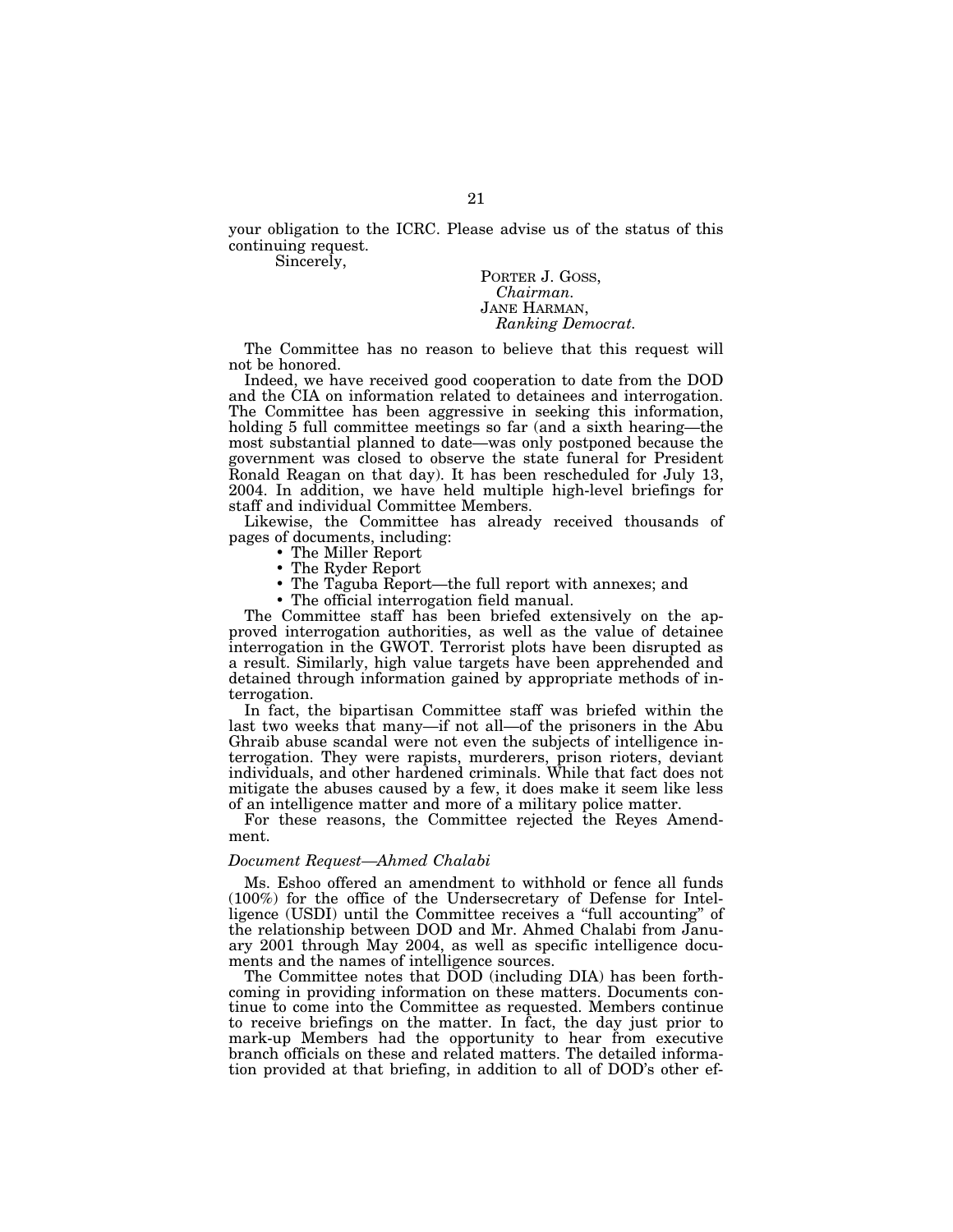your obligation to the ICRC. Please advise us of the status of this continuing request.

Sincerely,

PORTER J. GOSS,
*Chairman.*
JANE HARMAN,
*Ranking Democrat.*

The Committee has no reason to believe that this request will not be honored.

Indeed, we have received good cooperation to date from the DOD and the CIA on information related to detainees and interrogation. The Committee has been aggressive in seeking this information, holding 5 full committee meetings so far (and a sixth hearing—the most substantial planned to date—was only postponed because the government was closed to observe the state funeral for President Ronald Reagan on that day). It has been rescheduled for July 13, 2004. In addition, we have held multiple high-level briefings for staff and individual Committee Members.

Likewise, the Committee has already received thousands of pages of documents, including:

- The Miller Report
- The Ryder Report
- The Taguba Report—the full report with annexes; and
- The official interrogation field manual.

The Committee staff has been briefed extensively on the approved interrogation authorities, as well as the value of detainee interrogation in the GWOT. Terrorist plots have been disrupted as a result. Similarly, high value targets have been apprehended and detained through information gained by appropriate methods of interrogation.

In fact, the bipartisan Committee staff was briefed within the last two weeks that many—if not all—of the prisoners in the Abu Ghraib abuse scandal were not even the subjects of intelligence interrogation. They were rapists, murderers, prison rioters, deviant individuals, and other hardened criminals. While that fact does not mitigate the abuses caused by a few, it does make it seem like less of an intelligence matter and more of a military police matter.

For these reasons, the Committee rejected the Reyes Amendment.

*Document Request—Ahmed Chalabi*

Ms. Eshoo offered an amendment to withhold or fence all funds (100%) for the office of the Undersecretary of Defense for Intelligence (USDI) until the Committee receives a "full accounting" of the relationship between DOD and Mr. Ahmed Chalabi from January 2001 through May 2004, as well as specific intelligence documents and the names of intelligence sources.

The Committee notes that DOD (including DIA) has been forthcoming in providing information on these matters. Documents continue to come into the Committee as requested. Members continue to receive briefings on the matter. In fact, the day just prior to mark-up Members had the opportunity to hear from executive branch officials on these and related matters. The detailed information provided at that briefing, in addition to all of DOD's other ef-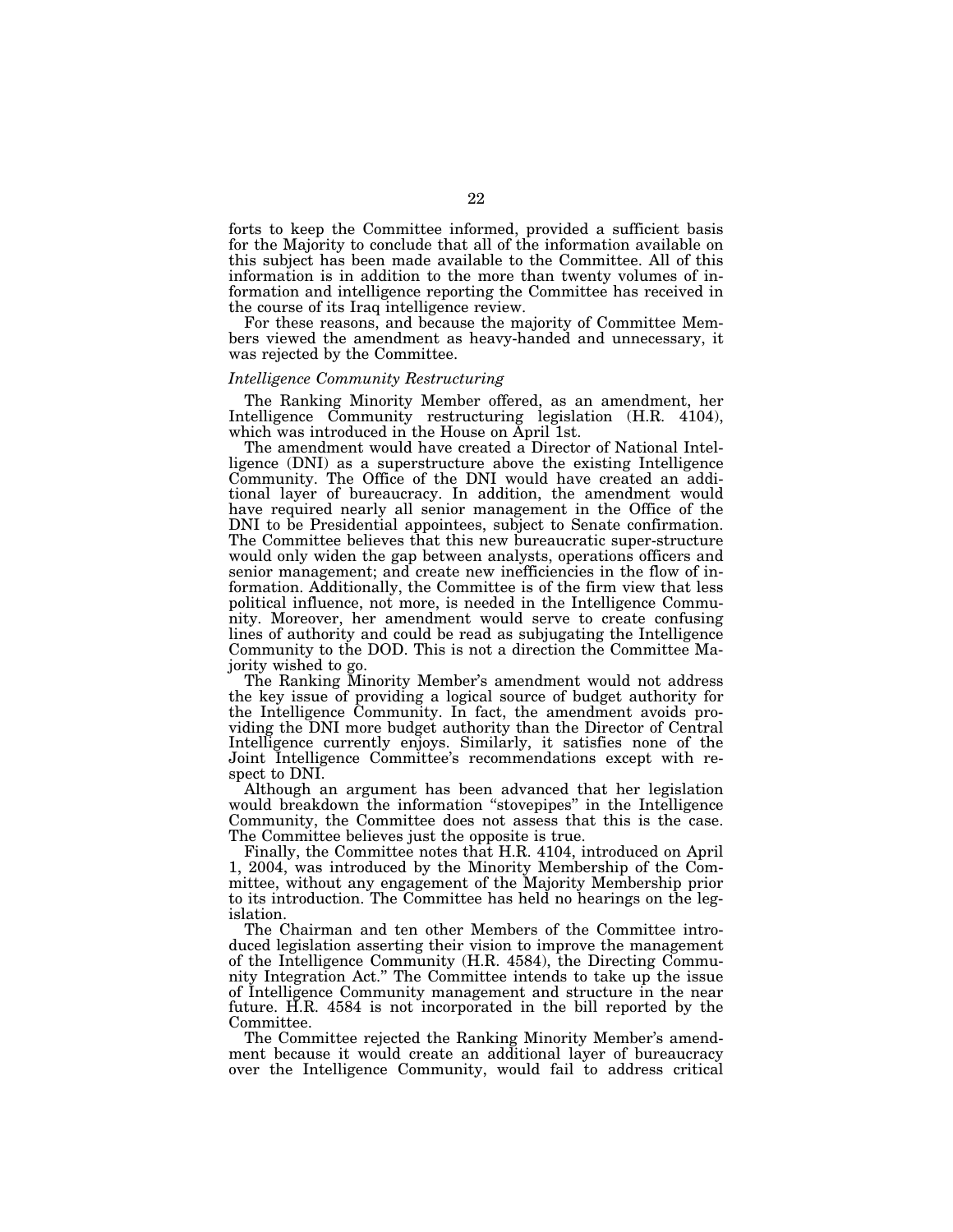forts to keep the Committee informed, provided a sufficient basis for the Majority to conclude that all of the information available on this subject has been made available to the Committee. All of this information is in addition to the more than twenty volumes of information and intelligence reporting the Committee has received in the course of its Iraq intelligence review.

For these reasons, and because the majority of Committee Members viewed the amendment as heavy-handed and unnecessary, it was rejected by the Committee.

*Intelligence Community Restructuring*

The Ranking Minority Member offered, as an amendment, her Intelligence Community restructuring legislation (H.R. 4104), which was introduced in the House on April 1st.

The amendment would have created a Director of National Intelligence (DNI) as a superstructure above the existing Intelligence Community. The Office of the DNI would have created an additional layer of bureaucracy. In addition, the amendment would have required nearly all senior management in the Office of the DNI to be Presidential appointees, subject to Senate confirmation. The Committee believes that this new bureaucratic super-structure would only widen the gap between analysts, operations officers and senior management; and create new inefficiencies in the flow of information. Additionally, the Committee is of the firm view that less political influence, not more, is needed in the Intelligence Community. Moreover, her amendment would serve to create confusing lines of authority and could be read as subjugating the Intelligence Community to the DOD. This is not a direction the Committee Majority wished to go.

The Ranking Minority Member's amendment would not address the key issue of providing a logical source of budget authority for the Intelligence Community. In fact, the amendment avoids providing the DNI more budget authority than the Director of Central Intelligence currently enjoys. Similarly, it satisfies none of the Joint Intelligence Committee's recommendations except with respect to DNI.

Although an argument has been advanced that her legislation would breakdown the information "stovepipes" in the Intelligence Community, the Committee does not assess that this is the case. The Committee believes just the opposite is true.

Finally, the Committee notes that H.R. 4104, introduced on April 1, 2004, was introduced by the Minority Membership of the Committee, without any engagement of the Majority Membership prior to its introduction. The Committee has held no hearings on the legislation.

The Chairman and ten other Members of the Committee introduced legislation asserting their vision to improve the management of the Intelligence Community (H.R. 4584), the Directing Community Integration Act." The Committee intends to take up the issue of Intelligence Community management and structure in the near future. H.R. 4584 is not incorporated in the bill reported by the Committee.

The Committee rejected the Ranking Minority Member's amendment because it would create an additional layer of bureaucracy over the Intelligence Community, would fail to address critical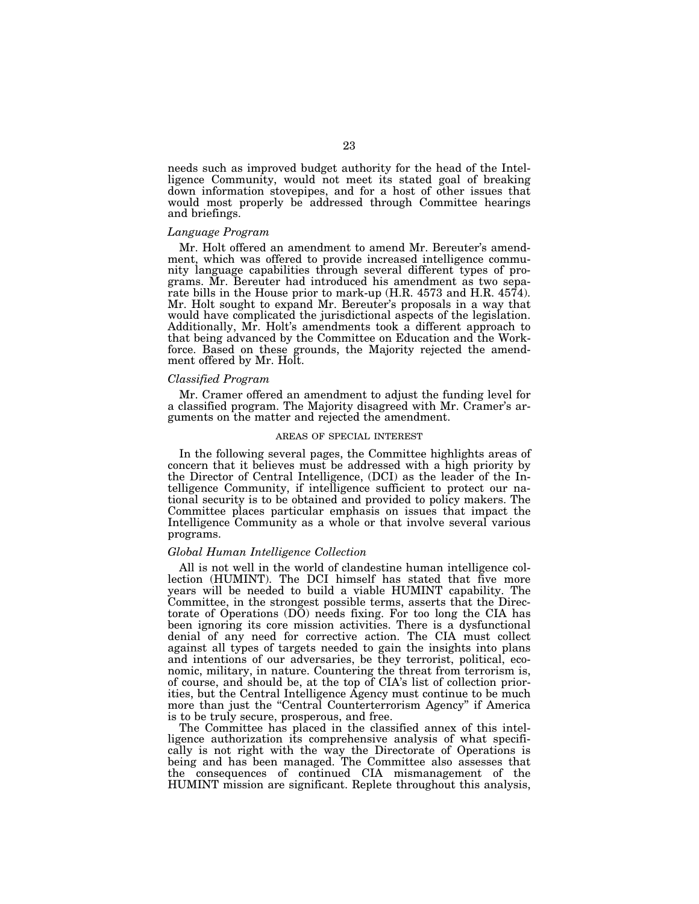needs such as improved budget authority for the head of the Intelligence Community, would not meet its stated goal of breaking down information stovepipes, and for a host of other issues that would most properly be addressed through Committee hearings and briefings.

### *Language Program*

Mr. Holt offered an amendment to amend Mr. Bereuter's amendment, which was offered to provide increased intelligence community language capabilities through several different types of programs. Mr. Bereuter had introduced his amendment as two separate bills in the House prior to mark-up (H.R. 4573 and H.R. 4574). Mr. Holt sought to expand Mr. Bereuter's proposals in a way that would have complicated the jurisdictional aspects of the legislation. Additionally, Mr. Holt's amendments took a different approach to that being advanced by the Committee on Education and the Workforce. Based on these grounds, the Majority rejected the amendment offered by Mr. Holt.

### *Classified Program*

Mr. Cramer offered an amendment to adjust the funding level for a classified program. The Majority disagreed with Mr. Cramer's arguments on the matter and rejected the amendment.

## AREAS OF SPECIAL INTEREST

In the following several pages, the Committee highlights areas of concern that it believes must be addressed with a high priority by the Director of Central Intelligence, (DCI) as the leader of the Intelligence Community, if intelligence sufficient to protect our national security is to be obtained and provided to policy makers. The Committee places particular emphasis on issues that impact the Intelligence Community as a whole or that involve several various programs.

### *Global Human Intelligence Collection*

All is not well in the world of clandestine human intelligence collection (HUMINT). The DCI himself has stated that five more years will be needed to build a viable HUMINT capability. The Committee, in the strongest possible terms, asserts that the Directorate of Operations (DO) needs fixing. For too long the CIA has been ignoring its core mission activities. There is a dysfunctional denial of any need for corrective action. The CIA must collect against all types of targets needed to gain the insights into plans and intentions of our adversaries, be they terrorist, political, economic, military, in nature. Countering the threat from terrorism is, of course, and should be, at the top of CIA's list of collection priorities, but the Central Intelligence Agency must continue to be much more than just the "Central Counterterrorism Agency" if America is to be truly secure, prosperous, and free.

The Committee has placed in the classified annex of this intelligence authorization its comprehensive analysis of what specifically is not right with the way the Directorate of Operations is being and has been managed. The Committee also assesses that the consequences of continued CIA mismanagement of the HUMINT mission are significant. Replete throughout this analysis,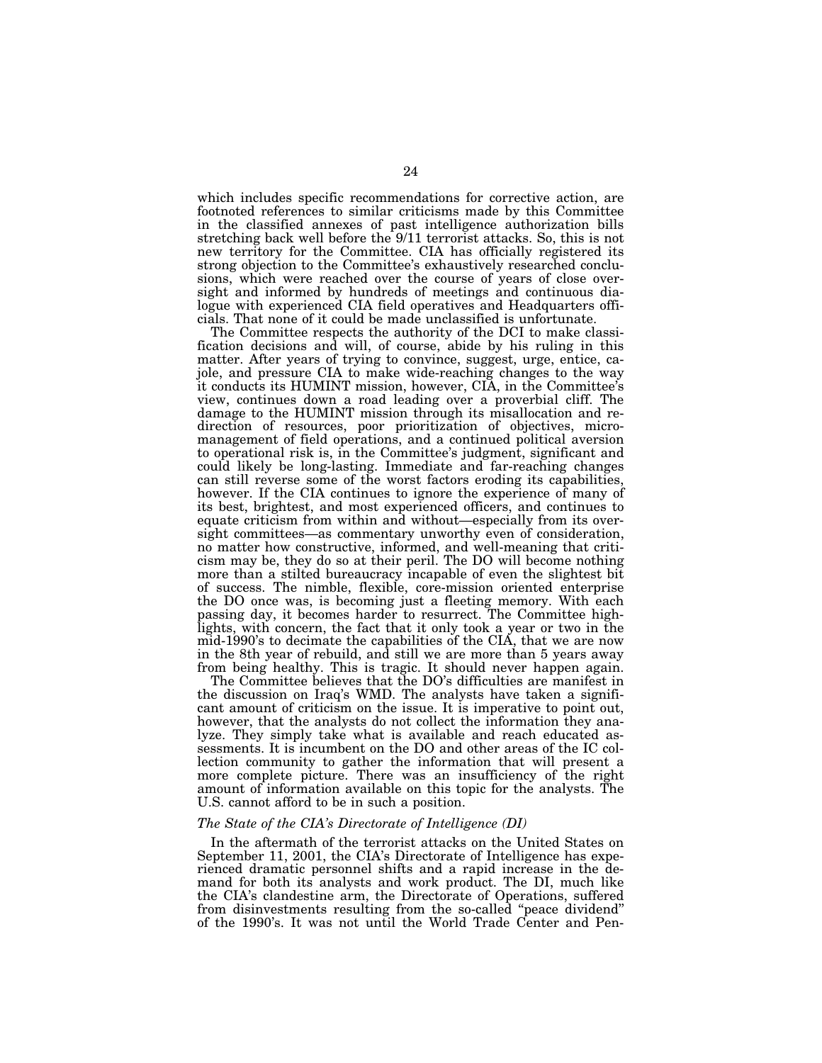which includes specific recommendations for corrective action, are footnoted references to similar criticisms made by this Committee in the classified annexes of past intelligence authorization bills stretching back well before the 9/11 terrorist attacks. So, this is not new territory for the Committee. CIA has officially registered its strong objection to the Committee's exhaustively researched conclusions, which were reached over the course of years of close oversight and informed by hundreds of meetings and continuous dialogue with experienced CIA field operatives and Headquarters officials. That none of it could be made unclassified is unfortunate.

The Committee respects the authority of the DCI to make classification decisions and will, of course, abide by his ruling in this matter. After years of trying to convince, suggest, urge, entice, cajole, and pressure CIA to make wide-reaching changes to the way it conducts its HUMINT mission, however, CIA, in the Committee's view, continues down a road leading over a proverbial cliff. The damage to the HUMINT mission through its misallocation and redirection of resources, poor prioritization of objectives, micromanagement of field operations, and a continued political aversion to operational risk is, in the Committee's judgment, significant and could likely be long-lasting. Immediate and far-reaching changes can still reverse some of the worst factors eroding its capabilities, however. If the CIA continues to ignore the experience of many of its best, brightest, and most experienced officers, and continues to equate criticism from within and without—especially from its oversight committees—as commentary unworthy even of consideration, no matter how constructive, informed, and well-meaning that criticism may be, they do so at their peril. The DO will become nothing more than a stilted bureaucracy incapable of even the slightest bit of success. The nimble, flexible, core-mission oriented enterprise the DO once was, is becoming just a fleeting memory. With each passing day, it becomes harder to resurrect. The Committee highlights, with concern, the fact that it only took a year or two in the mid-1990's to decimate the capabilities of the CIA, that we are now in the 8th year of rebuild, and still we are more than 5 years away from being healthy. This is tragic. It should never happen again.

The Committee believes that the DO's difficulties are manifest in the discussion on Iraq's WMD. The analysts have taken a significant amount of criticism on the issue. It is imperative to point out, however, that the analysts do not collect the information they analyze. They simply take what is available and reach educated assessments. It is incumbent on the DO and other areas of the IC collection community to gather the information that will present a more complete picture. There was an insufficiency of the right amount of information available on this topic for the analysts. The U.S. cannot afford to be in such a position.

*The State of the CIA's Directorate of Intelligence (DI)*

In the aftermath of the terrorist attacks on the United States on September 11, 2001, the CIA's Directorate of Intelligence has experienced dramatic personnel shifts and a rapid increase in the demand for both its analysts and work product. The DI, much like the CIA's clandestine arm, the Directorate of Operations, suffered from disinvestments resulting from the so-called "peace dividend" of the 1990's. It was not until the World Trade Center and Pen-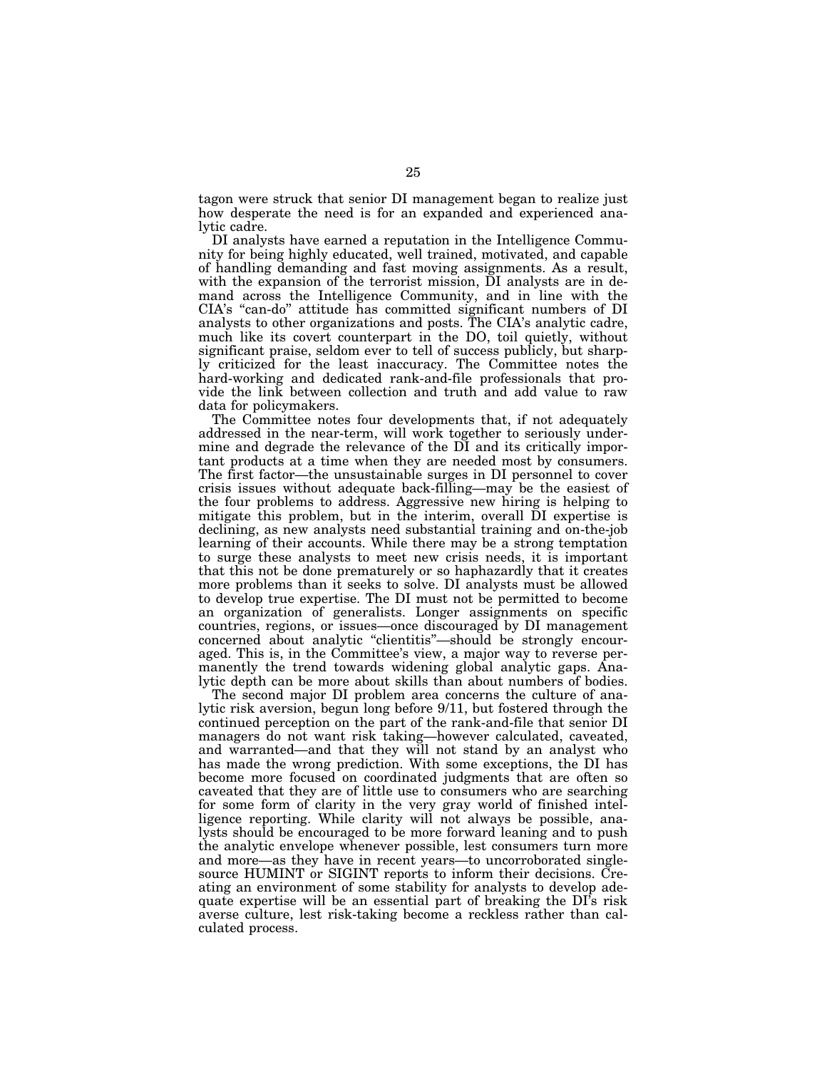tagon were struck that senior DI management began to realize just how desperate the need is for an expanded and experienced analytic cadre.

DI analysts have earned a reputation in the Intelligence Community for being highly educated, well trained, motivated, and capable of handling demanding and fast moving assignments. As a result, with the expansion of the terrorist mission, DI analysts are in demand across the Intelligence Community, and in line with the CIA's "can-do" attitude has committed significant numbers of DI analysts to other organizations and posts. The CIA's analytic cadre, much like its covert counterpart in the DO, toil quietly, without significant praise, seldom ever to tell of success publicly, but sharply criticized for the least inaccuracy. The Committee notes the hard-working and dedicated rank-and-file professionals that provide the link between collection and truth and add value to raw data for policymakers.

The Committee notes four developments that, if not adequately addressed in the near-term, will work together to seriously undermine and degrade the relevance of the DI and its critically important products at a time when they are needed most by consumers. The first factor—the unsustainable surges in DI personnel to cover crisis issues without adequate back-filling—may be the easiest of the four problems to address. Aggressive new hiring is helping to mitigate this problem, but in the interim, overall DI expertise is declining, as new analysts need substantial training and on-the-job learning of their accounts. While there may be a strong temptation to surge these analysts to meet new crisis needs, it is important that this not be done prematurely or so haphazardly that it creates more problems than it seeks to solve. DI analysts must be allowed to develop true expertise. The DI must not be permitted to become an organization of generalists. Longer assignments on specific countries, regions, or issues—once discouraged by DI management concerned about analytic "clientitis"—should be strongly encouraged. This is, in the Committee's view, a major way to reverse permanently the trend towards widening global analytic gaps. Analytic depth can be more about skills than about numbers of bodies.

The second major DI problem area concerns the culture of analytic risk aversion, begun long before 9/11, but fostered through the continued perception on the part of the rank-and-file that senior DI managers do not want risk taking—however calculated, caveated, and warranted—and that they will not stand by an analyst who has made the wrong prediction. With some exceptions, the DI has become more focused on coordinated judgments that are often so caveated that they are of little use to consumers who are searching for some form of clarity in the very gray world of finished intelligence reporting. While clarity will not always be possible, analysts should be encouraged to be more forward leaning and to push the analytic envelope whenever possible, lest consumers turn more and more—as they have in recent years—to uncorroborated single-source HUMINT or SIGINT reports to inform their decisions. Creating an environment of some stability for analysts to develop adequate expertise will be an essential part of breaking the DI's risk averse culture, lest risk-taking become a reckless rather than calculated process.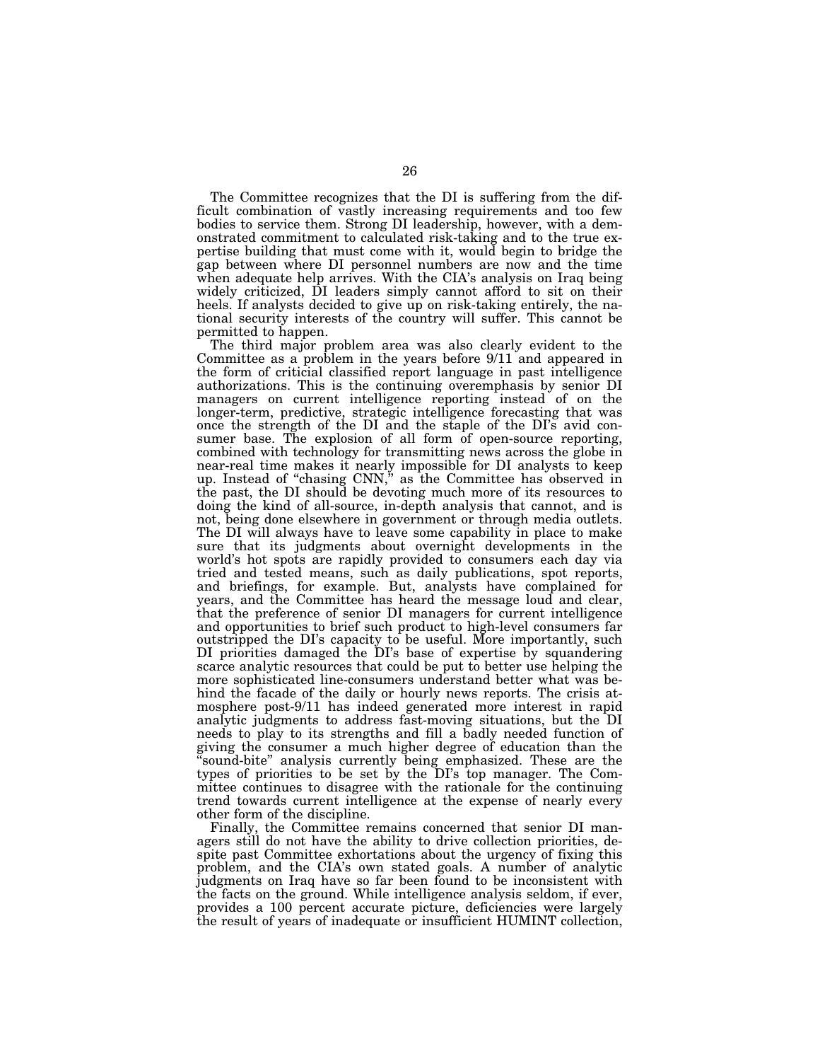The Committee recognizes that the DI is suffering from the difficult combination of vastly increasing requirements and too few bodies to service them. Strong DI leadership, however, with a demonstrated commitment to calculated risk-taking and to the true expertise building that must come with it, would begin to bridge the gap between where DI personnel numbers are now and the time when adequate help arrives. With the CIA's analysis on Iraq being widely criticized, DI leaders simply cannot afford to sit on their heels. If analysts decided to give up on risk-taking entirely, the national security interests of the country will suffer. This cannot be permitted to happen.

The third major problem area was also clearly evident to the Committee as a problem in the years before 9/11 and appeared in the form of criticial classified report language in past intelligence authorizations. This is the continuing overemphasis by senior DI managers on current intelligence reporting instead of on the longer-term, predictive, strategic intelligence forecasting that was once the strength of the DI and the staple of the DI's avid consumer base. The explosion of all form of open-source reporting, combined with technology for transmitting news across the globe in near-real time makes it nearly impossible for DI analysts to keep up. Instead of "chasing CNN," as the Committee has observed in the past, the DI should be devoting much more of its resources to doing the kind of all-source, in-depth analysis that cannot, and is not, being done elsewhere in government or through media outlets. The DI will always have to leave some capability in place to make sure that its judgments about overnight developments in the world's hot spots are rapidly provided to consumers each day via tried and tested means, such as daily publications, spot reports, and briefings, for example. But, analysts have complained for years, and the Committee has heard the message loud and clear, that the preference of senior DI managers for current intelligence and opportunities to brief such product to high-level consumers far outstripped the DI's capacity to be useful. More importantly, such DI priorities damaged the DI's base of expertise by squandering scarce analytic resources that could be put to better use helping the more sophisticated line-consumers understand better what was behind the facade of the daily or hourly news reports. The crisis atmosphere post-9/11 has indeed generated more interest in rapid analytic judgments to address fast-moving situations, but the DI needs to play to its strengths and fill a badly needed function of giving the consumer a much higher degree of education than the "sound-bite" analysis currently being emphasized. These are the types of priorities to be set by the DI's top manager. The Committee continues to disagree with the rationale for the continuing trend towards current intelligence at the expense of nearly every other form of the discipline.

Finally, the Committee remains concerned that senior DI managers still do not have the ability to drive collection priorities, despite past Committee exhortations about the urgency of fixing this problem, and the CIA's own stated goals. A number of analytic judgments on Iraq have so far been found to be inconsistent with the facts on the ground. While intelligence analysis seldom, if ever, provides a 100 percent accurate picture, deficiencies were largely the result of years of inadequate or insufficient HUMINT collection,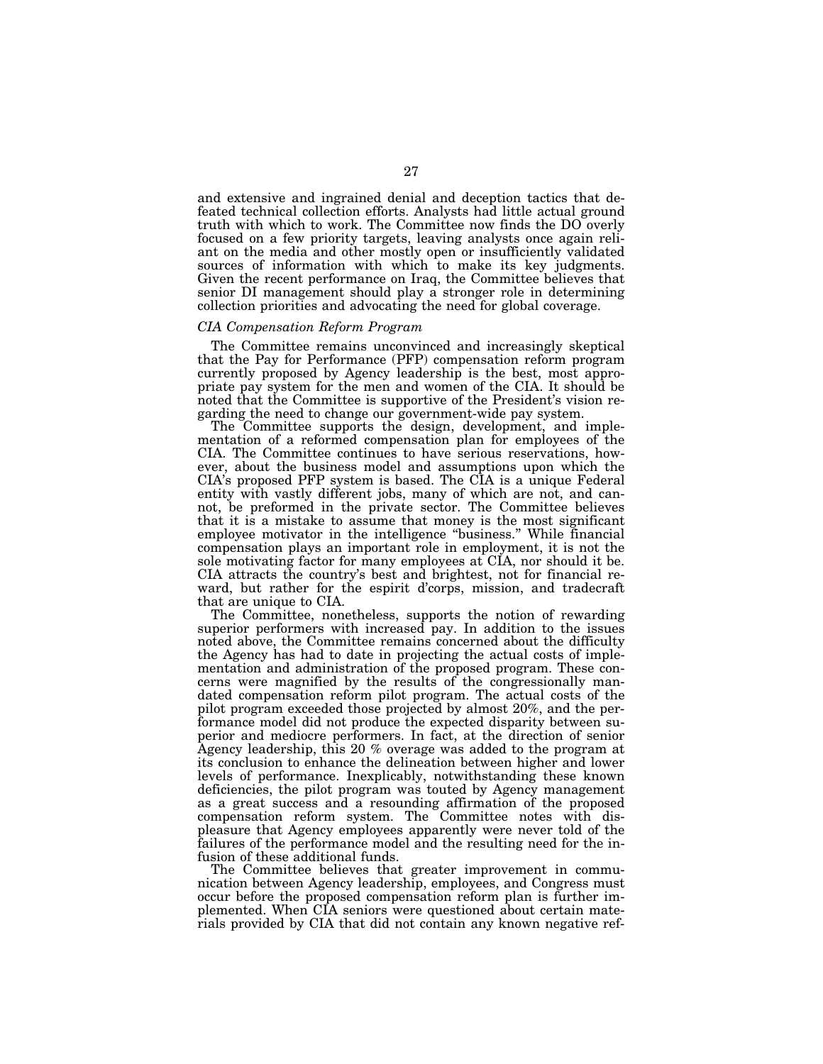and extensive and ingrained denial and deception tactics that defeated technical collection efforts. Analysts had little actual ground truth with which to work. The Committee now finds the DO overly focused on a few priority targets, leaving analysts once again reliant on the media and other mostly open or insufficiently validated sources of information with which to make its key judgments. Given the recent performance on Iraq, the Committee believes that senior DI management should play a stronger role in determining collection priorities and advocating the need for global coverage.

*CIA Compensation Reform Program*

The Committee remains unconvinced and increasingly skeptical that the Pay for Performance (PFP) compensation reform program currently proposed by Agency leadership is the best, most appropriate pay system for the men and women of the CIA. It should be noted that the Committee is supportive of the President's vision regarding the need to change our government-wide pay system.

The Committee supports the design, development, and implementation of a reformed compensation plan for employees of the CIA. The Committee continues to have serious reservations, however, about the business model and assumptions upon which the CIA's proposed PFP system is based. The CIA is a unique Federal entity with vastly different jobs, many of which are not, and cannot, be preformed in the private sector. The Committee believes that it is a mistake to assume that money is the most significant employee motivator in the intelligence "business." While financial compensation plays an important role in employment, it is not the sole motivating factor for many employees at CIA, nor should it be. CIA attracts the country's best and brightest, not for financial reward, but rather for the espirit d'corps, mission, and tradecraft that are unique to CIA.

The Committee, nonetheless, supports the notion of rewarding superior performers with increased pay. In addition to the issues noted above, the Committee remains concerned about the difficulty the Agency has had to date in projecting the actual costs of implementation and administration of the proposed program. These concerns were magnified by the results of the congressionally mandated compensation reform pilot program. The actual costs of the pilot program exceeded those projected by almost 20%, and the performance model did not produce the expected disparity between superior and mediocre performers. In fact, at the direction of senior Agency leadership, this 20 % overage was added to the program at its conclusion to enhance the delineation between higher and lower levels of performance. Inexplicably, notwithstanding these known deficiencies, the pilot program was touted by Agency management as a great success and a resounding affirmation of the proposed compensation reform system. The Committee notes with displeasure that Agency employees apparently were never told of the failures of the performance model and the resulting need for the infusion of these additional funds.

The Committee believes that greater improvement in communication between Agency leadership, employees, and Congress must occur before the proposed compensation reform plan is further implemented. When CIA seniors were questioned about certain materials provided by CIA that did not contain any known negative ref-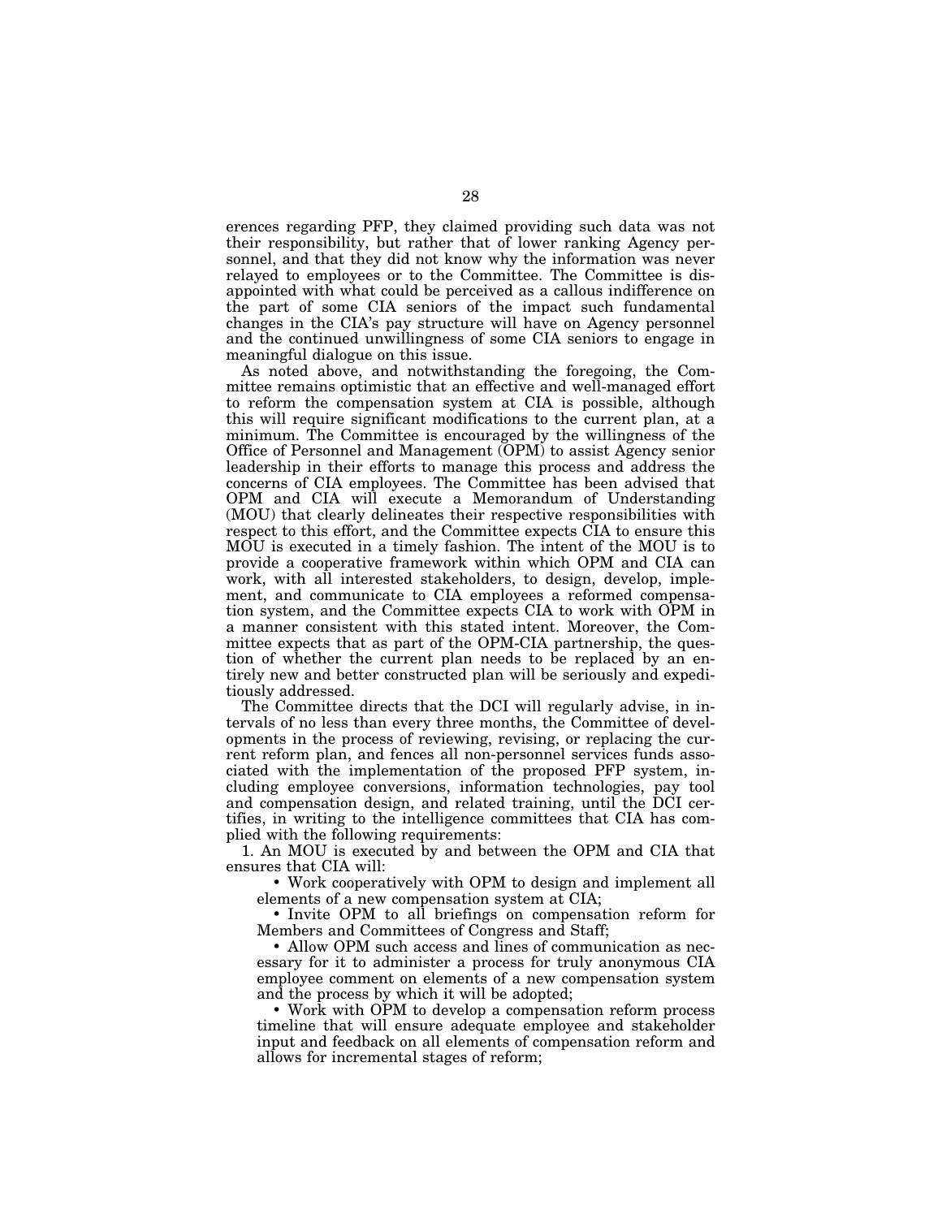erences regarding PFP, they claimed providing such data was not their responsibility, but rather that of lower ranking Agency personnel, and that they did not know why the information was never relayed to employees or to the Committee. The Committee is disappointed with what could be perceived as a callous indifference on the part of some CIA seniors of the impact such fundamental changes in the CIA's pay structure will have on Agency personnel and the continued unwillingness of some CIA seniors to engage in meaningful dialogue on this issue.

As noted above, and notwithstanding the foregoing, the Committee remains optimistic that an effective and well-managed effort to reform the compensation system at CIA is possible, although this will require significant modifications to the current plan, at a minimum. The Committee is encouraged by the willingness of the Office of Personnel and Management (OPM) to assist Agency senior leadership in their efforts to manage this process and address the concerns of CIA employees. The Committee has been advised that OPM and CIA will execute a Memorandum of Understanding (MOU) that clearly delineates their respective responsibilities with respect to this effort, and the Committee expects CIA to ensure this MOU is executed in a timely fashion. The intent of the MOU is to provide a cooperative framework within which OPM and CIA can work, with all interested stakeholders, to design, develop, implement, and communicate to CIA employees a reformed compensation system, and the Committee expects CIA to work with OPM in a manner consistent with this stated intent. Moreover, the Committee expects that as part of the OPM-CIA partnership, the question of whether the current plan needs to be replaced by an entirely new and better constructed plan will be seriously and expeditiously addressed.

The Committee directs that the DCI will regularly advise, in intervals of no less than every three months, the Committee of developments in the process of reviewing, revising, or replacing the current reform plan, and fences all non-personnel services funds associated with the implementation of the proposed PFP system, including employee conversions, information technologies, pay tool and compensation design, and related training, until the DCI certifies, in writing to the intelligence committees that CIA has complied with the following requirements:

1. An MOU is executed by and between the OPM and CIA that ensures that CIA will:

- Work cooperatively with OPM to design and implement all elements of a new compensation system at CIA;
- Invite OPM to all briefings on compensation reform for Members and Committees of Congress and Staff;
- Allow OPM such access and lines of communication as necessary for it to administer a process for truly anonymous CIA employee comment on elements of a new compensation system and the process by which it will be adopted;
- Work with OPM to develop a compensation reform process timeline that will ensure adequate employee and stakeholder input and feedback on all elements of compensation reform and allows for incremental stages of reform;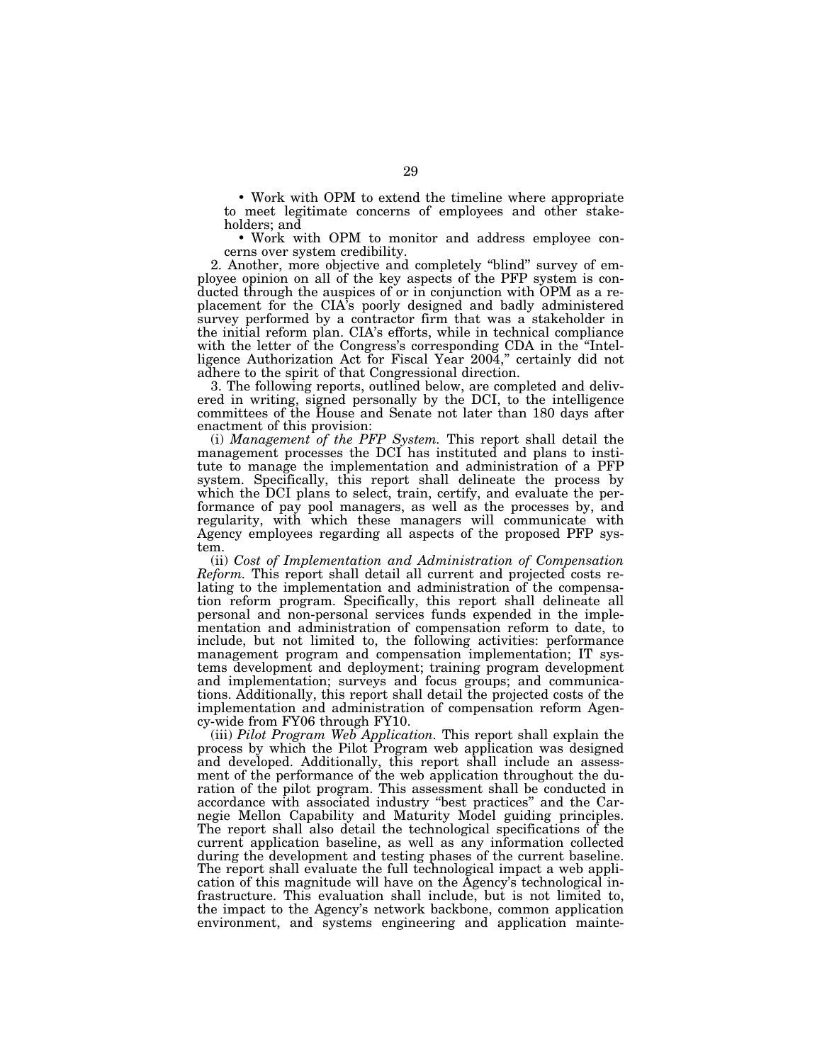- Work with OPM to extend the timeline where appropriate to meet legitimate concerns of employees and other stakeholders; and
- Work with OPM to monitor and address employee concerns over system credibility.

2. Another, more objective and completely "blind" survey of employee opinion on all of the key aspects of the PFP system is conducted through the auspices of or in conjunction with OPM as a replacement for the CIA's poorly designed and badly administered survey performed by a contractor firm that was a stakeholder in the initial reform plan. CIA's efforts, while in technical compliance with the letter of the Congress's corresponding CDA in the "Intelligence Authorization Act for Fiscal Year 2004," certainly did not adhere to the spirit of that Congressional direction.

3. The following reports, outlined below, are completed and delivered in writing, signed personally by the DCI, to the intelligence committees of the House and Senate not later than 180 days after enactment of this provision:

(i) *Management of the PFP System.* This report shall detail the management processes the DCI has instituted and plans to institute to manage the implementation and administration of a PFP system. Specifically, this report shall delineate the process by which the DCI plans to select, train, certify, and evaluate the performance of pay pool managers, as well as the processes by, and regularity, with which these managers will communicate with Agency employees regarding all aspects of the proposed PFP system.

(ii) *Cost of Implementation and Administration of Compensation Reform.* This report shall detail all current and projected costs relating to the implementation and administration of the compensation reform program. Specifically, this report shall delineate all personal and non-personal services funds expended in the implementation and administration of compensation reform to date, to include, but not limited to, the following activities: performance management program and compensation implementation; IT systems development and deployment; training program development and implementation; surveys and focus groups; and communications. Additionally, this report shall detail the projected costs of the implementation and administration of compensation reform Agency-wide from FY06 through FY10.

(iii) *Pilot Program Web Application.* This report shall explain the process by which the Pilot Program web application was designed and developed. Additionally, this report shall include an assessment of the performance of the web application throughout the duration of the pilot program. This assessment shall be conducted in accordance with associated industry "best practices" and the Carnegie Mellon Capability and Maturity Model guiding principles. The report shall also detail the technological specifications of the current application baseline, as well as any information collected during the development and testing phases of the current baseline. The report shall evaluate the full technological impact a web application of this magnitude will have on the Agency's technological infrastructure. This evaluation shall include, but is not limited to, the impact to the Agency's network backbone, common application environment, and systems engineering and application mainte-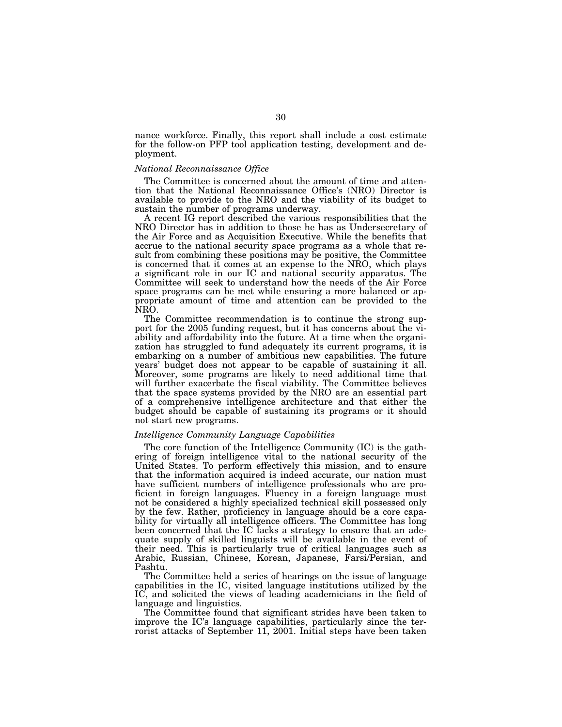nance workforce. Finally, this report shall include a cost estimate for the follow-on PFP tool application testing, development and deployment.

*National Reconnaissance Office*

The Committee is concerned about the amount of time and attention that the National Reconnaissance Office's (NRO) Director is available to provide to the NRO and the viability of its budget to sustain the number of programs underway.

A recent IG report described the various responsibilities that the NRO Director has in addition to those he has as Undersecretary of the Air Force and as Acquisition Executive. While the benefits that accrue to the national security space programs as a whole that result from combining these positions may be positive, the Committee is concerned that it comes at an expense to the NRO, which plays a significant role in our IC and national security apparatus. The Committee will seek to understand how the needs of the Air Force space programs can be met while ensuring a more balanced or appropriate amount of time and attention can be provided to the NRO.

The Committee recommendation is to continue the strong support for the 2005 funding request, but it has concerns about the viability and affordability into the future. At a time when the organization has struggled to fund adequately its current programs, it is embarking on a number of ambitious new capabilities. The future years' budget does not appear to be capable of sustaining it all. Moreover, some programs are likely to need additional time that will further exacerbate the fiscal viability. The Committee believes that the space systems provided by the NRO are an essential part of a comprehensive intelligence architecture and that either the budget should be capable of sustaining its programs or it should not start new programs.

*Intelligence Community Language Capabilities*

The core function of the Intelligence Community (IC) is the gathering of foreign intelligence vital to the national security of the United States. To perform effectively this mission, and to ensure that the information acquired is indeed accurate, our nation must have sufficient numbers of intelligence professionals who are proficient in foreign languages. Fluency in a foreign language must not be considered a highly specialized technical skill possessed only by the few. Rather, proficiency in language should be a core capability for virtually all intelligence officers. The Committee has long been concerned that the IC lacks a strategy to ensure that an adequate supply of skilled linguists will be available in the event of their need. This is particularly true of critical languages such as Arabic, Russian, Chinese, Korean, Japanese, Farsi/Persian, and Pashtu.

The Committee held a series of hearings on the issue of language capabilities in the IC, visited language institutions utilized by the IC, and solicited the views of leading academicians in the field of language and linguistics.

The Committee found that significant strides have been taken to improve the IC's language capabilities, particularly since the terrorist attacks of September 11, 2001. Initial steps have been taken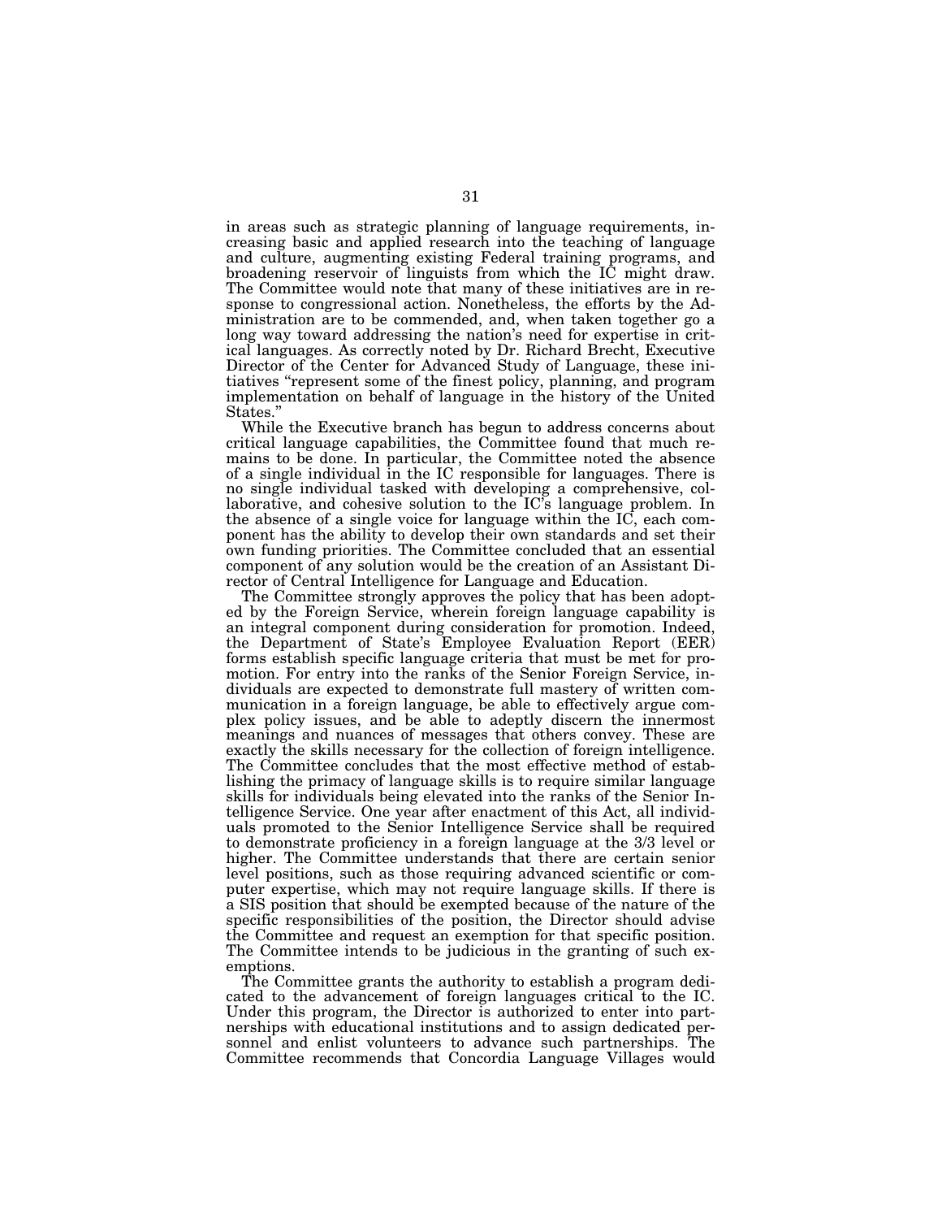in areas such as strategic planning of language requirements, increasing basic and applied research into the teaching of language and culture, augmenting existing Federal training programs, and broadening reservoir of linguists from which the IC might draw. The Committee would note that many of these initiatives are in response to congressional action. Nonetheless, the efforts by the Administration are to be commended, and, when taken together go a long way toward addressing the nation's need for expertise in critical languages. As correctly noted by Dr. Richard Brecht, Executive Director of the Center for Advanced Study of Language, these initiatives "represent some of the finest policy, planning, and program implementation on behalf of language in the history of the United States."

While the Executive branch has begun to address concerns about critical language capabilities, the Committee found that much remains to be done. In particular, the Committee noted the absence of a single individual in the IC responsible for languages. There is no single individual tasked with developing a comprehensive, collaborative, and cohesive solution to the IC's language problem. In the absence of a single voice for language within the IC, each component has the ability to develop their own standards and set their own funding priorities. The Committee concluded that an essential component of any solution would be the creation of an Assistant Director of Central Intelligence for Language and Education.

The Committee strongly approves the policy that has been adopted by the Foreign Service, wherein foreign language capability is an integral component during consideration for promotion. Indeed, the Department of State's Employee Evaluation Report (EER) forms establish specific language criteria that must be met for promotion. For entry into the ranks of the Senior Foreign Service, individuals are expected to demonstrate full mastery of written communication in a foreign language, be able to effectively argue complex policy issues, and be able to adeptly discern the innermost meanings and nuances of messages that others convey. These are exactly the skills necessary for the collection of foreign intelligence. The Committee concludes that the most effective method of establishing the primacy of language skills is to require similar language skills for individuals being elevated into the ranks of the Senior Intelligence Service. One year after enactment of this Act, all individuals promoted to the Senior Intelligence Service shall be required to demonstrate proficiency in a foreign language at the 3/3 level or higher. The Committee understands that there are certain senior level positions, such as those requiring advanced scientific or computer expertise, which may not require language skills. If there is a SIS position that should be exempted because of the nature of the specific responsibilities of the position, the Director should advise the Committee and request an exemption for that specific position. The Committee intends to be judicious in the granting of such exemptions.

The Committee grants the authority to establish a program dedicated to the advancement of foreign languages critical to the IC. Under this program, the Director is authorized to enter into partnerships with educational institutions and to assign dedicated personnel and enlist volunteers to advance such partnerships. The Committee recommends that Concordia Language Villages would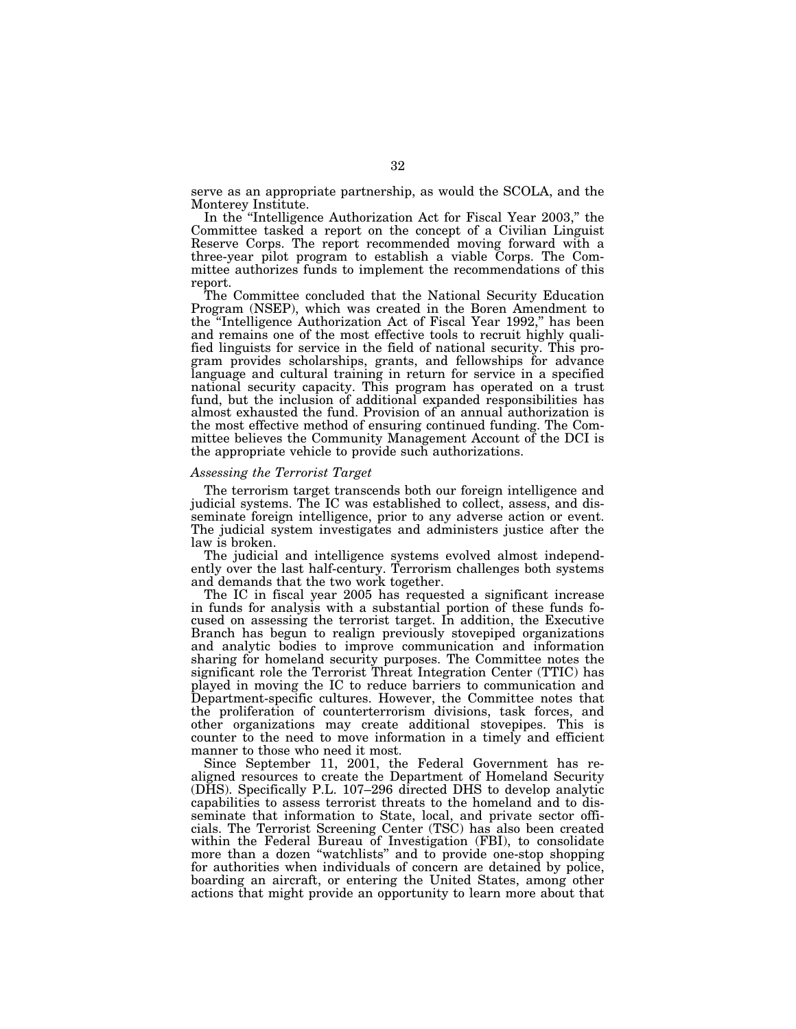serve as an appropriate partnership, as would the SCOLA, and the Monterey Institute.

In the "Intelligence Authorization Act for Fiscal Year 2003," the Committee tasked a report on the concept of a Civilian Linguist Reserve Corps. The report recommended moving forward with a three-year pilot program to establish a viable Corps. The Committee authorizes funds to implement the recommendations of this report.

The Committee concluded that the National Security Education Program (NSEP), which was created in the Boren Amendment to the "Intelligence Authorization Act of Fiscal Year 1992," has been and remains one of the most effective tools to recruit highly qualified linguists for service in the field of national security. This program provides scholarships, grants, and fellowships for advance language and cultural training in return for service in a specified national security capacity. This program has operated on a trust fund, but the inclusion of additional expanded responsibilities has almost exhausted the fund. Provision of an annual authorization is the most effective method of ensuring continued funding. The Committee believes the Community Management Account of the DCI is the appropriate vehicle to provide such authorizations.

*Assessing the Terrorist Target*

The terrorism target transcends both our foreign intelligence and judicial systems. The IC was established to collect, assess, and disseminate foreign intelligence, prior to any adverse action or event. The judicial system investigates and administers justice after the law is broken.

The judicial and intelligence systems evolved almost independently over the last half-century. Terrorism challenges both systems and demands that the two work together.

The IC in fiscal year 2005 has requested a significant increase in funds for analysis with a substantial portion of these funds focused on assessing the terrorist target. In addition, the Executive Branch has begun to realign previously stovepiped organizations and analytic bodies to improve communication and information sharing for homeland security purposes. The Committee notes the significant role the Terrorist Threat Integration Center (TTIC) has played in moving the IC to reduce barriers to communication and Department-specific cultures. However, the Committee notes that the proliferation of counterterrorism divisions, task forces, and other organizations may create additional stovepipes. This is counter to the need to move information in a timely and efficient manner to those who need it most.

Since September 11, 2001, the Federal Government has realigned resources to create the Department of Homeland Security (DHS). Specifically P.L. 107–296 directed DHS to develop analytic capabilities to assess terrorist threats to the homeland and to disseminate that information to State, local, and private sector officials. The Terrorist Screening Center (TSC) has also been created within the Federal Bureau of Investigation (FBI), to consolidate more than a dozen "watchlists" and to provide one-stop shopping for authorities when individuals of concern are detained by police, boarding an aircraft, or entering the United States, among other actions that might provide an opportunity to learn more about that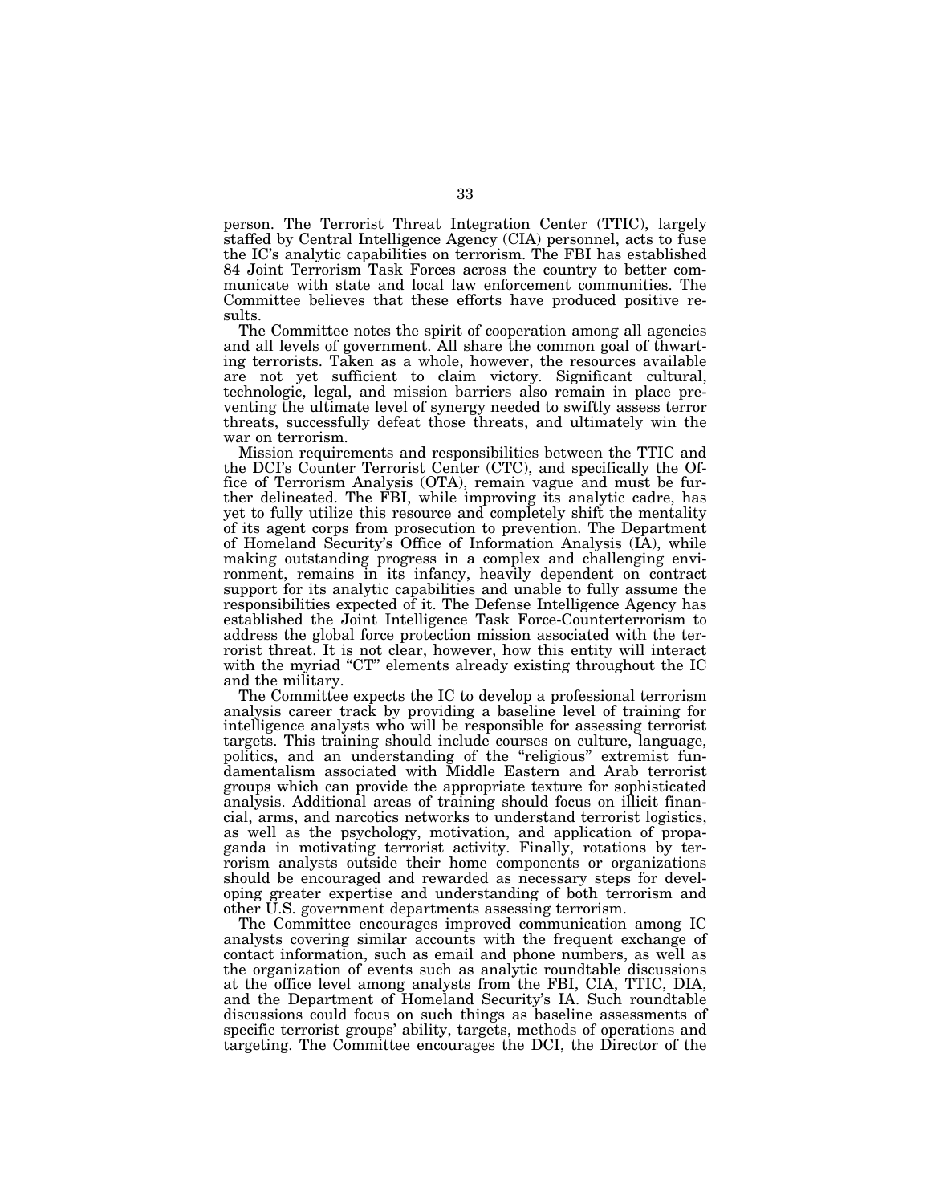person. The Terrorist Threat Integration Center (TTIC), largely staffed by Central Intelligence Agency (CIA) personnel, acts to fuse the IC's analytic capabilities on terrorism. The FBI has established 84 Joint Terrorism Task Forces across the country to better communicate with state and local law enforcement communities. The Committee believes that these efforts have produced positive results.

The Committee notes the spirit of cooperation among all agencies and all levels of government. All share the common goal of thwarting terrorists. Taken as a whole, however, the resources available are not yet sufficient to claim victory. Significant cultural, technologic, legal, and mission barriers also remain in place preventing the ultimate level of synergy needed to swiftly assess terror threats, successfully defeat those threats, and ultimately win the war on terrorism.

Mission requirements and responsibilities between the TTIC and the DCI's Counter Terrorist Center (CTC), and specifically the Office of Terrorism Analysis (OTA), remain vague and must be further delineated. The FBI, while improving its analytic cadre, has yet to fully utilize this resource and completely shift the mentality of its agent corps from prosecution to prevention. The Department of Homeland Security's Office of Information Analysis (IA), while making outstanding progress in a complex and challenging environment, remains in its infancy, heavily dependent on contract support for its analytic capabilities and unable to fully assume the responsibilities expected of it. The Defense Intelligence Agency has established the Joint Intelligence Task Force-Counterterrorism to address the global force protection mission associated with the terrorist threat. It is not clear, however, how this entity will interact with the myriad "CT" elements already existing throughout the IC and the military.

The Committee expects the IC to develop a professional terrorism analysis career track by providing a baseline level of training for intelligence analysts who will be responsible for assessing terrorist targets. This training should include courses on culture, language, politics, and an understanding of the "religious" extremist fundamentalism associated with Middle Eastern and Arab terrorist groups which can provide the appropriate texture for sophisticated analysis. Additional areas of training should focus on illicit financial, arms, and narcotics networks to understand terrorist logistics, as well as the psychology, motivation, and application of propaganda in motivating terrorist activity. Finally, rotations by terrorism analysts outside their home components or organizations should be encouraged and rewarded as necessary steps for developing greater expertise and understanding of both terrorism and other U.S. government departments assessing terrorism.

The Committee encourages improved communication among IC analysts covering similar accounts with the frequent exchange of contact information, such as email and phone numbers, as well as the organization of events such as analytic roundtable discussions at the office level among analysts from the FBI, CIA, TTIC, DIA, and the Department of Homeland Security's IA. Such roundtable discussions could focus on such things as baseline assessments of specific terrorist groups' ability, targets, methods of operations and targeting. The Committee encourages the DCI, the Director of the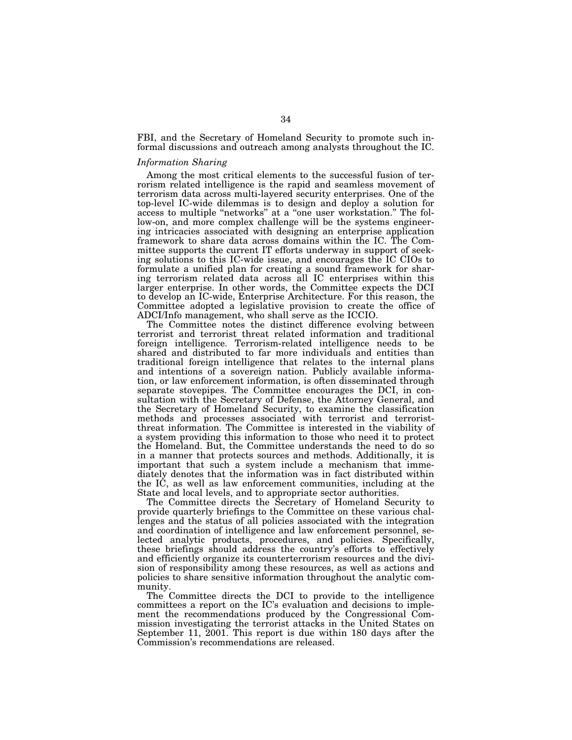FBI, and the Secretary of Homeland Security to promote such informal discussions and outreach among analysts throughout the IC.

*Information Sharing*

Among the most critical elements to the successful fusion of terrorism related intelligence is the rapid and seamless movement of terrorism data across multi-layered security enterprises. One of the top-level IC-wide dilemmas is to design and deploy a solution for access to multiple "networks" at a "one user workstation." The follow-on, and more complex challenge will be the systems engineering intricacies associated with designing an enterprise application framework to share data across domains within the IC. The Committee supports the current IT efforts underway in support of seeking solutions to this IC-wide issue, and encourages the IC CIOs to formulate a unified plan for creating a sound framework for sharing terrorism related data across all IC enterprises within this larger enterprise. In other words, the Committee expects the DCI to develop an IC-wide, Enterprise Architecture. For this reason, the Committee adopted a legislative provision to create the office of ADCI/Info management, who shall serve as the ICCIO.

The Committee notes the distinct difference evolving between terrorist and terrorist threat related information and traditional foreign intelligence. Terrorism-related intelligence needs to be shared and distributed to far more individuals and entities than traditional foreign intelligence that relates to the internal plans and intentions of a sovereign nation. Publicly available information, or law enforcement information, is often disseminated through separate stovepipes. The Committee encourages the DCI, in consultation with the Secretary of Defense, the Attorney General, and the Secretary of Homeland Security, to examine the classification methods and processes associated with terrorist and terrorist-threat information. The Committee is interested in the viability of a system providing this information to those who need it to protect the Homeland. But, the Committee understands the need to do so in a manner that protects sources and methods. Additionally, it is important that such a system include a mechanism that immediately denotes that the information was in fact distributed within the IC, as well as law enforcement communities, including at the State and local levels, and to appropriate sector authorities.

The Committee directs the Secretary of Homeland Security to provide quarterly briefings to the Committee on these various challenges and the status of all policies associated with the integration and coordination of intelligence and law enforcement personnel, selected analytic products, procedures, and policies. Specifically, these briefings should address the country's efforts to effectively and efficiently organize its counterterrorism resources and the division of responsibility among these resources, as well as actions and policies to share sensitive information throughout the analytic community.

The Committee directs the DCI to provide to the intelligence committees a report on the IC's evaluation and decisions to implement the recommendations produced by the Congressional Commission investigating the terrorist attacks in the United States on September 11, 2001. This report is due within 180 days after the Commission's recommendations are released.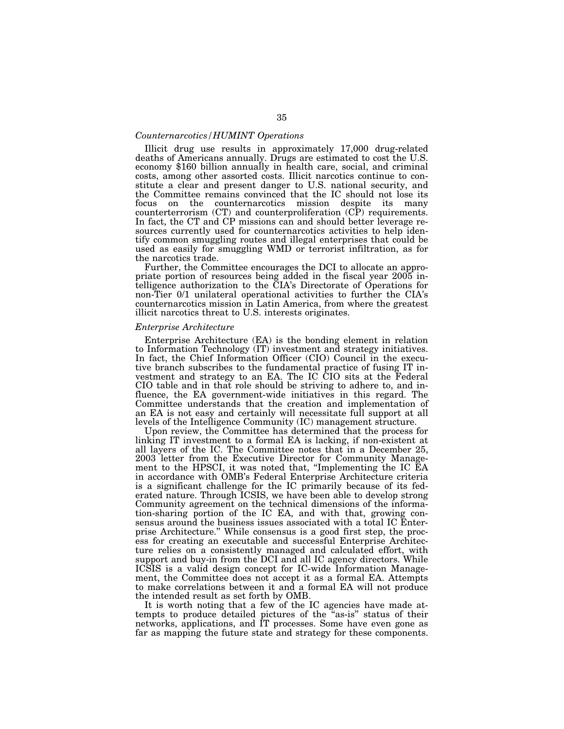*Counternarcotics/HUMINT Operations*

Illicit drug use results in approximately 17,000 drug-related deaths of Americans annually. Drugs are estimated to cost the U.S. economy $160 billion annually in health care, social, and criminal costs, among other assorted costs. Illicit narcotics continue to constitute a clear and present danger to U.S. national security, and the Committee remains convinced that the IC should not lose its focus on the counternarcotics mission despite its many counterterrorism (CT) and counterproliferation (CP) requirements. In fact, the CT and CP missions can and should better leverage resources currently used for counternarcotics activities to help identify common smuggling routes and illegal enterprises that could be used as easily for smuggling WMD or terrorist infiltration, as for the narcotics trade.

Further, the Committee encourages the DCI to allocate an appropriate portion of resources being added in the fiscal year 2005 intelligence authorization to the CIA's Directorate of Operations for non-Tier 0/1 unilateral operational activities to further the CIA's counternarcotics mission in Latin America, from where the greatest illicit narcotics threat to U.S. interests originates.

*Enterprise Architecture*

Enterprise Architecture (EA) is the bonding element in relation to Information Technology (IT) investment and strategy initiatives. In fact, the Chief Information Officer (CIO) Council in the executive branch subscribes to the fundamental practice of fusing IT investment and strategy to an EA. The IC CIO sits at the Federal CIO table and in that role should be striving to adhere to, and influence, the EA government-wide initiatives in this regard. The Committee understands that the creation and implementation of an EA is not easy and certainly will necessitate full support at all levels of the Intelligence Community (IC) management structure.

Upon review, the Committee has determined that the process for linking IT investment to a formal EA is lacking, if non-existent at all layers of the IC. The Committee notes that in a December 25, 2003 letter from the Executive Director for Community Management to the HPSCI, it was noted that, "Implementing the IC EA in accordance with OMB's Federal Enterprise Architecture criteria is a significant challenge for the IC primarily because of its federated nature. Through ICSIS, we have been able to develop strong Community agreement on the technical dimensions of the information-sharing portion of the IC EA, and with that, growing consensus around the business issues associated with a total IC Enterprise Architecture." While consensus is a good first step, the process for creating an executable and successful Enterprise Architecture relies on a consistently managed and calculated effort, with support and buy-in from the DCI and all IC agency directors. While ICSIS is a valid design concept for IC-wide Information Management, the Committee does not accept it as a formal EA. Attempts to make correlations between it and a formal EA will not produce the intended result as set forth by OMB.

It is worth noting that a few of the IC agencies have made attempts to produce detailed pictures of the "as-is" status of their networks, applications, and IT processes. Some have even gone as far as mapping the future state and strategy for these components.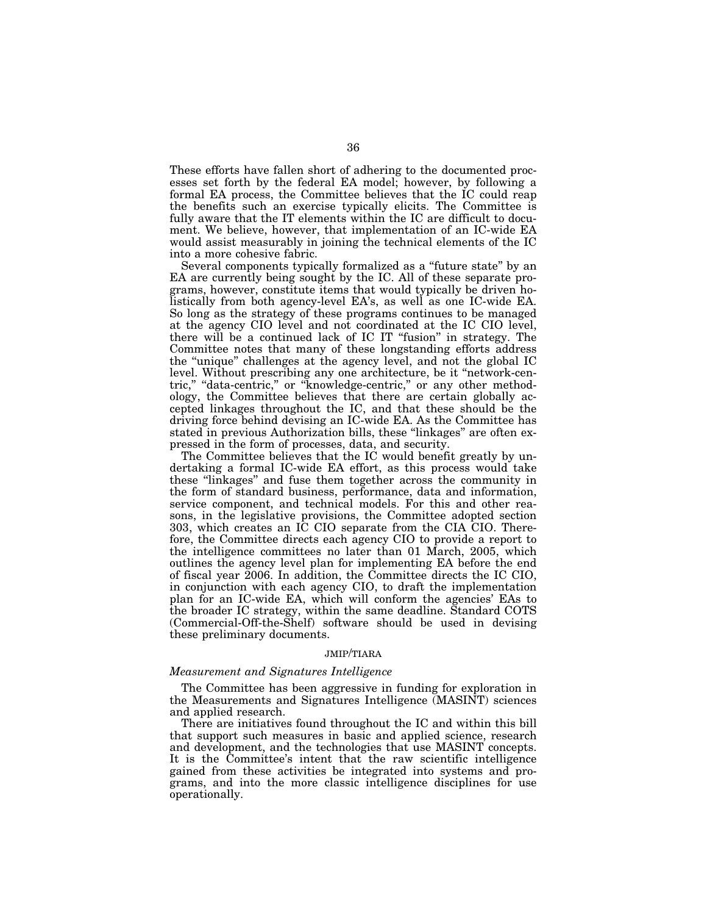These efforts have fallen short of adhering to the documented processes set forth by the federal EA model; however, by following a formal EA process, the Committee believes that the IC could reap the benefits such an exercise typically elicits. The Committee is fully aware that the IT elements within the IC are difficult to document. We believe, however, that implementation of an IC-wide EA would assist measurably in joining the technical elements of the IC into a more cohesive fabric.

Several components typically formalized as a "future state" by an EA are currently being sought by the IC. All of these separate programs, however, constitute items that would typically be driven holistically from both agency-level EA's, as well as one IC-wide EA. So long as the strategy of these programs continues to be managed at the agency CIO level and not coordinated at the IC CIO level, there will be a continued lack of IC IT "fusion" in strategy. The Committee notes that many of these longstanding efforts address the "unique" challenges at the agency level, and not the global IC level. Without prescribing any one architecture, be it "network-centric," "data-centric," or "knowledge-centric," or any other methodology, the Committee believes that there are certain globally accepted linkages throughout the IC, and that these should be the driving force behind devising an IC-wide EA. As the Committee has stated in previous Authorization bills, these "linkages" are often expressed in the form of processes, data, and security.

The Committee believes that the IC would benefit greatly by undertaking a formal IC-wide EA effort, as this process would take these "linkages" and fuse them together across the community in the form of standard business, performance, data and information, service component, and technical models. For this and other reasons, in the legislative provisions, the Committee adopted section 303, which creates an IC CIO separate from the CIA CIO. Therefore, the Committee directs each agency CIO to provide a report to the intelligence committees no later than 01 March, 2005, which outlines the agency level plan for implementing EA before the end of fiscal year 2006. In addition, the Committee directs the IC CIO, in conjunction with each agency CIO, to draft the implementation plan for an IC-wide EA, which will conform the agencies' EAs to the broader IC strategy, within the same deadline. Standard COTS (Commercial-Off-the-Shelf) software should be used in devising these preliminary documents.

## JMIP/TIARA

### *Measurement and Signatures Intelligence*

The Committee has been aggressive in funding for exploration in the Measurements and Signatures Intelligence (MASINT) sciences and applied research.

There are initiatives found throughout the IC and within this bill that support such measures in basic and applied science, research and development, and the technologies that use MASINT concepts. It is the Committee's intent that the raw scientific intelligence gained from these activities be integrated into systems and programs, and into the more classic intelligence disciplines for use operationally.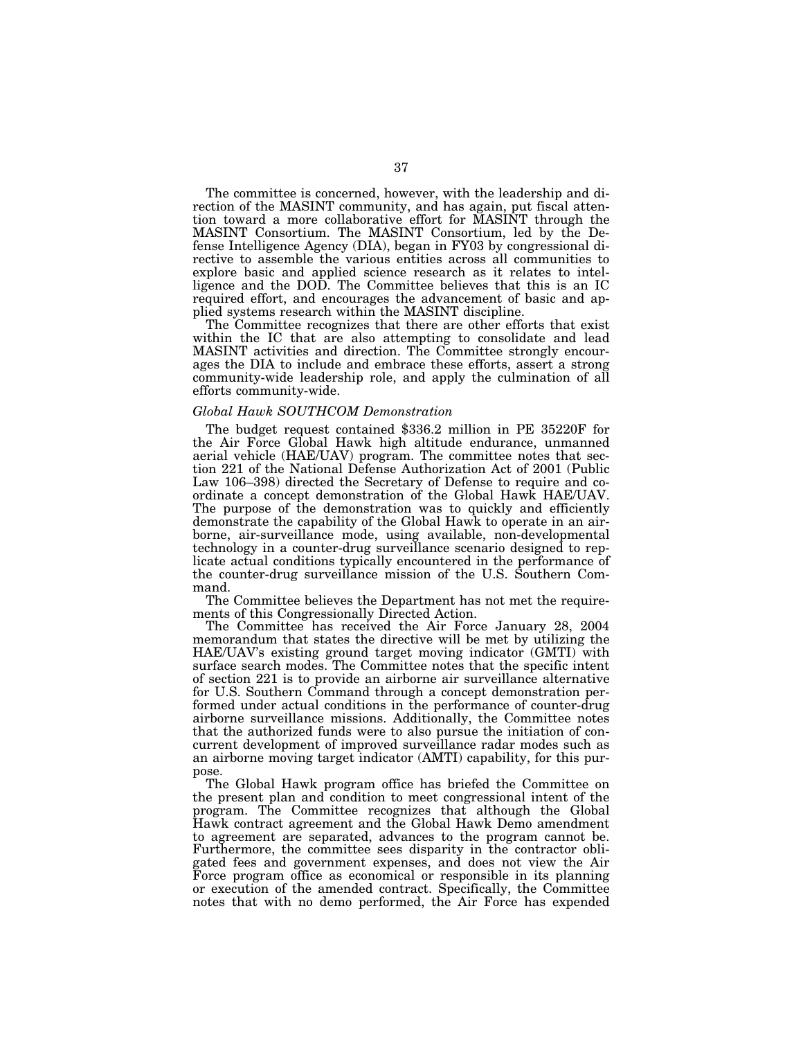The committee is concerned, however, with the leadership and direction of the MASINT community, and has again, put fiscal attention toward a more collaborative effort for MASINT through the MASINT Consortium. The MASINT Consortium, led by the Defense Intelligence Agency (DIA), began in FY03 by congressional directive to assemble the various entities across all communities to explore basic and applied science research as it relates to intelligence and the DOD. The Committee believes that this is an IC required effort, and encourages the advancement of basic and applied systems research within the MASINT discipline.

The Committee recognizes that there are other efforts that exist within the IC that are also attempting to consolidate and lead MASINT activities and direction. The Committee strongly encourages the DIA to include and embrace these efforts, assert a strong community-wide leadership role, and apply the culmination of all efforts community-wide.

*Global Hawk SOUTHCOM Demonstration*

The budget request contained $336.2 million in PE 35220F for the Air Force Global Hawk high altitude endurance, unmanned aerial vehicle (HAE/UAV) program. The committee notes that section 221 of the National Defense Authorization Act of 2001 (Public Law 106–398) directed the Secretary of Defense to require and coordinate a concept demonstration of the Global Hawk HAE/UAV. The purpose of the demonstration was to quickly and efficiently demonstrate the capability of the Global Hawk to operate in an airborne, air-surveillance mode, using available, non-developmental technology in a counter-drug surveillance scenario designed to replicate actual conditions typically encountered in the performance of the counter-drug surveillance mission of the U.S. Southern Command.

The Committee believes the Department has not met the requirements of this Congressionally Directed Action.

The Committee has received the Air Force January 28, 2004 memorandum that states the directive will be met by utilizing the HAE/UAV's existing ground target moving indicator (GMTI) with surface search modes. The Committee notes that the specific intent of section 221 is to provide an airborne air surveillance alternative for U.S. Southern Command through a concept demonstration performed under actual conditions in the performance of counter-drug airborne surveillance missions. Additionally, the Committee notes that the authorized funds were to also pursue the initiation of concurrent development of improved surveillance radar modes such as an airborne moving target indicator (AMTI) capability, for this purpose.

The Global Hawk program office has briefed the Committee on the present plan and condition to meet congressional intent of the program. The Committee recognizes that although the Global Hawk contract agreement and the Global Hawk Demo amendment to agreement are separated, advances to the program cannot be. Furthermore, the committee sees disparity in the contractor obligated fees and government expenses, and does not view the Air Force program office as economical or responsible in its planning or execution of the amended contract. Specifically, the Committee notes that with no demo performed, the Air Force has expended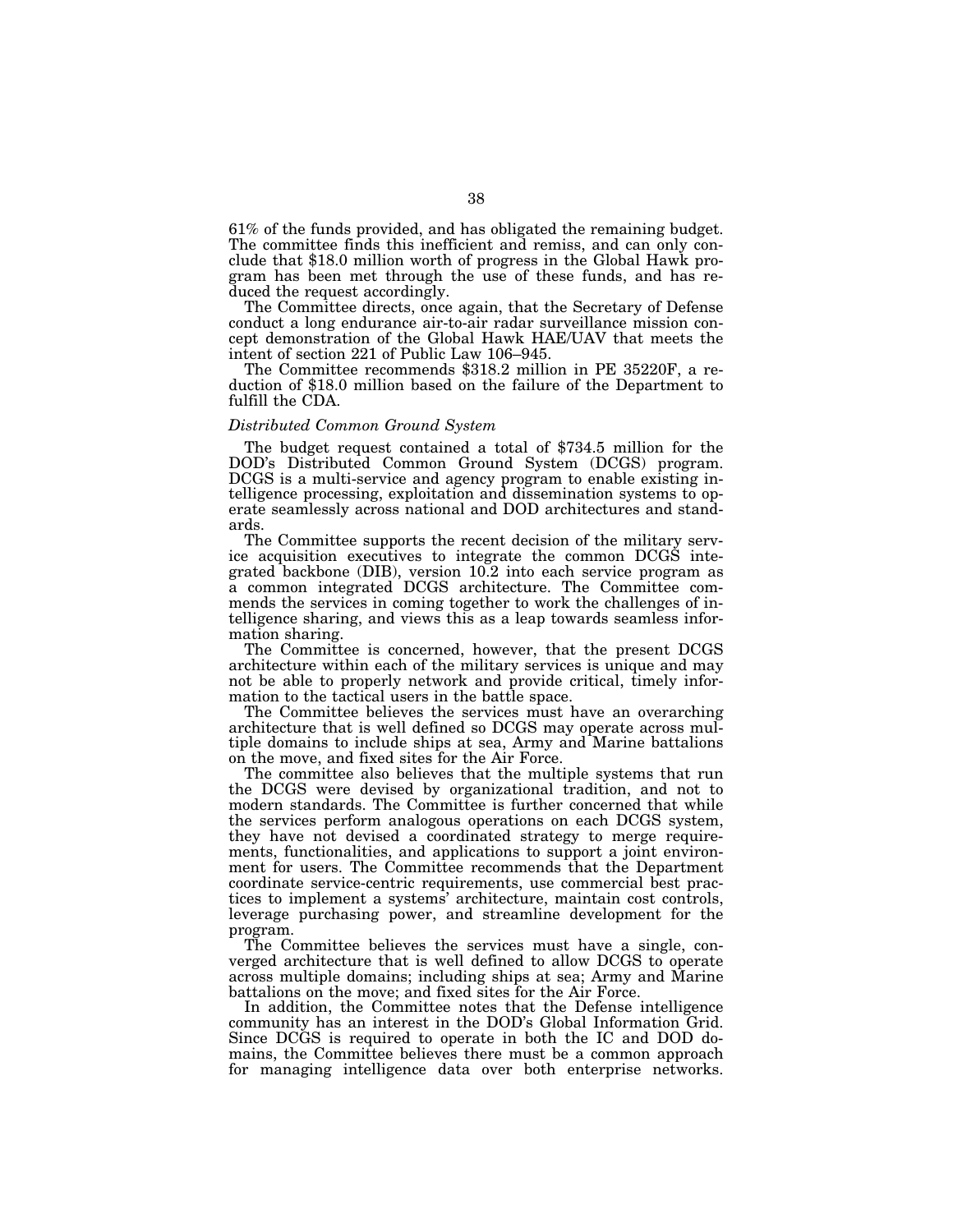61% of the funds provided, and has obligated the remaining budget. The committee finds this inefficient and remiss, and can only conclude that $18.0 million worth of progress in the Global Hawk program has been met through the use of these funds, and has reduced the request accordingly.

The Committee directs, once again, that the Secretary of Defense conduct a long endurance air-to-air radar surveillance mission concept demonstration of the Global Hawk HAE/UAV that meets the intent of section 221 of Public Law 106–945.

The Committee recommends $318.2 million in PE 35220F, a reduction of $18.0 million based on the failure of the Department to fulfill the CDA.

*Distributed Common Ground System*

The budget request contained a total of $734.5 million for the DOD's Distributed Common Ground System (DCGS) program. DCGS is a multi-service and agency program to enable existing intelligence processing, exploitation and dissemination systems to operate seamlessly across national and DOD architectures and standards.

The Committee supports the recent decision of the military service acquisition executives to integrate the common DCGS integrated backbone (DIB), version 10.2 into each service program as a common integrated DCGS architecture. The Committee commends the services in coming together to work the challenges of intelligence sharing, and views this as a leap towards seamless information sharing.

The Committee is concerned, however, that the present DCGS architecture within each of the military services is unique and may not be able to properly network and provide critical, timely information to the tactical users in the battle space.

The Committee believes the services must have an overarching architecture that is well defined so DCGS may operate across multiple domains to include ships at sea, Army and Marine battalions on the move, and fixed sites for the Air Force.

The committee also believes that the multiple systems that run the DCGS were devised by organizational tradition, and not to modern standards. The Committee is further concerned that while the services perform analogous operations on each DCGS system, they have not devised a coordinated strategy to merge requirements, functionalities, and applications to support a joint environment for users. The Committee recommends that the Department coordinate service-centric requirements, use commercial best practices to implement a systems' architecture, maintain cost controls, leverage purchasing power, and streamline development for the program.

The Committee believes the services must have a single, converged architecture that is well defined to allow DCGS to operate across multiple domains; including ships at sea; Army and Marine battalions on the move; and fixed sites for the Air Force.

In addition, the Committee notes that the Defense intelligence community has an interest in the DOD's Global Information Grid. Since DCGS is required to operate in both the IC and DOD domains, the Committee believes there must be a common approach for managing intelligence data over both enterprise networks.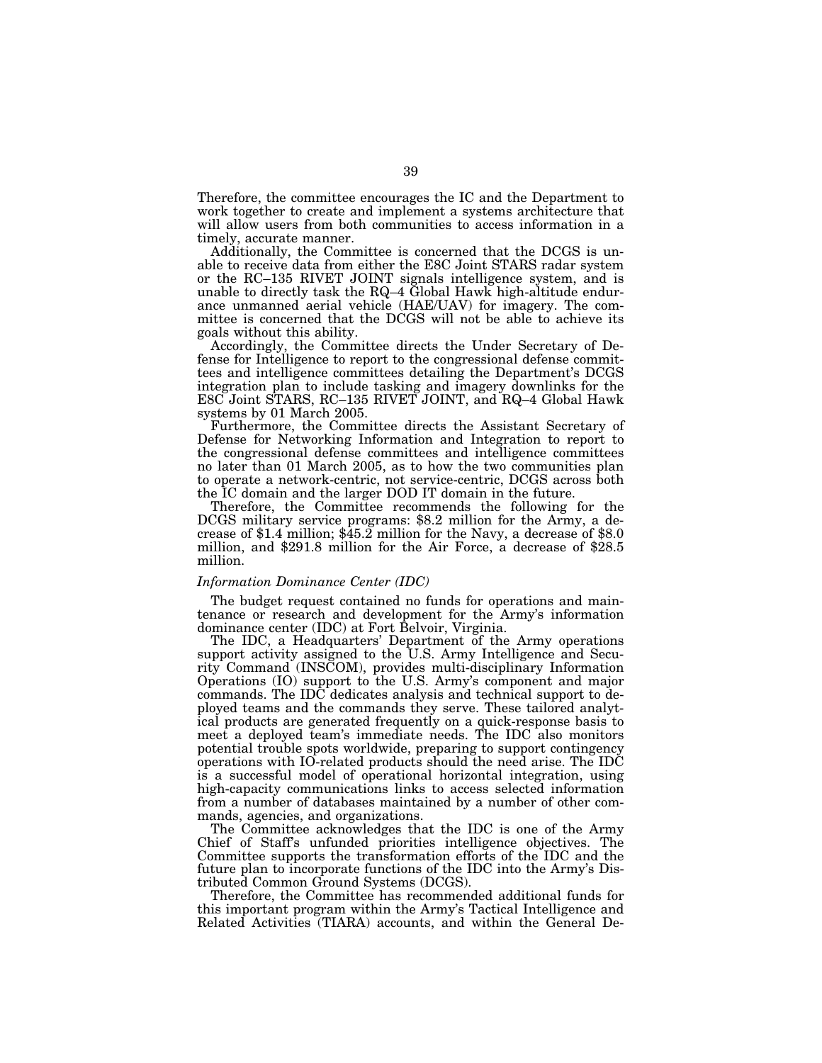Therefore, the committee encourages the IC and the Department to work together to create and implement a systems architecture that will allow users from both communities to access information in a timely, accurate manner.

Additionally, the Committee is concerned that the DCGS is unable to receive data from either the E8C Joint STARS radar system or the RC–135 RIVET JOINT signals intelligence system, and is unable to directly task the RQ–4 Global Hawk high-altitude endurance unmanned aerial vehicle (HAE/UAV) for imagery. The committee is concerned that the DCGS will not be able to achieve its goals without this ability.

Accordingly, the Committee directs the Under Secretary of Defense for Intelligence to report to the congressional defense committees and intelligence committees detailing the Department's DCGS integration plan to include tasking and imagery downlinks for the E8C Joint STARS, RC–135 RIVET JOINT, and RQ–4 Global Hawk systems by 01 March 2005.

Furthermore, the Committee directs the Assistant Secretary of Defense for Networking Information and Integration to report to the congressional defense committees and intelligence committees no later than 01 March 2005, as to how the two communities plan to operate a network-centric, not service-centric, DCGS across both the IC domain and the larger DOD IT domain in the future.

Therefore, the Committee recommends the following for the DCGS military service programs: $8.2 million for the Army, a decrease of $1.4 million; $45.2 million for the Navy, a decrease of $8.0 million, and $291.8 million for the Air Force, a decrease of $28.5 million.

*Information Dominance Center (IDC)*

The budget request contained no funds for operations and maintenance or research and development for the Army's information dominance center (IDC) at Fort Belvoir, Virginia.

The IDC, a Headquarters' Department of the Army operations support activity assigned to the U.S. Army Intelligence and Security Command (INSCOM), provides multi-disciplinary Information Operations (IO) support to the U.S. Army's component and major commands. The IDC dedicates analysis and technical support to deployed teams and the commands they serve. These tailored analytical products are generated frequently on a quick-response basis to meet a deployed team's immediate needs. The IDC also monitors potential trouble spots worldwide, preparing to support contingency operations with IO-related products should the need arise. The IDC is a successful model of operational horizontal integration, using high-capacity communications links to access selected information from a number of databases maintained by a number of other commands, agencies, and organizations.

The Committee acknowledges that the IDC is one of the Army Chief of Staff's unfunded priorities intelligence objectives. The Committee supports the transformation efforts of the IDC and the future plan to incorporate functions of the IDC into the Army's Distributed Common Ground Systems (DCGS).

Therefore, the Committee has recommended additional funds for this important program within the Army's Tactical Intelligence and Related Activities (TIARA) accounts, and within the General De-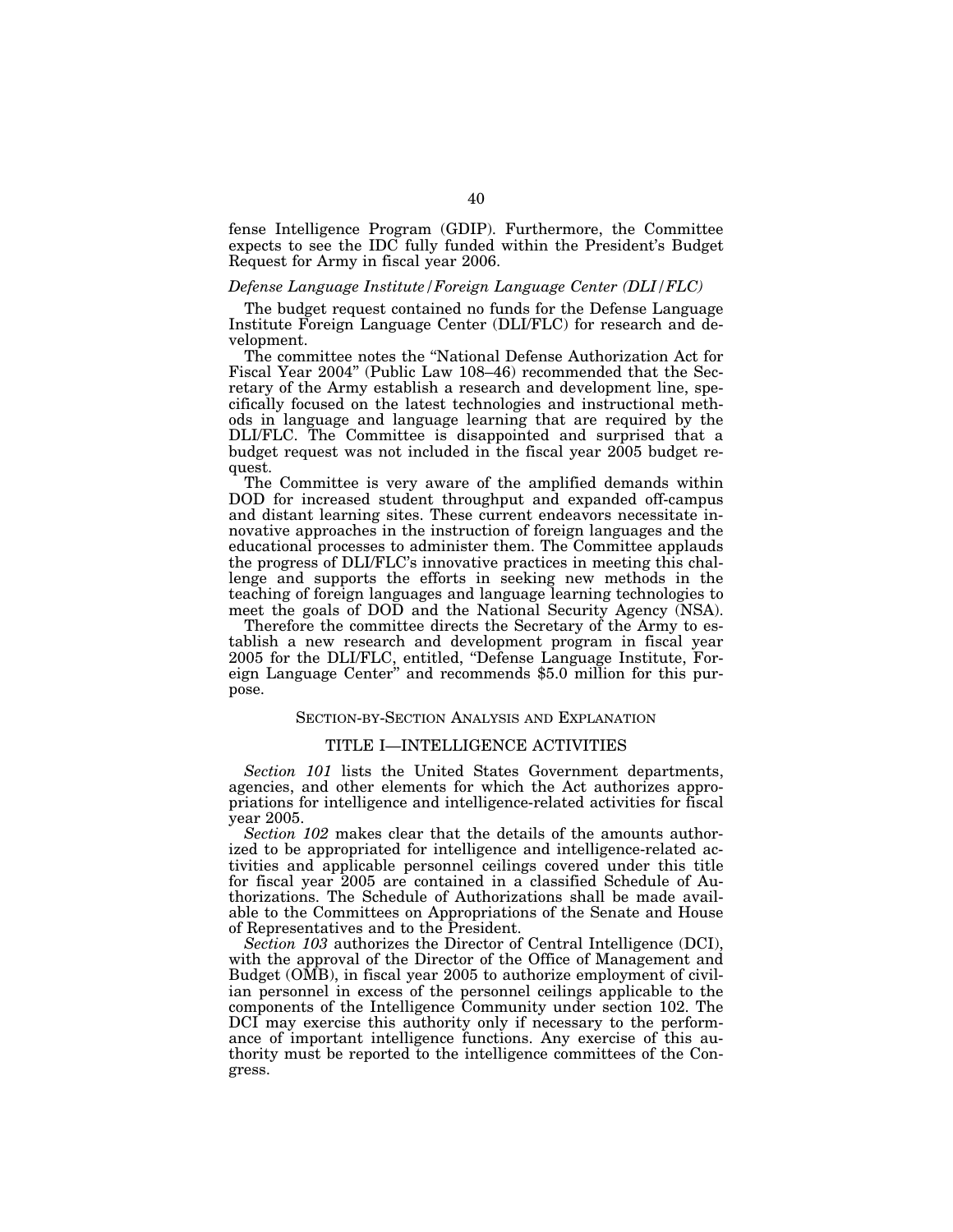fense Intelligence Program (GDIP). Furthermore, the Committee expects to see the IDC fully funded within the President's Budget Request for Army in fiscal year 2006.

*Defense Language Institute/Foreign Language Center (DLI/FLC)*

The budget request contained no funds for the Defense Language Institute Foreign Language Center (DLI/FLC) for research and development.

The committee notes the "National Defense Authorization Act for Fiscal Year 2004" (Public Law 108–46) recommended that the Secretary of the Army establish a research and development line, specifically focused on the latest technologies and instructional methods in language and language learning that are required by the DLI/FLC. The Committee is disappointed and surprised that a budget request was not included in the fiscal year 2005 budget request.

The Committee is very aware of the amplified demands within DOD for increased student throughput and expanded off-campus and distant learning sites. These current endeavors necessitate innovative approaches in the instruction of foreign languages and the educational processes to administer them. The Committee applauds the progress of DLI/FLC's innovative practices in meeting this challenge and supports the efforts in seeking new methods in the teaching of foreign languages and language learning technologies to meet the goals of DOD and the National Security Agency (NSA).

Therefore the committee directs the Secretary of the Army to establish a new research and development program in fiscal year 2005 for the DLI/FLC, entitled, "Defense Language Institute, Foreign Language Center" and recommends $5.0 million for this purpose.

## SECTION-BY-SECTION ANALYSIS AND EXPLANATION

## TITLE I—INTELLIGENCE ACTIVITIES

*Section 101* lists the United States Government departments, agencies, and other elements for which the Act authorizes appropriations for intelligence and intelligence-related activities for fiscal year 2005.

*Section 102* makes clear that the details of the amounts authorized to be appropriated for intelligence and intelligence-related activities and applicable personnel ceilings covered under this title for fiscal year 2005 are contained in a classified Schedule of Authorizations. The Schedule of Authorizations shall be made available to the Committees on Appropriations of the Senate and House of Representatives and to the President.

*Section 103* authorizes the Director of Central Intelligence (DCI), with the approval of the Director of the Office of Management and Budget (OMB), in fiscal year 2005 to authorize employment of civilian personnel in excess of the personnel ceilings applicable to the components of the Intelligence Community under section 102. The DCI may exercise this authority only if necessary to the performance of important intelligence functions. Any exercise of this authority must be reported to the intelligence committees of the Congress.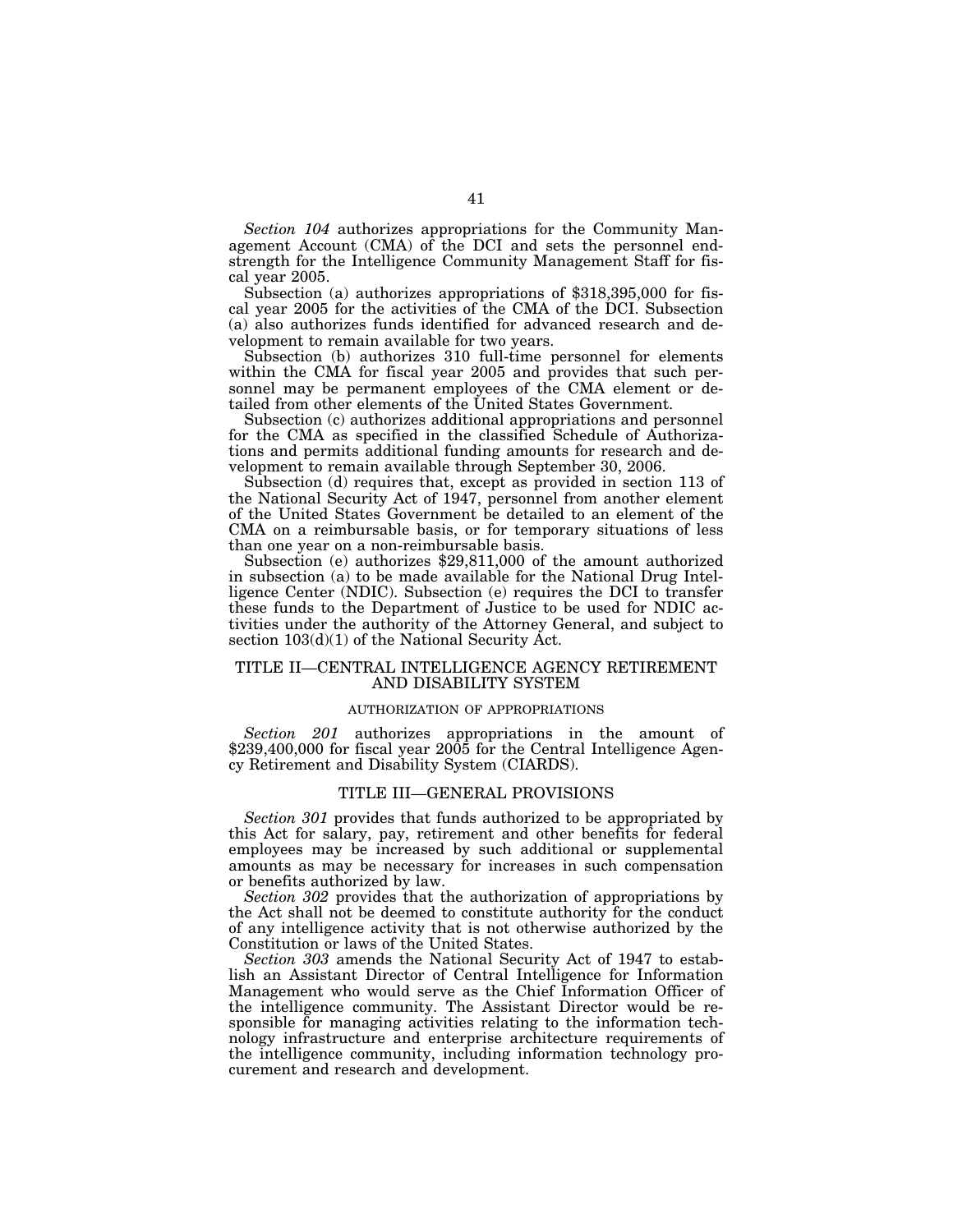*Section 104* authorizes appropriations for the Community Management Account (CMA) of the DCI and sets the personnel end-strength for the Intelligence Community Management Staff for fiscal year 2005.

Subsection (a) authorizes appropriations of $318,395,000 for fiscal year 2005 for the activities of the CMA of the DCI. Subsection (a) also authorizes funds identified for advanced research and development to remain available for two years.

Subsection (b) authorizes 310 full-time personnel for elements within the CMA for fiscal year 2005 and provides that such personnel may be permanent employees of the CMA element or detailed from other elements of the United States Government.

Subsection (c) authorizes additional appropriations and personnel for the CMA as specified in the classified Schedule of Authorizations and permits additional funding amounts for research and development to remain available through September 30, 2006.

Subsection (d) requires that, except as provided in section 113 of the National Security Act of 1947, personnel from another element of the United States Government be detailed to an element of the CMA on a reimbursable basis, or for temporary situations of less than one year on a non-reimbursable basis.

Subsection (e) authorizes $29,811,000 of the amount authorized in subsection (a) to be made available for the National Drug Intelligence Center (NDIC). Subsection (e) requires the DCI to transfer these funds to the Department of Justice to be used for NDIC activities under the authority of the Attorney General, and subject to section 103(d)(1) of the National Security Act.

## TITLE II—CENTRAL INTELLIGENCE AGENCY RETIREMENT AND DISABILITY SYSTEM

### AUTHORIZATION OF APPROPRIATIONS

*Section 201* authorizes appropriations in the amount of $239,400,000 for fiscal year 2005 for the Central Intelligence Agency Retirement and Disability System (CIARDS).

## TITLE III—GENERAL PROVISIONS

*Section 301* provides that funds authorized to be appropriated by this Act for salary, pay, retirement and other benefits for federal employees may be increased by such additional or supplemental amounts as may be necessary for increases in such compensation or benefits authorized by law.

*Section 302* provides that the authorization of appropriations by the Act shall not be deemed to constitute authority for the conduct of any intelligence activity that is not otherwise authorized by the Constitution or laws of the United States.

*Section 303* amends the National Security Act of 1947 to establish an Assistant Director of Central Intelligence for Information Management who would serve as the Chief Information Officer of the intelligence community. The Assistant Director would be responsible for managing activities relating to the information technology infrastructure and enterprise architecture requirements of the intelligence community, including information technology procurement and research and development.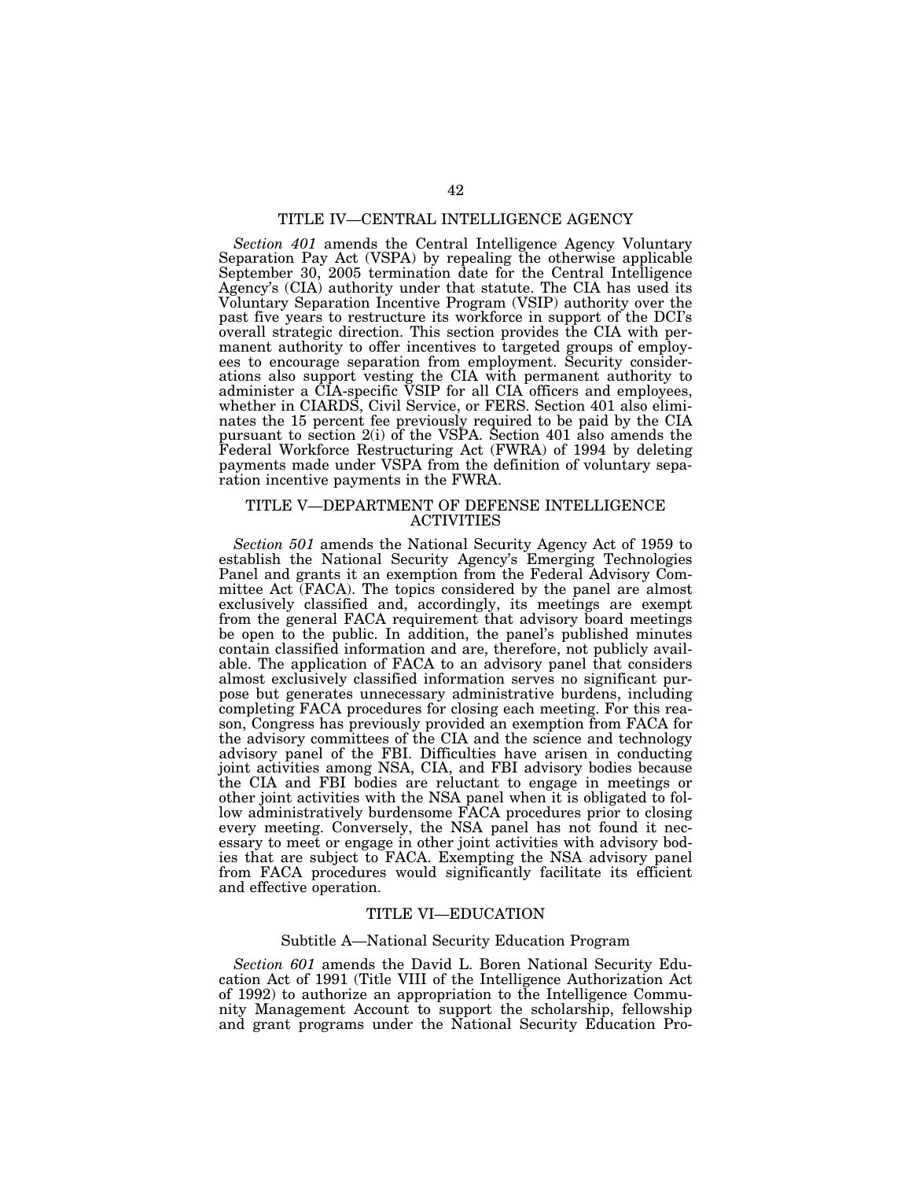## TITLE IV—CENTRAL INTELLIGENCE AGENCY

*Section 401* amends the Central Intelligence Agency Voluntary Separation Pay Act (VSPA) by repealing the otherwise applicable September 30, 2005 termination date for the Central Intelligence Agency's (CIA) authority under that statute. The CIA has used its Voluntary Separation Incentive Program (VSIP) authority over the past five years to restructure its workforce in support of the DCI's overall strategic direction. This section provides the CIA with permanent authority to offer incentives to targeted groups of employees to encourage separation from employment. Security considerations also support vesting the CIA with permanent authority to administer a CIA-specific VSIP for all CIA officers and employees, whether in CIARDS, Civil Service, or FERS. Section 401 also eliminates the 15 percent fee previously required to be paid by the CIA pursuant to section 2(i) of the VSPA. Section 401 also amends the Federal Workforce Restructuring Act (FWRA) of 1994 by deleting payments made under VSPA from the definition of voluntary separation incentive payments in the FWRA.

## TITLE V—DEPARTMENT OF DEFENSE INTELLIGENCE ACTIVITIES

*Section 501* amends the National Security Agency Act of 1959 to establish the National Security Agency's Emerging Technologies Panel and grants it an exemption from the Federal Advisory Committee Act (FACA). The topics considered by the panel are almost exclusively classified and, accordingly, its meetings are exempt from the general FACA requirement that advisory board meetings be open to the public. In addition, the panel's published minutes contain classified information and are, therefore, not publicly available. The application of FACA to an advisory panel that considers almost exclusively classified information serves no significant purpose but generates unnecessary administrative burdens, including completing FACA procedures for closing each meeting. For this reason, Congress has previously provided an exemption from FACA for the advisory committees of the CIA and the science and technology advisory panel of the FBI. Difficulties have arisen in conducting joint activities among NSA, CIA, and FBI advisory bodies because the CIA and FBI bodies are reluctant to engage in meetings or other joint activities with the NSA panel when it is obligated to follow administratively burdensome FACA procedures prior to closing every meeting. Conversely, the NSA panel has not found it necessary to meet or engage in other joint activities with advisory bodies that are subject to FACA. Exempting the NSA advisory panel from FACA procedures would significantly facilitate its efficient and effective operation.

## TITLE VI—EDUCATION

### Subtitle A—National Security Education Program

*Section 601* amends the David L. Boren National Security Education Act of 1991 (Title VIII of the Intelligence Authorization Act of 1992) to authorize an appropriation to the Intelligence Community Management Account to support the scholarship, fellowship and grant programs under the National Security Education Pro-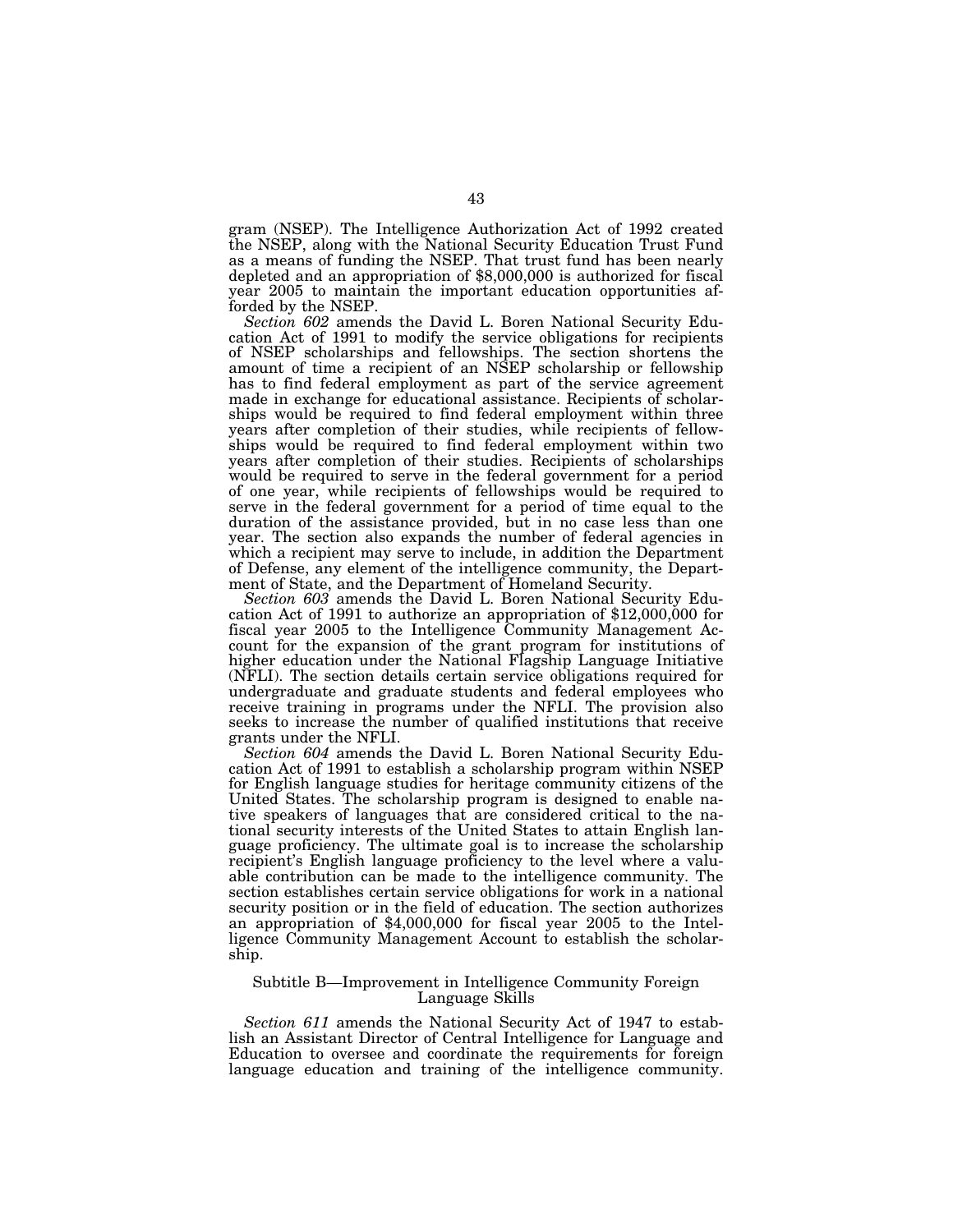gram (NSEP). The Intelligence Authorization Act of 1992 created the NSEP, along with the National Security Education Trust Fund as a means of funding the NSEP. That trust fund has been nearly depleted and an appropriation of $8,000,000 is authorized for fiscal year 2005 to maintain the important education opportunities afforded by the NSEP.

*Section 602* amends the David L. Boren National Security Education Act of 1991 to modify the service obligations for recipients of NSEP scholarships and fellowships. The section shortens the amount of time a recipient of an NSEP scholarship or fellowship has to find federal employment as part of the service agreement made in exchange for educational assistance. Recipients of scholarships would be required to find federal employment within three years after completion of their studies, while recipients of fellowships would be required to find federal employment within two years after completion of their studies. Recipients of scholarships would be required to serve in the federal government for a period of one year, while recipients of fellowships would be required to serve in the federal government for a period of time equal to the duration of the assistance provided, but in no case less than one year. The section also expands the number of federal agencies in which a recipient may serve to include, in addition the Department of Defense, any element of the intelligence community, the Department of State, and the Department of Homeland Security.

*Section 603* amends the David L. Boren National Security Education Act of 1991 to authorize an appropriation of $12,000,000 for fiscal year 2005 to the Intelligence Community Management Account for the expansion of the grant program for institutions of higher education under the National Flagship Language Initiative (NFLI). The section details certain service obligations required for undergraduate and graduate students and federal employees who receive training in programs under the NFLI. The provision also seeks to increase the number of qualified institutions that receive grants under the NFLI.

*Section 604* amends the David L. Boren National Security Education Act of 1991 to establish a scholarship program within NSEP for English language studies for heritage community citizens of the United States. The scholarship program is designed to enable native speakers of languages that are considered critical to the national security interests of the United States to attain English language proficiency. The ultimate goal is to increase the scholarship recipient's English language proficiency to the level where a valuable contribution can be made to the intelligence community. The section establishes certain service obligations for work in a national security position or in the field of education. The section authorizes an appropriation of $4,000,000 for fiscal year 2005 to the Intelligence Community Management Account to establish the scholarship.

## Subtitle B—Improvement in Intelligence Community Foreign Language Skills

*Section 611* amends the National Security Act of 1947 to establish an Assistant Director of Central Intelligence for Language and Education to oversee and coordinate the requirements for foreign language education and training of the intelligence community.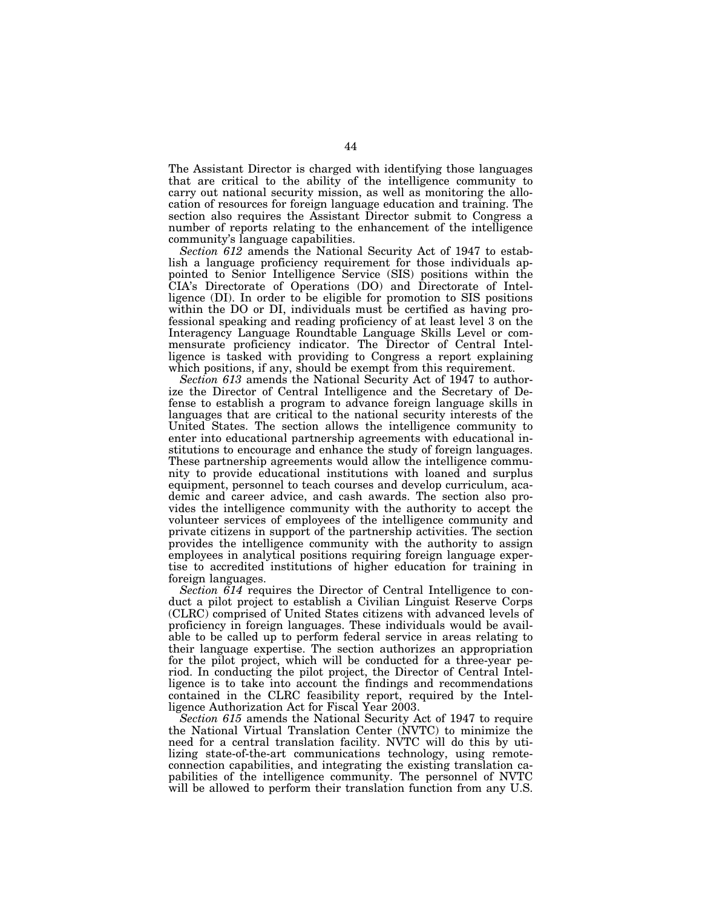The Assistant Director is charged with identifying those languages that are critical to the ability of the intelligence community to carry out national security mission, as well as monitoring the allocation of resources for foreign language education and training. The section also requires the Assistant Director submit to Congress a number of reports relating to the enhancement of the intelligence community's language capabilities.

*Section 612* amends the National Security Act of 1947 to establish a language proficiency requirement for those individuals appointed to Senior Intelligence Service (SIS) positions within the CIA's Directorate of Operations (DO) and Directorate of Intelligence (DI). In order to be eligible for promotion to SIS positions within the DO or DI, individuals must be certified as having professional speaking and reading proficiency of at least level 3 on the Interagency Language Roundtable Language Skills Level or commensurate proficiency indicator. The Director of Central Intelligence is tasked with providing to Congress a report explaining which positions, if any, should be exempt from this requirement.

*Section 613* amends the National Security Act of 1947 to authorize the Director of Central Intelligence and the Secretary of Defense to establish a program to advance foreign language skills in languages that are critical to the national security interests of the United States. The section allows the intelligence community to enter into educational partnership agreements with educational institutions to encourage and enhance the study of foreign languages. These partnership agreements would allow the intelligence community to provide educational institutions with loaned and surplus equipment, personnel to teach courses and develop curriculum, academic and career advice, and cash awards. The section also provides the intelligence community with the authority to accept the volunteer services of employees of the intelligence community and private citizens in support of the partnership activities. The section provides the intelligence community with the authority to assign employees in analytical positions requiring foreign language expertise to accredited institutions of higher education for training in foreign languages.

*Section 614* requires the Director of Central Intelligence to conduct a pilot project to establish a Civilian Linguist Reserve Corps (CLRC) comprised of United States citizens with advanced levels of proficiency in foreign languages. These individuals would be available to be called up to perform federal service in areas relating to their language expertise. The section authorizes an appropriation for the pilot project, which will be conducted for a three-year period. In conducting the pilot project, the Director of Central Intelligence is to take into account the findings and recommendations contained in the CLRC feasibility report, required by the Intelligence Authorization Act for Fiscal Year 2003.

*Section 615* amends the National Security Act of 1947 to require the National Virtual Translation Center (NVTC) to minimize the need for a central translation facility. NVTC will do this by utilizing state-of-the-art communications technology, using remote-connection capabilities, and integrating the existing translation capabilities of the intelligence community. The personnel of NVTC will be allowed to perform their translation function from any U.S.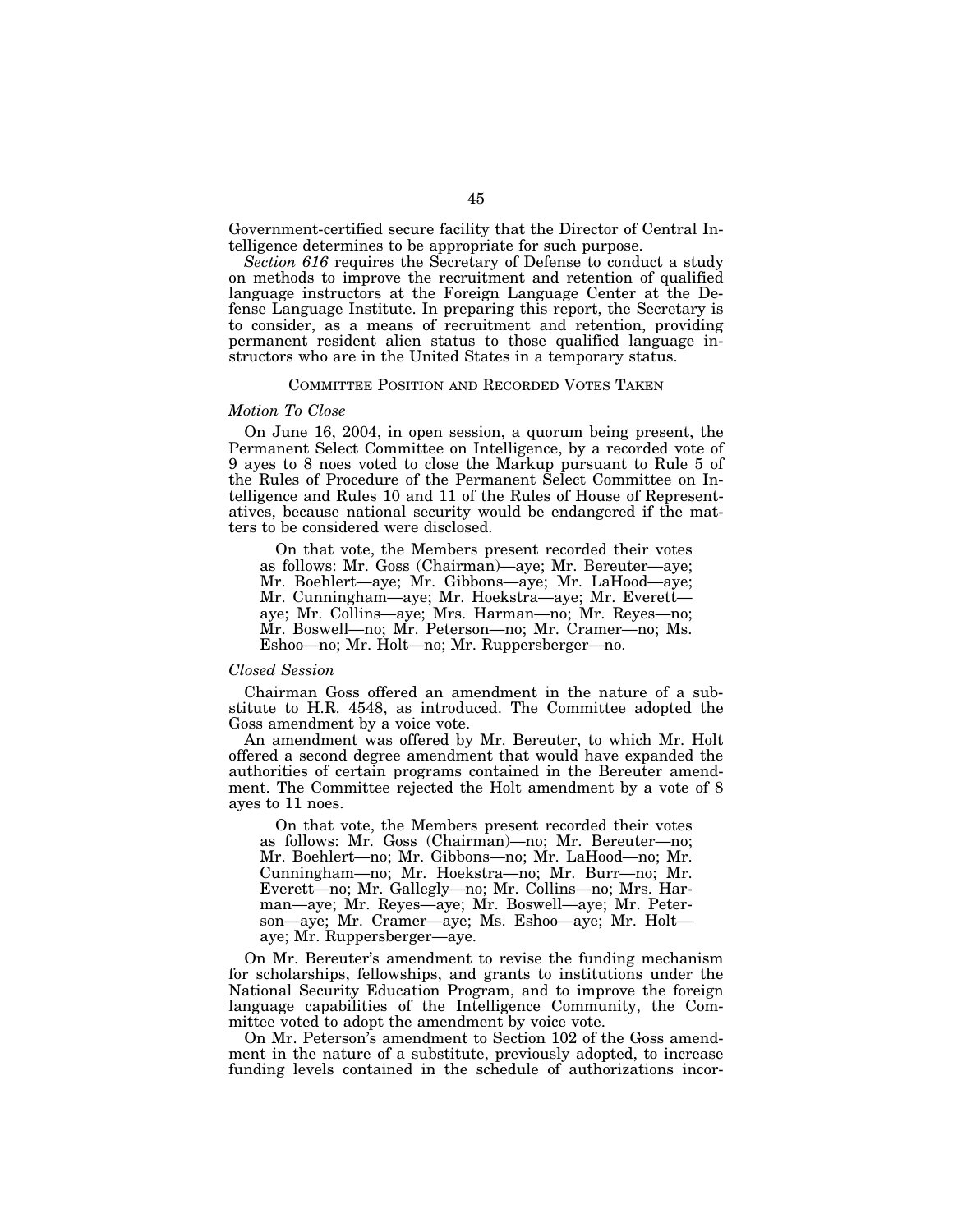Government-certified secure facility that the Director of Central Intelligence determines to be appropriate for such purpose.

*Section 616* requires the Secretary of Defense to conduct a study on methods to improve the recruitment and retention of qualified language instructors at the Foreign Language Center at the Defense Language Institute. In preparing this report, the Secretary is to consider, as a means of recruitment and retention, providing permanent resident alien status to those qualified language instructors who are in the United States in a temporary status.

## COMMITTEE POSITION AND RECORDED VOTES TAKEN

### *Motion To Close*

On June 16, 2004, in open session, a quorum being present, the Permanent Select Committee on Intelligence, by a recorded vote of 9 ayes to 8 noes voted to close the Markup pursuant to Rule 5 of the Rules of Procedure of the Permanent Select Committee on Intelligence and Rules 10 and 11 of the Rules of House of Representatives, because national security would be endangered if the matters to be considered were disclosed.

> On that vote, the Members present recorded their votes as follows: Mr. Goss (Chairman)—aye; Mr. Bereuter—aye; Mr. Boehlert—aye; Mr. Gibbons—aye; Mr. LaHood—aye; Mr. Cunningham—aye; Mr. Hoekstra—aye; Mr. Everett—aye; Mr. Collins—aye; Mrs. Harman—no; Mr. Reyes—no; Mr. Boswell—no; Mr. Peterson—no; Mr. Cramer—no; Ms. Eshoo—no; Mr. Holt—no; Mr. Ruppersberger—no.

### *Closed Session*

Chairman Goss offered an amendment in the nature of a substitute to H.R. 4548, as introduced. The Committee adopted the Goss amendment by a voice vote.

An amendment was offered by Mr. Bereuter, to which Mr. Holt offered a second degree amendment that would have expanded the authorities of certain programs contained in the Bereuter amendment. The Committee rejected the Holt amendment by a vote of 8 ayes to 11 noes.

> On that vote, the Members present recorded their votes as follows: Mr. Goss (Chairman)—no; Mr. Bereuter—no; Mr. Boehlert—no; Mr. Gibbons—no; Mr. LaHood—no; Mr. Cunningham—no; Mr. Hoekstra—no; Mr. Burr—no; Mr. Everett—no; Mr. Gallegly—no; Mr. Collins—no; Mrs. Harman—aye; Mr. Reyes—aye; Mr. Boswell—aye; Mr. Peterson—aye; Mr. Cramer—aye; Ms. Eshoo—aye; Mr. Holt—aye; Mr. Ruppersberger—aye.

On Mr. Bereuter's amendment to revise the funding mechanism for scholarships, fellowships, and grants to institutions under the National Security Education Program, and to improve the foreign language capabilities of the Intelligence Community, the Committee voted to adopt the amendment by voice vote.

On Mr. Peterson's amendment to Section 102 of the Goss amendment in the nature of a substitute, previously adopted, to increase funding levels contained in the schedule of authorizations incor-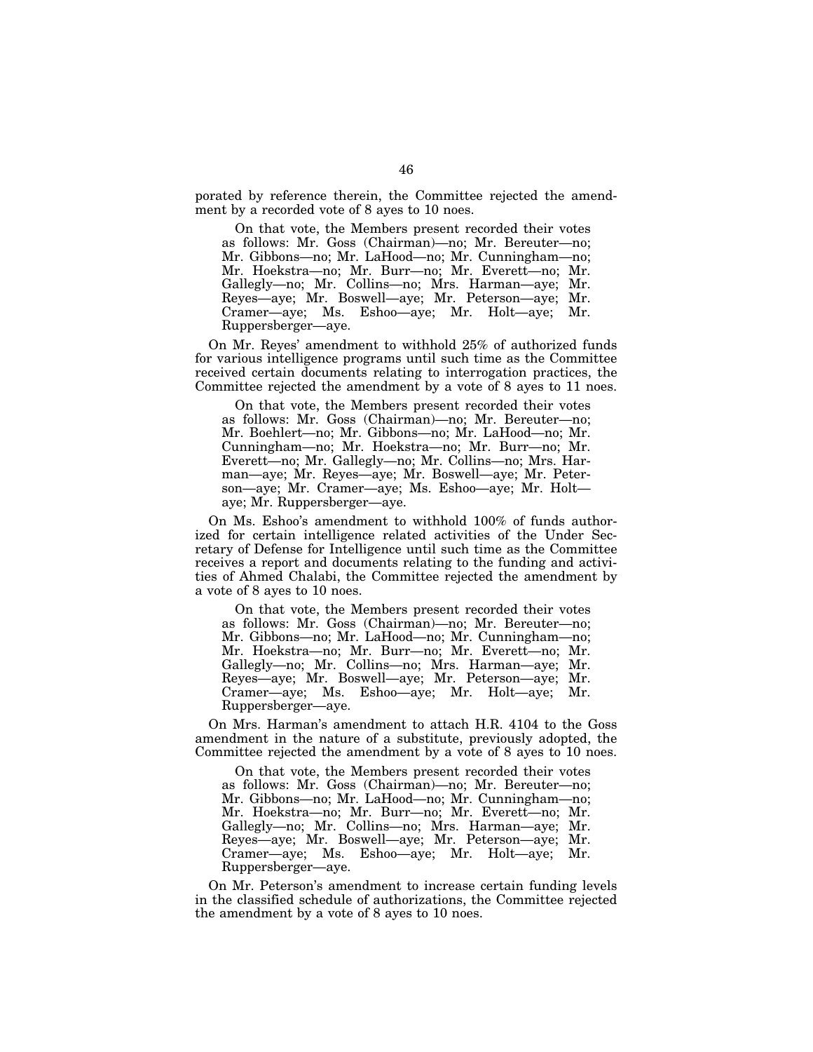porated by reference therein, the Committee rejected the amendment by a recorded vote of 8 ayes to 10 noes.

> On that vote, the Members present recorded their votes as follows: Mr. Goss (Chairman)—no; Mr. Bereuter—no; Mr. Gibbons—no; Mr. LaHood—no; Mr. Cunningham—no; Mr. Hoekstra—no; Mr. Burr—no; Mr. Everett—no; Mr. Gallegly—no; Mr. Collins—no; Mrs. Harman—aye; Mr. Reyes—aye; Mr. Boswell—aye; Mr. Peterson—aye; Mr. Cramer—aye; Ms. Eshoo—aye; Mr. Holt—aye; Mr. Ruppersberger—aye.

On Mr. Reyes' amendment to withhold 25% of authorized funds for various intelligence programs until such time as the Committee received certain documents relating to interrogation practices, the Committee rejected the amendment by a vote of 8 ayes to 11 noes.

> On that vote, the Members present recorded their votes as follows: Mr. Goss (Chairman)—no; Mr. Bereuter—no; Mr. Boehlert—no; Mr. Gibbons—no; Mr. LaHood—no; Mr. Cunningham—no; Mr. Hoekstra—no; Mr. Burr—no; Mr. Everett—no; Mr. Gallegly—no; Mr. Collins—no; Mrs. Harman—aye; Mr. Reyes—aye; Mr. Boswell—aye; Mr. Peterson—aye; Mr. Cramer—aye; Ms. Eshoo—aye; Mr. Holt—aye; Mr. Ruppersberger—aye.

On Ms. Eshoo's amendment to withhold 100% of funds authorized for certain intelligence related activities of the Under Secretary of Defense for Intelligence until such time as the Committee receives a report and documents relating to the funding and activities of Ahmed Chalabi, the Committee rejected the amendment by a vote of 8 ayes to 10 noes.

> On that vote, the Members present recorded their votes as follows: Mr. Goss (Chairman)—no; Mr. Bereuter—no; Mr. Gibbons—no; Mr. LaHood—no; Mr. Cunningham—no; Mr. Hoekstra—no; Mr. Burr—no; Mr. Everett—no; Mr. Gallegly—no; Mr. Collins—no; Mrs. Harman—aye; Mr. Reyes—aye; Mr. Boswell—aye; Mr. Peterson—aye; Mr. Cramer—aye; Ms. Eshoo—aye; Mr. Holt—aye; Mr. Ruppersberger—aye.

On Mrs. Harman's amendment to attach H.R. 4104 to the Goss amendment in the nature of a substitute, previously adopted, the Committee rejected the amendment by a vote of 8 ayes to 10 noes.

> On that vote, the Members present recorded their votes as follows: Mr. Goss (Chairman)—no; Mr. Bereuter—no; Mr. Gibbons—no; Mr. LaHood—no; Mr. Cunningham—no; Mr. Hoekstra—no; Mr. Burr—no; Mr. Everett—no; Mr. Gallegly—no; Mr. Collins—no; Mrs. Harman—aye; Mr. Reyes—aye; Mr. Boswell—aye; Mr. Peterson—aye; Mr. Cramer—aye; Ms. Eshoo—aye; Mr. Holt—aye; Mr. Ruppersberger—aye.

On Mr. Peterson's amendment to increase certain funding levels in the classified schedule of authorizations, the Committee rejected the amendment by a vote of 8 ayes to 10 noes.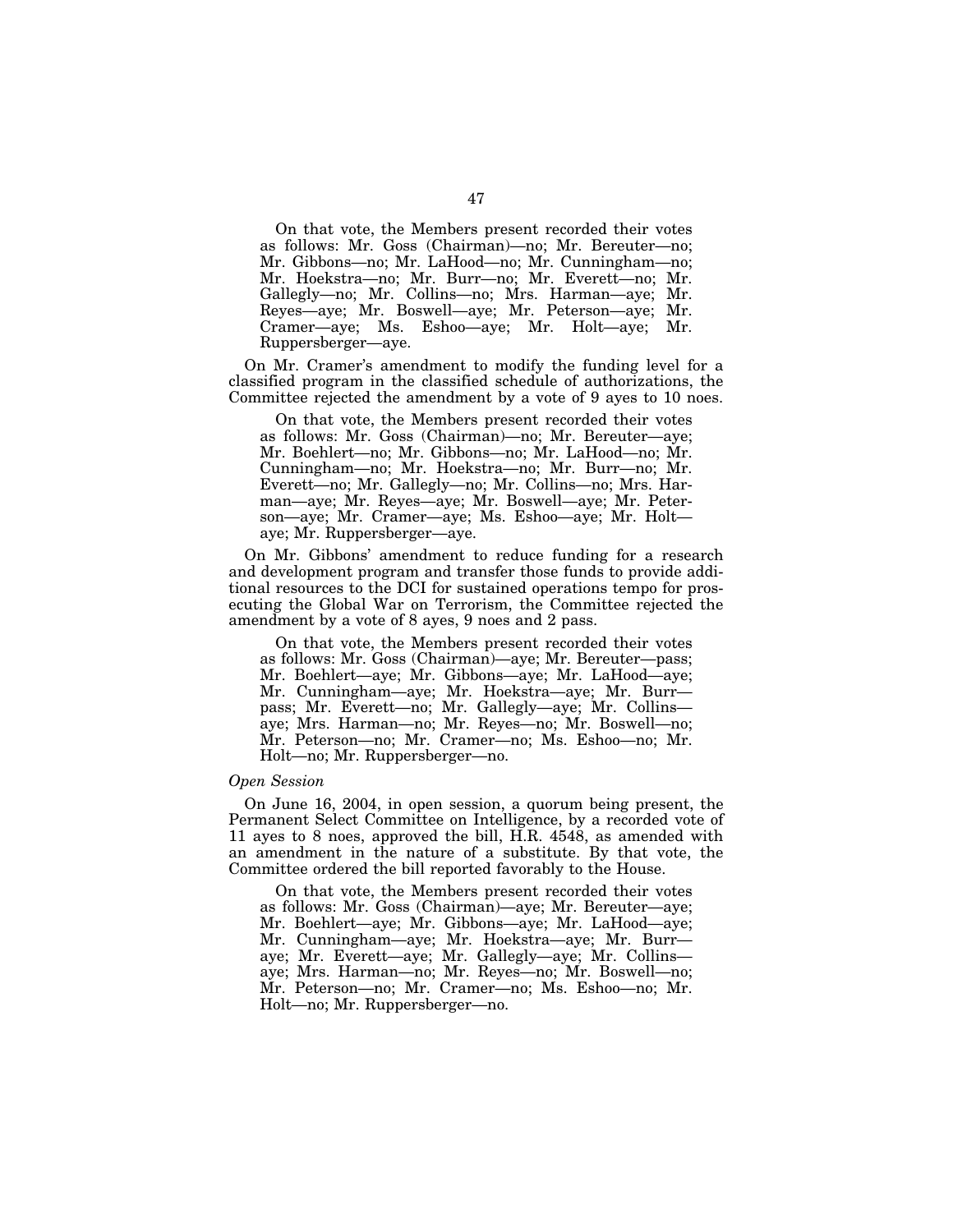On that vote, the Members present recorded their votes as follows: Mr. Goss (Chairman)—no; Mr. Bereuter—no; Mr. Gibbons—no; Mr. LaHood—no; Mr. Cunningham—no; Mr. Hoekstra—no; Mr. Burr—no; Mr. Everett—no; Mr. Gallegly—no; Mr. Collins—no; Mrs. Harman—aye; Mr. Reyes—aye; Mr. Boswell—aye; Mr. Peterson—aye; Mr. Cramer—aye; Ms. Eshoo—aye; Mr. Holt—aye; Mr. Ruppersberger—aye.

On Mr. Cramer's amendment to modify the funding level for a classified program in the classified schedule of authorizations, the Committee rejected the amendment by a vote of 9 ayes to 10 noes.

On that vote, the Members present recorded their votes as follows: Mr. Goss (Chairman)—no; Mr. Bereuter—aye; Mr. Boehlert—no; Mr. Gibbons—no; Mr. LaHood—no; Mr. Cunningham—no; Mr. Hoekstra—no; Mr. Burr—no; Mr. Everett—no; Mr. Gallegly—no; Mr. Collins—no; Mrs. Harman—aye; Mr. Reyes—aye; Mr. Boswell—aye; Mr. Peterson—aye; Mr. Cramer—aye; Ms. Eshoo—aye; Mr. Holt—aye; Mr. Ruppersberger—aye.

On Mr. Gibbons' amendment to reduce funding for a research and development program and transfer those funds to provide additional resources to the DCI for sustained operations tempo for prosecuting the Global War on Terrorism, the Committee rejected the amendment by a vote of 8 ayes, 9 noes and 2 pass.

On that vote, the Members present recorded their votes as follows: Mr. Goss (Chairman)—aye; Mr. Bereuter—pass; Mr. Boehlert—aye; Mr. Gibbons—aye; Mr. LaHood—aye; Mr. Cunningham—aye; Mr. Hoekstra—aye; Mr. Burr—pass; Mr. Everett—no; Mr. Gallegly—aye; Mr. Collins—aye; Mrs. Harman—no; Mr. Reyes—no; Mr. Boswell—no; Mr. Peterson—no; Mr. Cramer—no; Ms. Eshoo—no; Mr. Holt—no; Mr. Ruppersberger—no.

*Open Session*

On June 16, 2004, in open session, a quorum being present, the Permanent Select Committee on Intelligence, by a recorded vote of 11 ayes to 8 noes, approved the bill, H.R. 4548, as amended with an amendment in the nature of a substitute. By that vote, the Committee ordered the bill reported favorably to the House.

On that vote, the Members present recorded their votes as follows: Mr. Goss (Chairman)—aye; Mr. Bereuter—aye; Mr. Boehlert—aye; Mr. Gibbons—aye; Mr. LaHood—aye; Mr. Cunningham—aye; Mr. Hoekstra—aye; Mr. Burr—aye; Mr. Everett—aye; Mr. Gallegly—aye; Mr. Collins—aye; Mrs. Harman—no; Mr. Reyes—no; Mr. Boswell—no; Mr. Peterson—no; Mr. Cramer—no; Ms. Eshoo—no; Mr. Holt—no; Mr. Ruppersberger—no.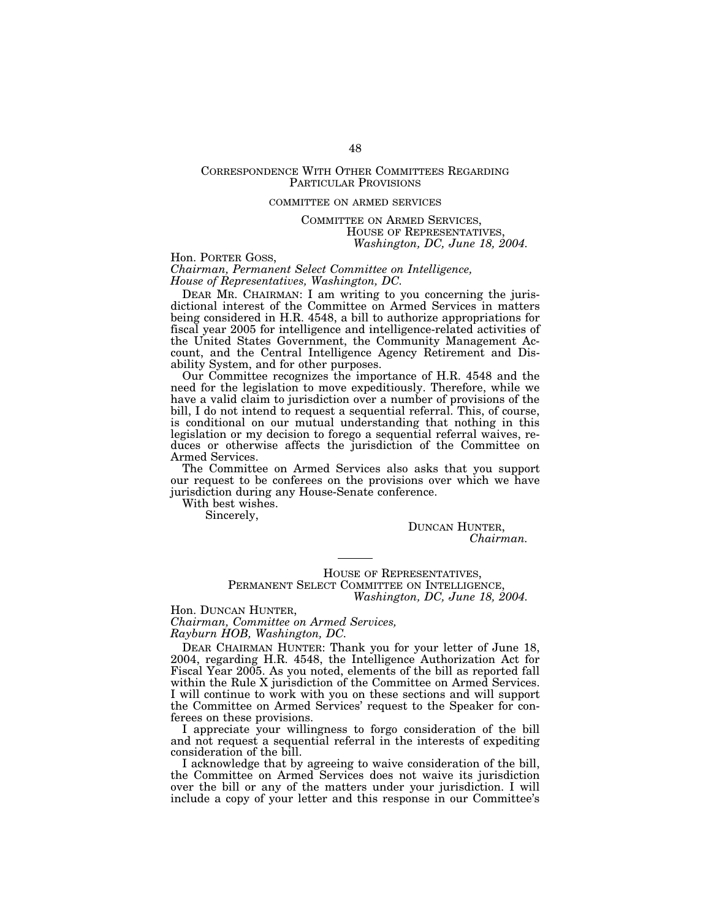## CORRESPONDENCE WITH OTHER COMMITTEES REGARDING PARTICULAR PROVISIONS

### COMMITTEE ON ARMED SERVICES

COMMITTEE ON ARMED SERVICES,
HOUSE OF REPRESENTATIVES,
*Washington, DC, June 18, 2004.*

Hon. PORTER GOSS,
*Chairman, Permanent Select Committee on Intelligence,*
*House of Representatives, Washington, DC.*

DEAR MR. CHAIRMAN: I am writing to you concerning the jurisdictional interest of the Committee on Armed Services in matters being considered in H.R. 4548, a bill to authorize appropriations for fiscal year 2005 for intelligence and intelligence-related activities of the United States Government, the Community Management Account, and the Central Intelligence Agency Retirement and Disability System, and for other purposes.

Our Committee recognizes the importance of H.R. 4548 and the need for the legislation to move expeditiously. Therefore, while we have a valid claim to jurisdiction over a number of provisions of the bill, I do not intend to request a sequential referral. This, of course, is conditional on our mutual understanding that nothing in this legislation or my decision to forego a sequential referral waives, reduces or otherwise affects the jurisdiction of the Committee on Armed Services.

The Committee on Armed Services also asks that you support our request to be conferees on the provisions over which we have jurisdiction during any House-Senate conference.

With best wishes.

Sincerely,

DUNCAN HUNTER,
*Chairman.*

---

HOUSE OF REPRESENTATIVES,
PERMANENT SELECT COMMITTEE ON INTELLIGENCE,
*Washington, DC, June 18, 2004.*

Hon. DUNCAN HUNTER,
*Chairman, Committee on Armed Services,*
*Rayburn HOB, Washington, DC.*

DEAR CHAIRMAN HUNTER: Thank you for your letter of June 18, 2004, regarding H.R. 4548, the Intelligence Authorization Act for Fiscal Year 2005. As you noted, elements of the bill as reported fall within the Rule X jurisdiction of the Committee on Armed Services. I will continue to work with you on these sections and will support the Committee on Armed Services' request to the Speaker for conferees on these provisions.

I appreciate your willingness to forgo consideration of the bill and not request a sequential referral in the interests of expediting consideration of the bill.

I acknowledge that by agreeing to waive consideration of the bill, the Committee on Armed Services does not waive its jurisdiction over the bill or any of the matters under your jurisdiction. I will include a copy of your letter and this response in our Committee's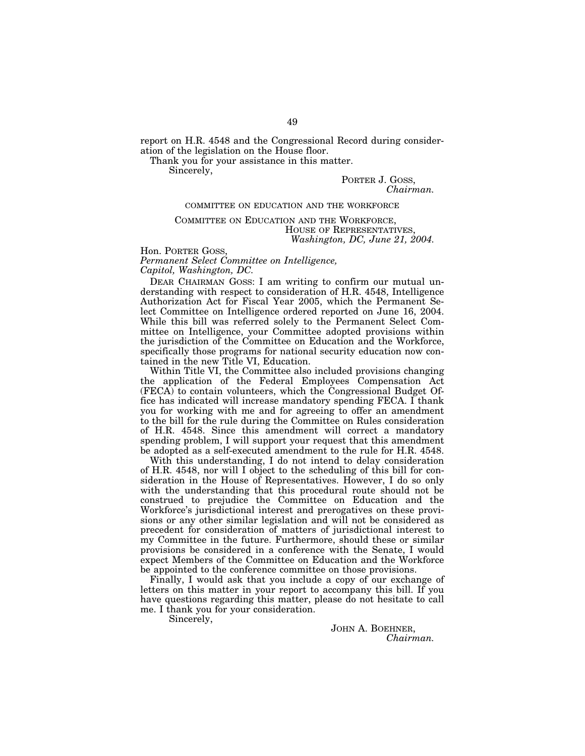report on H.R. 4548 and the Congressional Record during consideration of the legislation on the House floor.

Thank you for your assistance in this matter.

Sincerely,

PORTER J. GOSS,
*Chairman.*

COMMITTEE ON EDUCATION AND THE WORKFORCE

COMMITTEE ON EDUCATION AND THE WORKFORCE,
HOUSE OF REPRESENTATIVES,
*Washington, DC, June 21, 2004.*

Hon. PORTER GOSS,
*Permanent Select Committee on Intelligence,*
*Capitol, Washington, DC.*

DEAR CHAIRMAN GOSS: I am writing to confirm our mutual understanding with respect to consideration of H.R. 4548, Intelligence Authorization Act for Fiscal Year 2005, which the Permanent Select Committee on Intelligence ordered reported on June 16, 2004. While this bill was referred solely to the Permanent Select Committee on Intelligence, your Committee adopted provisions within the jurisdiction of the Committee on Education and the Workforce, specifically those programs for national security education now contained in the new Title VI, Education.

Within Title VI, the Committee also included provisions changing the application of the Federal Employees Compensation Act (FECA) to contain volunteers, which the Congressional Budget Office has indicated will increase mandatory spending FECA. I thank you for working with me and for agreeing to offer an amendment to the bill for the rule during the Committee on Rules consideration of H.R. 4548. Since this amendment will correct a mandatory spending problem, I will support your request that this amendment be adopted as a self-executed amendment to the rule for H.R. 4548.

With this understanding, I do not intend to delay consideration of H.R. 4548, nor will I object to the scheduling of this bill for consideration in the House of Representatives. However, I do so only with the understanding that this procedural route should not be construed to prejudice the Committee on Education and the Workforce's jurisdictional interest and prerogatives on these provisions or any other similar legislation and will not be considered as precedent for consideration of matters of jurisdictional interest to my Committee in the future. Furthermore, should these or similar provisions be considered in a conference with the Senate, I would expect Members of the Committee on Education and the Workforce be appointed to the conference committee on those provisions.

Finally, I would ask that you include a copy of our exchange of letters on this matter in your report to accompany this bill. If you have questions regarding this matter, please do not hesitate to call me. I thank you for your consideration.

Sincerely,

JOHN A. BOEHNER,
*Chairman.*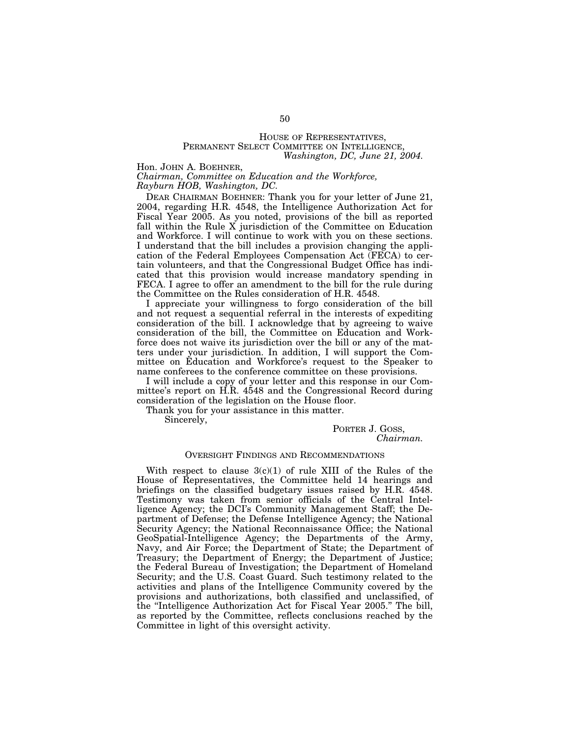HOUSE OF REPRESENTATIVES,
PERMANENT SELECT COMMITTEE ON INTELLIGENCE,
*Washington, DC, June 21, 2004.*

Hon. JOHN A. BOEHNER,
*Chairman, Committee on Education and the Workforce,*
*Rayburn HOB, Washington, DC.*

DEAR CHAIRMAN BOEHNER: Thank you for your letter of June 21, 2004, regarding H.R. 4548, the Intelligence Authorization Act for Fiscal Year 2005. As you noted, provisions of the bill as reported fall within the Rule X jurisdiction of the Committee on Education and Workforce. I will continue to work with you on these sections. I understand that the bill includes a provision changing the application of the Federal Employees Compensation Act (FECA) to certain volunteers, and that the Congressional Budget Office has indicated that this provision would increase mandatory spending in FECA. I agree to offer an amendment to the bill for the rule during the Committee on the Rules consideration of H.R. 4548.

I appreciate your willingness to forgo consideration of the bill and not request a sequential referral in the interests of expediting consideration of the bill. I acknowledge that by agreeing to waive consideration of the bill, the Committee on Education and Workforce does not waive its jurisdiction over the bill or any of the matters under your jurisdiction. In addition, I will support the Committee on Education and Workforce's request to the Speaker to name conferees to the conference committee on these provisions.

I will include a copy of your letter and this response in our Committee's report on H.R. 4548 and the Congressional Record during consideration of the legislation on the House floor.

Thank you for your assistance in this matter.

Sincerely,

PORTER J. GOSS,
*Chairman.*

## OVERSIGHT FINDINGS AND RECOMMENDATIONS

With respect to clause 3(c)(1) of rule XIII of the Rules of the House of Representatives, the Committee held 14 hearings and briefings on the classified budgetary issues raised by H.R. 4548. Testimony was taken from senior officials of the Central Intelligence Agency; the DCI's Community Management Staff; the Department of Defense; the Defense Intelligence Agency; the National Security Agency; the National Reconnaissance Office; the National GeoSpatial-Intelligence Agency; the Departments of the Army, Navy, and Air Force; the Department of State; the Department of Treasury; the Department of Energy; the Department of Justice; the Federal Bureau of Investigation; the Department of Homeland Security; and the U.S. Coast Guard. Such testimony related to the activities and plans of the Intelligence Community covered by the provisions and authorizations, both classified and unclassified, of the "Intelligence Authorization Act for Fiscal Year 2005." The bill, as reported by the Committee, reflects conclusions reached by the Committee in light of this oversight activity.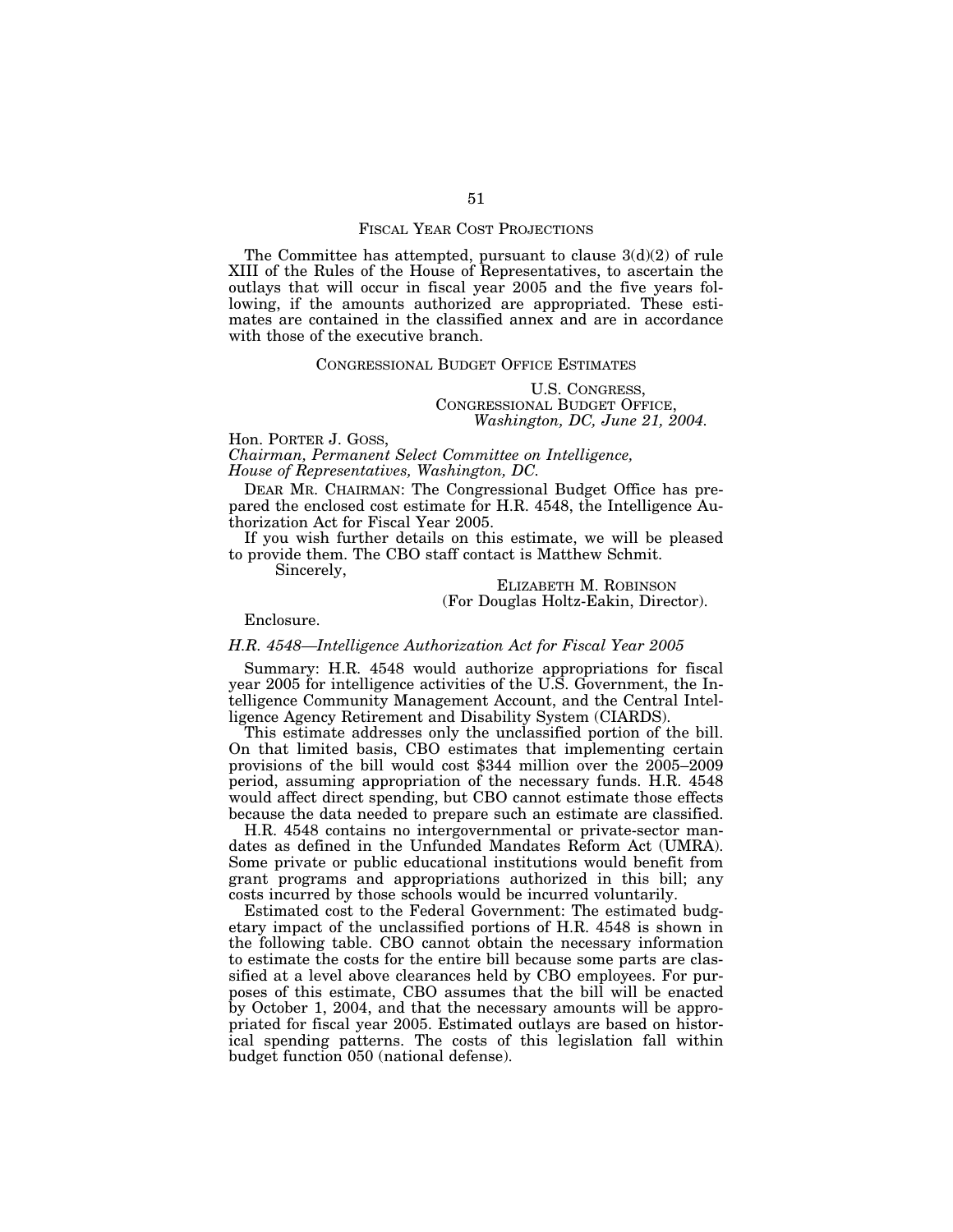## FISCAL YEAR COST PROJECTIONS

The Committee has attempted, pursuant to clause 3(d)(2) of rule XIII of the Rules of the House of Representatives, to ascertain the outlays that will occur in fiscal year 2005 and the five years following, if the amounts authorized are appropriated. These estimates are contained in the classified annex and are in accordance with those of the executive branch.

## CONGRESSIONAL BUDGET OFFICE ESTIMATES

U.S. CONGRESS,
CONGRESSIONAL BUDGET OFFICE,
*Washington, DC, June 21, 2004.*

Hon. PORTER J. GOSS,
*Chairman, Permanent Select Committee on Intelligence,*
*House of Representatives, Washington, DC.*

DEAR MR. CHAIRMAN: The Congressional Budget Office has prepared the enclosed cost estimate for H.R. 4548, the Intelligence Authorization Act for Fiscal Year 2005.

If you wish further details on this estimate, we will be pleased to provide them. The CBO staff contact is Matthew Schmit.

Sincerely,

ELIZABETH M. ROBINSON
(For Douglas Holtz-Eakin, Director).

Enclosure.

### *H.R. 4548—Intelligence Authorization Act for Fiscal Year 2005*

Summary: H.R. 4548 would authorize appropriations for fiscal year 2005 for intelligence activities of the U.S. Government, the Intelligence Community Management Account, and the Central Intelligence Agency Retirement and Disability System (CIARDS).

This estimate addresses only the unclassified portion of the bill. On that limited basis, CBO estimates that implementing certain provisions of the bill would cost $344 million over the 2005–2009 period, assuming appropriation of the necessary funds. H.R. 4548 would affect direct spending, but CBO cannot estimate those effects because the data needed to prepare such an estimate are classified.

H.R. 4548 contains no intergovernmental or private-sector mandates as defined in the Unfunded Mandates Reform Act (UMRA). Some private or public educational institutions would benefit from grant programs and appropriations authorized in this bill; any costs incurred by those schools would be incurred voluntarily.

Estimated cost to the Federal Government: The estimated budgetary impact of the unclassified portions of H.R. 4548 is shown in the following table. CBO cannot obtain the necessary information to estimate the costs for the entire bill because some parts are classified at a level above clearances held by CBO employees. For purposes of this estimate, CBO assumes that the bill will be enacted by October 1, 2004, and that the necessary amounts will be appropriated for fiscal year 2005. Estimated outlays are based on historical spending patterns. The costs of this legislation fall within budget function 050 (national defense).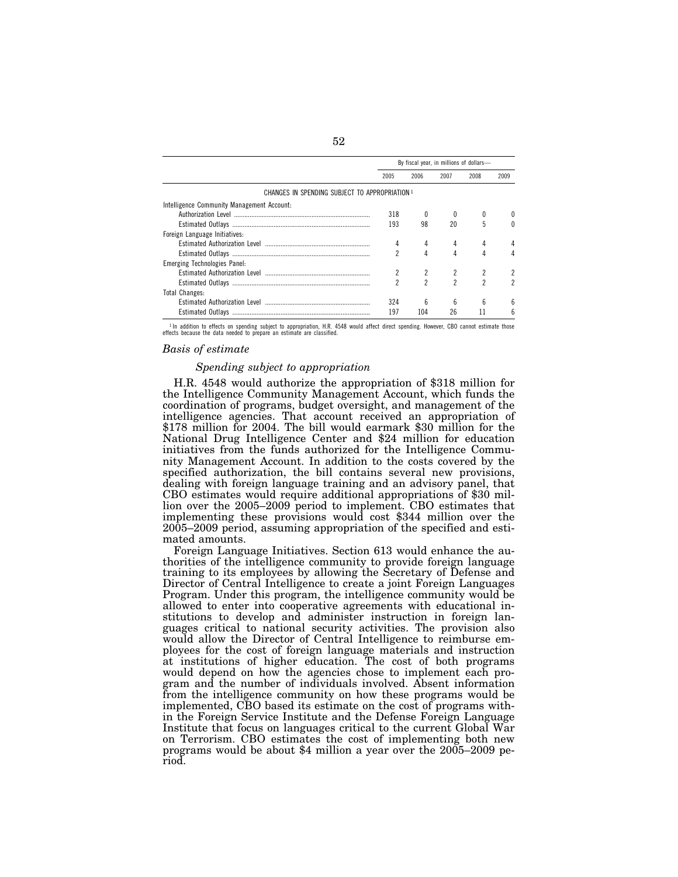| | By fiscal year, in millions of dollars— | | | | |
|---|---|---|---|---|---|
| | 2005 | 2006 | 2007 | 2008 | 2009 |
| CHANGES IN SPENDING SUBJECT TO APPROPRIATION [1] | | | | | |
| Intelligence Community Management Account: | | | | | |
| Authorization Level | 318 | 0 | 0 | 0 | 0 |
| Estimated Outlays | 193 | 98 | 20 | 5 | 0 |
| Foreign Language Initiatives: | | | | | |
| Estimated Authorization Level | 4 | 4 | 4 | 4 | 4 |
| Estimated Outlays | 2 | 4 | 4 | 4 | 4 |
| Emerging Technologies Panel: | | | | | |
| Estimated Authorization Level | 2 | 2 | 2 | 2 | 2 |
| Estimated Outlays | 2 | 2 | 2 | 2 | 2 |
| Total Changes: | | | | | |
| Estimated Authorization Level | 324 | 6 | 6 | 6 | 6 |
| Estimated Outlays | 197 | 104 | 26 | 11 | 6 |

[1] In addition to effects on spending subject to appropriation, H.R. 4548 would affect direct spending. However, CBO cannot estimate those effects because the data needed to prepare an estimate are classified.

*Basis of estimate*

*Spending subject to appropriation*

H.R. 4548 would authorize the appropriation of $318 million for the Intelligence Community Management Account, which funds the coordination of programs, budget oversight, and management of the intelligence agencies. That account received an appropriation of $178 million for 2004. The bill would earmark $30 million for the National Drug Intelligence Center and $24 million for education initiatives from the funds authorized for the Intelligence Community Management Account. In addition to the costs covered by the specified authorization, the bill contains several new provisions, dealing with foreign language training and an advisory panel, that CBO estimates would require additional appropriations of $30 million over the 2005–2009 period to implement. CBO estimates that implementing these provisions would cost $344 million over the 2005–2009 period, assuming appropriation of the specified and estimated amounts.

Foreign Language Initiatives. Section 613 would enhance the authorities of the intelligence community to provide foreign language training to its employees by allowing the Secretary of Defense and Director of Central Intelligence to create a joint Foreign Languages Program. Under this program, the intelligence community would be allowed to enter into cooperative agreements with educational institutions to develop and administer instruction in foreign languages critical to national security activities. The provision also would allow the Director of Central Intelligence to reimburse employees for the cost of foreign language materials and instruction at institutions of higher education. The cost of both programs would depend on how the agencies chose to implement each program and the number of individuals involved. Absent information from the intelligence community on how these programs would be implemented, CBO based its estimate on the cost of programs within the Foreign Service Institute and the Defense Foreign Language Institute that focus on languages critical to the current Global War on Terrorism. CBO estimates the cost of implementing both new programs would be about $4 million a year over the 2005–2009 period.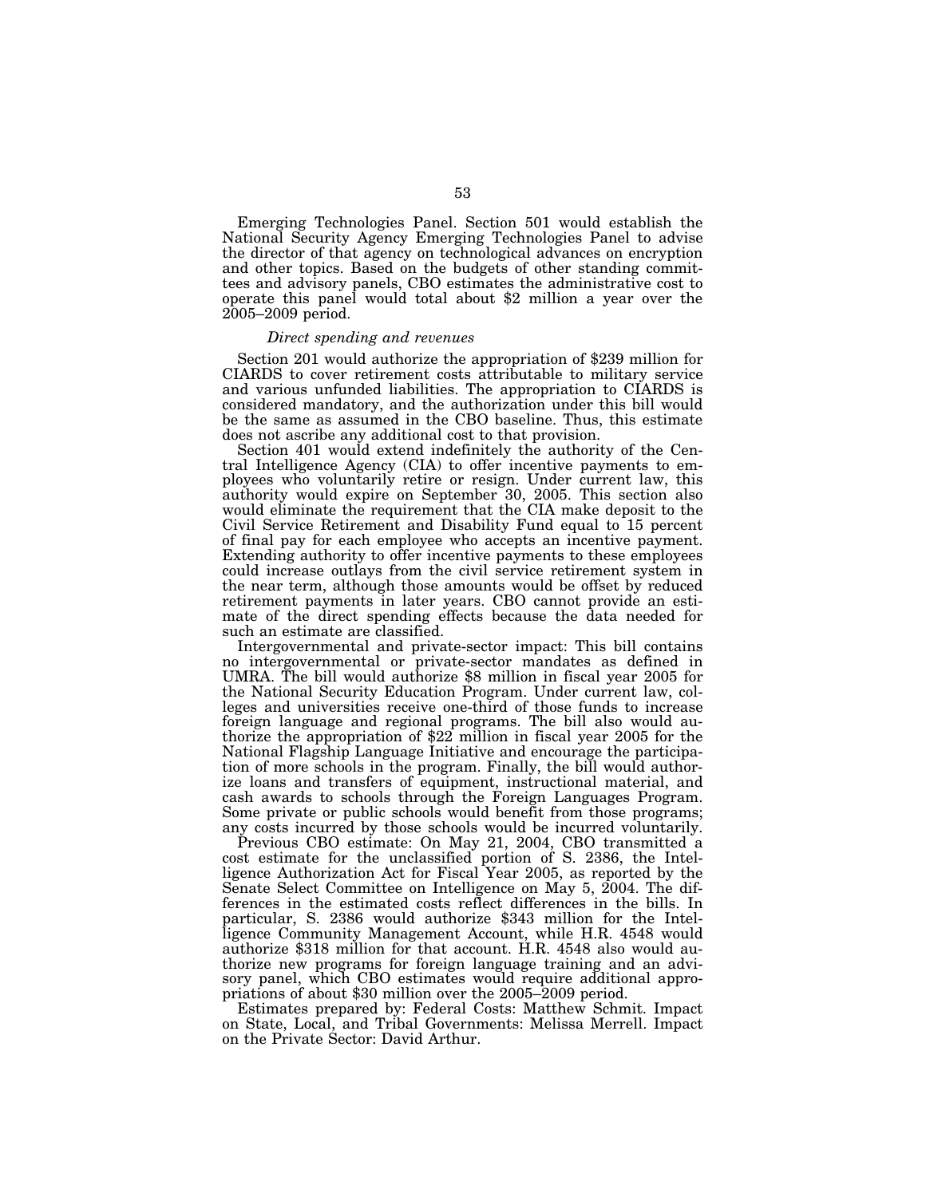Emerging Technologies Panel. Section 501 would establish the National Security Agency Emerging Technologies Panel to advise the director of that agency on technological advances on encryption and other topics. Based on the budgets of other standing committees and advisory panels, CBO estimates the administrative cost to operate this panel would total about $2 million a year over the 2005–2009 period.

*Direct spending and revenues*

Section 201 would authorize the appropriation of $239 million for CIARDS to cover retirement costs attributable to military service and various unfunded liabilities. The appropriation to CIARDS is considered mandatory, and the authorization under this bill would be the same as assumed in the CBO baseline. Thus, this estimate does not ascribe any additional cost to that provision.

Section 401 would extend indefinitely the authority of the Central Intelligence Agency (CIA) to offer incentive payments to employees who voluntarily retire or resign. Under current law, this authority would expire on September 30, 2005. This section also would eliminate the requirement that the CIA make deposit to the Civil Service Retirement and Disability Fund equal to 15 percent of final pay for each employee who accepts an incentive payment. Extending authority to offer incentive payments to these employees could increase outlays from the civil service retirement system in the near term, although those amounts would be offset by reduced retirement payments in later years. CBO cannot provide an estimate of the direct spending effects because the data needed for such an estimate are classified.

Intergovernmental and private-sector impact: This bill contains no intergovernmental or private-sector mandates as defined in UMRA. The bill would authorize $8 million in fiscal year 2005 for the National Security Education Program. Under current law, colleges and universities receive one-third of those funds to increase foreign language and regional programs. The bill also would authorize the appropriation of $22 million in fiscal year 2005 for the National Flagship Language Initiative and encourage the participation of more schools in the program. Finally, the bill would authorize loans and transfers of equipment, instructional material, and cash awards to schools through the Foreign Languages Program. Some private or public schools would benefit from those programs; any costs incurred by those schools would be incurred voluntarily.

Previous CBO estimate: On May 21, 2004, CBO transmitted a cost estimate for the unclassified portion of S. 2386, the Intelligence Authorization Act for Fiscal Year 2005, as reported by the Senate Select Committee on Intelligence on May 5, 2004. The differences in the estimated costs reflect differences in the bills. In particular, S. 2386 would authorize $343 million for the Intelligence Community Management Account, while H.R. 4548 would authorize $318 million for that account. H.R. 4548 also would authorize new programs for foreign language training and an advisory panel, which CBO estimates would require additional appropriations of about $30 million over the 2005–2009 period.

Estimates prepared by: Federal Costs: Matthew Schmit. Impact on State, Local, and Tribal Governments: Melissa Merrell. Impact on the Private Sector: David Arthur.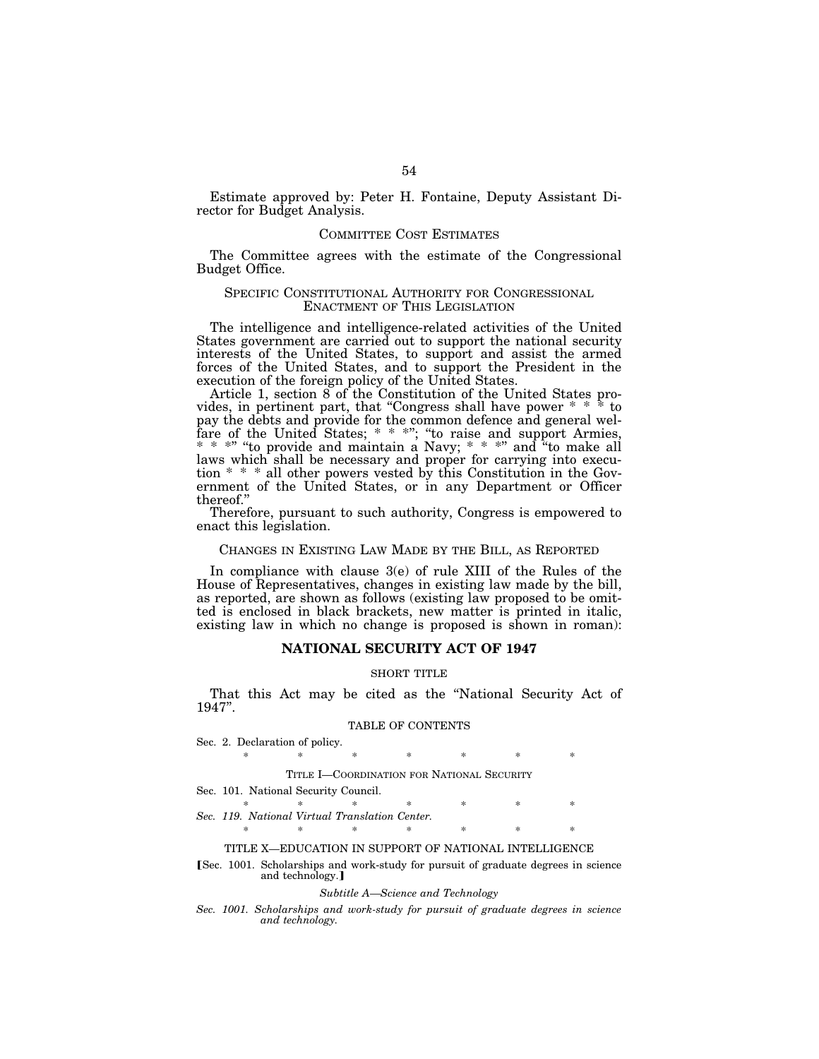Estimate approved by: Peter H. Fontaine, Deputy Assistant Director for Budget Analysis.

## COMMITTEE COST ESTIMATES

The Committee agrees with the estimate of the Congressional Budget Office.

## SPECIFIC CONSTITUTIONAL AUTHORITY FOR CONGRESSIONAL ENACTMENT OF THIS LEGISLATION

The intelligence and intelligence-related activities of the United States government are carried out to support the national security interests of the United States, to support and assist the armed forces of the United States, and to support the President in the execution of the foreign policy of the United States.

Article 1, section 8 of the Constitution of the United States provides, in pertinent part, that "Congress shall have power * * * to pay the debts and provide for the common defence and general welfare of the United States; * * *"; "to raise and support Armies, * * *" "to provide and maintain a Navy; * * *" and "to make all laws which shall be necessary and proper for carrying into execution * * * all other powers vested by this Constitution in the Government of the United States, or in any Department or Officer thereof."

Therefore, pursuant to such authority, Congress is empowered to enact this legislation.

## CHANGES IN EXISTING LAW MADE BY THE BILL, AS REPORTED

In compliance with clause 3(e) of rule XIII of the Rules of the House of Representatives, changes in existing law made by the bill, as reported, are shown as follows (existing law proposed to be omitted is enclosed in black brackets, new matter is printed in italic, existing law in which no change is proposed is shown in roman):

## NATIONAL SECURITY ACT OF 1947

SHORT TITLE

That this Act may be cited as the "National Security Act of 1947".

TABLE OF CONTENTS

Sec. 2. Declaration of policy.

\* \* \* \* \* \* \*

TITLE I—COORDINATION FOR NATIONAL SECURITY

Sec. 101. National Security Council.

\* \* \* \* \* \* \*

*Sec. 119. National Virtual Translation Center.*

\* \* \* \* \* \* \*

TITLE X—EDUCATION IN SUPPORT OF NATIONAL INTELLIGENCE

[Sec. 1001. Scholarships and work-study for pursuit of graduate degrees in science and technology.]

*Subtitle A—Science and Technology*

*Sec. 1001. Scholarships and work-study for pursuit of graduate degrees in science and technology.*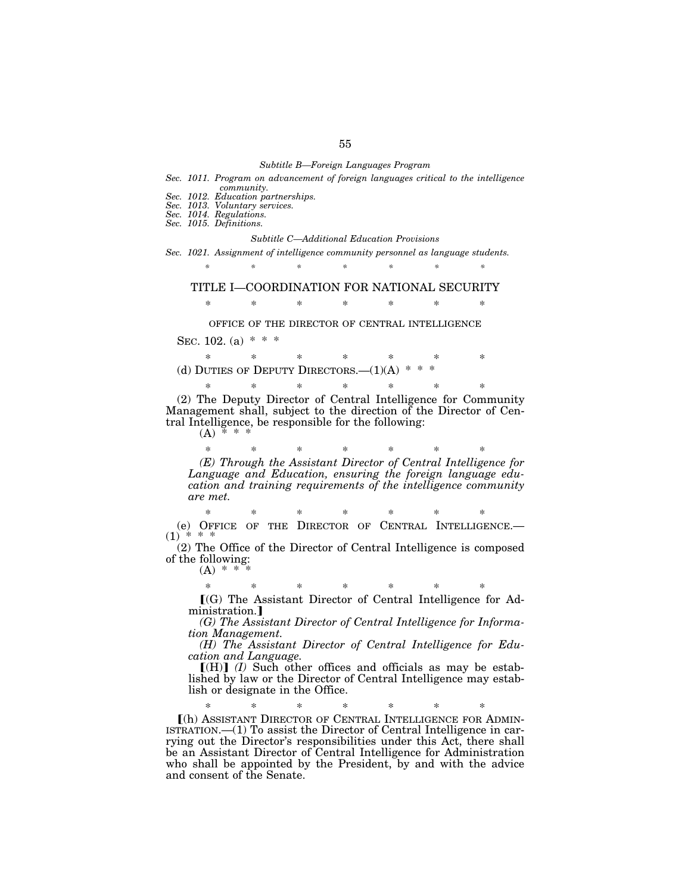*Subtitle B—Foreign Languages Program*

*Sec. 1011. Program on advancement of foreign languages critical to the intelligence community.*
*Sec. 1012. Education partnerships.*
*Sec. 1013. Voluntary services.*
*Sec. 1014. Regulations.*
*Sec. 1015. Definitions.*

*Subtitle C—Additional Education Provisions*

*Sec. 1021. Assignment of intelligence community personnel as language students.*

\* \* \* \* \* \* \*

## TITLE I—COORDINATION FOR NATIONAL SECURITY

\* \* \* \* \* \* \*

OFFICE OF THE DIRECTOR OF CENTRAL INTELLIGENCE

SEC. 102. (a) \* \* \*

\* \* \* \* \* \* \*

(d) DUTIES OF DEPUTY DIRECTORS.—(1)(A) \* \* \*

\* \* \* \* \* \* \*

(2) The Deputy Director of Central Intelligence for Community Management shall, subject to the direction of the Director of Central Intelligence, be responsible for the following:

(A) \* \* \*

\* \* \* \* \* \* \*

*(E) Through the Assistant Director of Central Intelligence for Language and Education, ensuring the foreign language education and training requirements of the intelligence community are met.*

\* \* \* \* \* \* \*

(e) OFFICE OF THE DIRECTOR OF CENTRAL INTELLIGENCE.—(1) \* \* \*

(2) The Office of the Director of Central Intelligence is composed of the following:

(A) \* \* \*

\* \* \* \* \* \* \*

⟦(G) The Assistant Director of Central Intelligence for Administration.⟧

*(G) The Assistant Director of Central Intelligence for Information Management.*

*(H) The Assistant Director of Central Intelligence for Education and Language.*

⟦(H)⟧ *(I)* Such other offices and officials as may be established by law or the Director of Central Intelligence may establish or designate in the Office.

\* \* \* \* \* \* \*

⟦(h) ASSISTANT DIRECTOR OF CENTRAL INTELLIGENCE FOR ADMINISTRATION.—(1) To assist the Director of Central Intelligence in carrying out the Director's responsibilities under this Act, there shall be an Assistant Director of Central Intelligence for Administration who shall be appointed by the President, by and with the advice and consent of the Senate.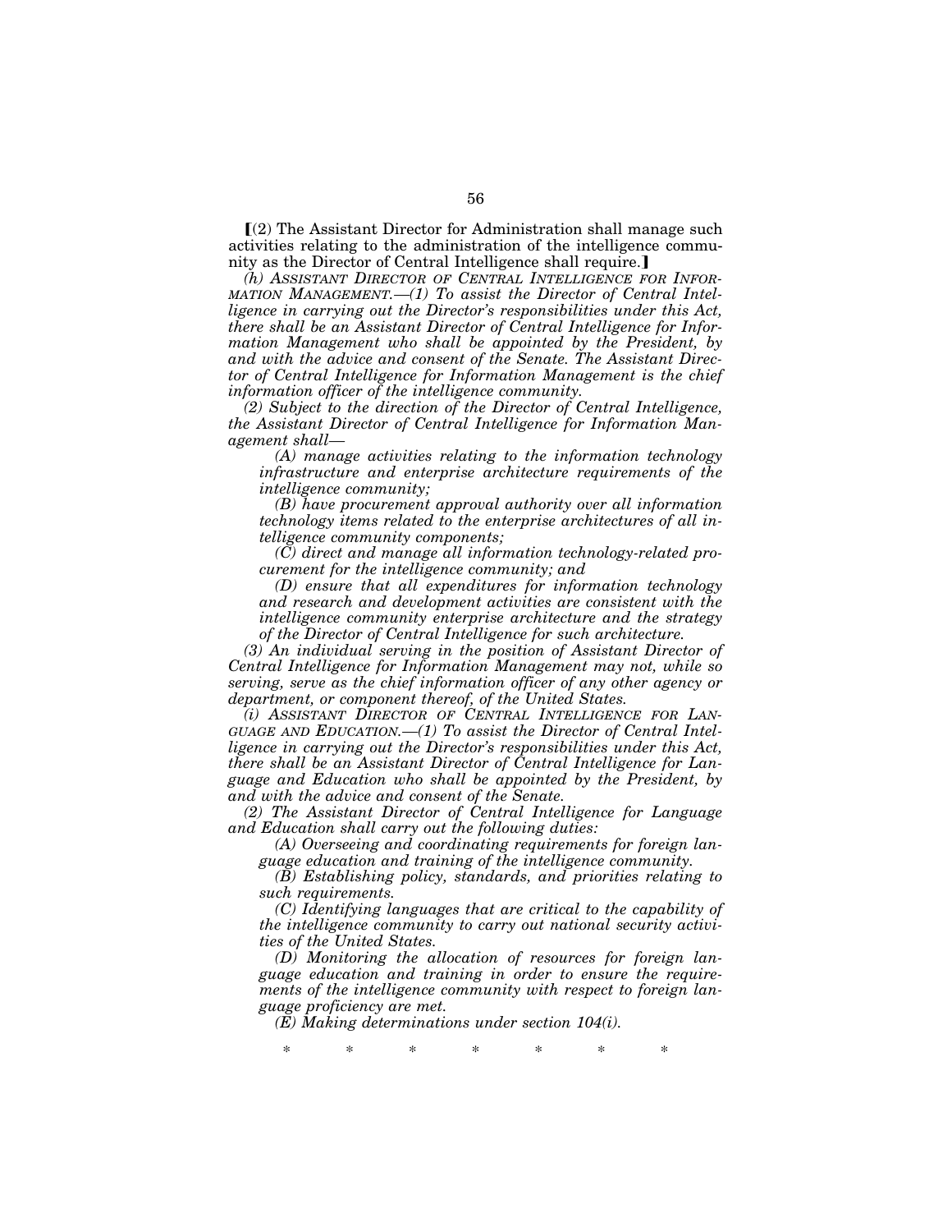⟦(2) The Assistant Director for Administration shall manage such activities relating to the administration of the intelligence community as the Director of Central Intelligence shall require.⟧

*(h) ASSISTANT DIRECTOR OF CENTRAL INTELLIGENCE FOR INFORMATION MANAGEMENT.—(1) To assist the Director of Central Intelligence in carrying out the Director's responsibilities under this Act, there shall be an Assistant Director of Central Intelligence for Information Management who shall be appointed by the President, by and with the advice and consent of the Senate. The Assistant Director of Central Intelligence for Information Management is the chief information officer of the intelligence community.*

*(2) Subject to the direction of the Director of Central Intelligence, the Assistant Director of Central Intelligence for Information Management shall—*

*(A) manage activities relating to the information technology infrastructure and enterprise architecture requirements of the intelligence community;*

*(B) have procurement approval authority over all information technology items related to the enterprise architectures of all intelligence community components;*

*(C) direct and manage all information technology-related procurement for the intelligence community; and*

*(D) ensure that all expenditures for information technology and research and development activities are consistent with the intelligence community enterprise architecture and the strategy of the Director of Central Intelligence for such architecture.*

*(3) An individual serving in the position of Assistant Director of Central Intelligence for Information Management may not, while so serving, serve as the chief information officer of any other agency or department, or component thereof, of the United States.*

*(i) ASSISTANT DIRECTOR OF CENTRAL INTELLIGENCE FOR LANGUAGE AND EDUCATION.—(1) To assist the Director of Central Intelligence in carrying out the Director's responsibilities under this Act, there shall be an Assistant Director of Central Intelligence for Language and Education who shall be appointed by the President, by and with the advice and consent of the Senate.*

*(2) The Assistant Director of Central Intelligence for Language and Education shall carry out the following duties:*

*(A) Overseeing and coordinating requirements for foreign language education and training of the intelligence community.*

*(B) Establishing policy, standards, and priorities relating to such requirements.*

*(C) Identifying languages that are critical to the capability of the intelligence community to carry out national security activities of the United States.*

*(D) Monitoring the allocation of resources for foreign language education and training in order to ensure the requirements of the intelligence community with respect to foreign language proficiency are met.*

*(E) Making determinations under section 104(i).*

\* \* \* \* \* \* \*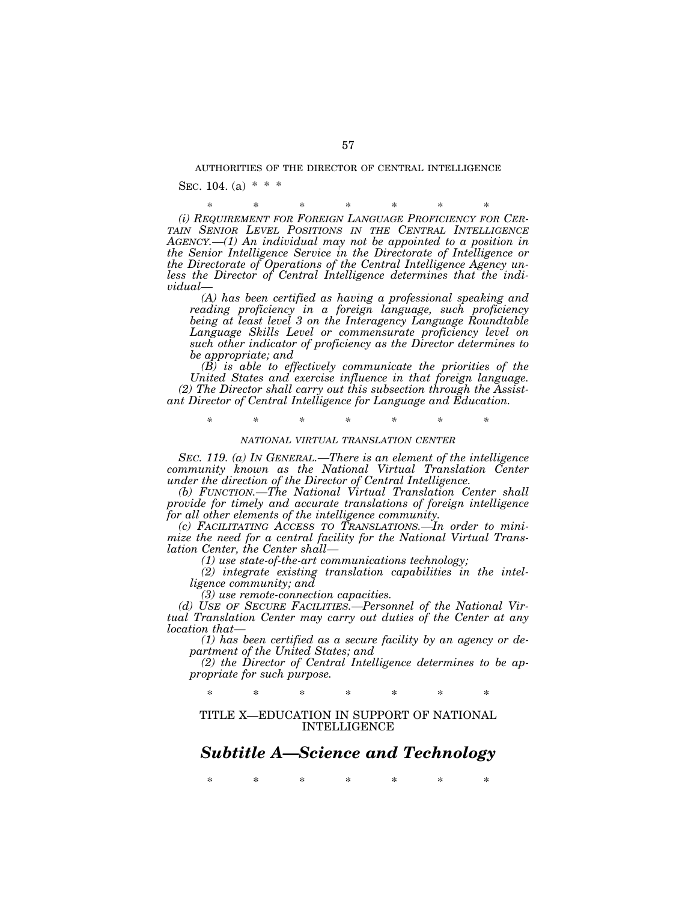AUTHORITIES OF THE DIRECTOR OF CENTRAL INTELLIGENCE

SEC. 104. (a) * * *

\* \* \* \* \* \* \*

*(i) REQUIREMENT FOR FOREIGN LANGUAGE PROFICIENCY FOR CERTAIN SENIOR LEVEL POSITIONS IN THE CENTRAL INTELLIGENCE AGENCY.—(1) An individual may not be appointed to a position in the Senior Intelligence Service in the Directorate of Intelligence or the Directorate of Operations of the Central Intelligence Agency unless the Director of Central Intelligence determines that the individual—*

*(A) has been certified as having a professional speaking and reading proficiency in a foreign language, such proficiency being at least level 3 on the Interagency Language Roundtable Language Skills Level or commensurate proficiency level on such other indicator of proficiency as the Director determines to be appropriate; and*

*(B) is able to effectively communicate the priorities of the United States and exercise influence in that foreign language.*

*(2) The Director shall carry out this subsection through the Assistant Director of Central Intelligence for Language and Education.*

\* \* \* \* \* \* \*

*NATIONAL VIRTUAL TRANSLATION CENTER*

*SEC. 119. (a) IN GENERAL.—There is an element of the intelligence community known as the National Virtual Translation Center under the direction of the Director of Central Intelligence.*

*(b) FUNCTION.—The National Virtual Translation Center shall provide for timely and accurate translations of foreign intelligence for all other elements of the intelligence community.*

*(c) FACILITATING ACCESS TO TRANSLATIONS.—In order to minimize the need for a central facility for the National Virtual Translation Center, the Center shall—*

*(1) use state-of-the-art communications technology;*

*(2) integrate existing translation capabilities in the intelligence community; and*

*(3) use remote-connection capacities.*

*(d) USE OF SECURE FACILITIES.—Personnel of the National Virtual Translation Center may carry out duties of the Center at any location that—*

*(1) has been certified as a secure facility by an agency or department of the United States; and*

*(2) the Director of Central Intelligence determines to be appropriate for such purpose.*

\* \* \* \* \* \* \*

TITLE X—EDUCATION IN SUPPORT OF NATIONAL INTELLIGENCE

## ***Subtitle A—Science and Technology***

\* \* \* \* \* \* \*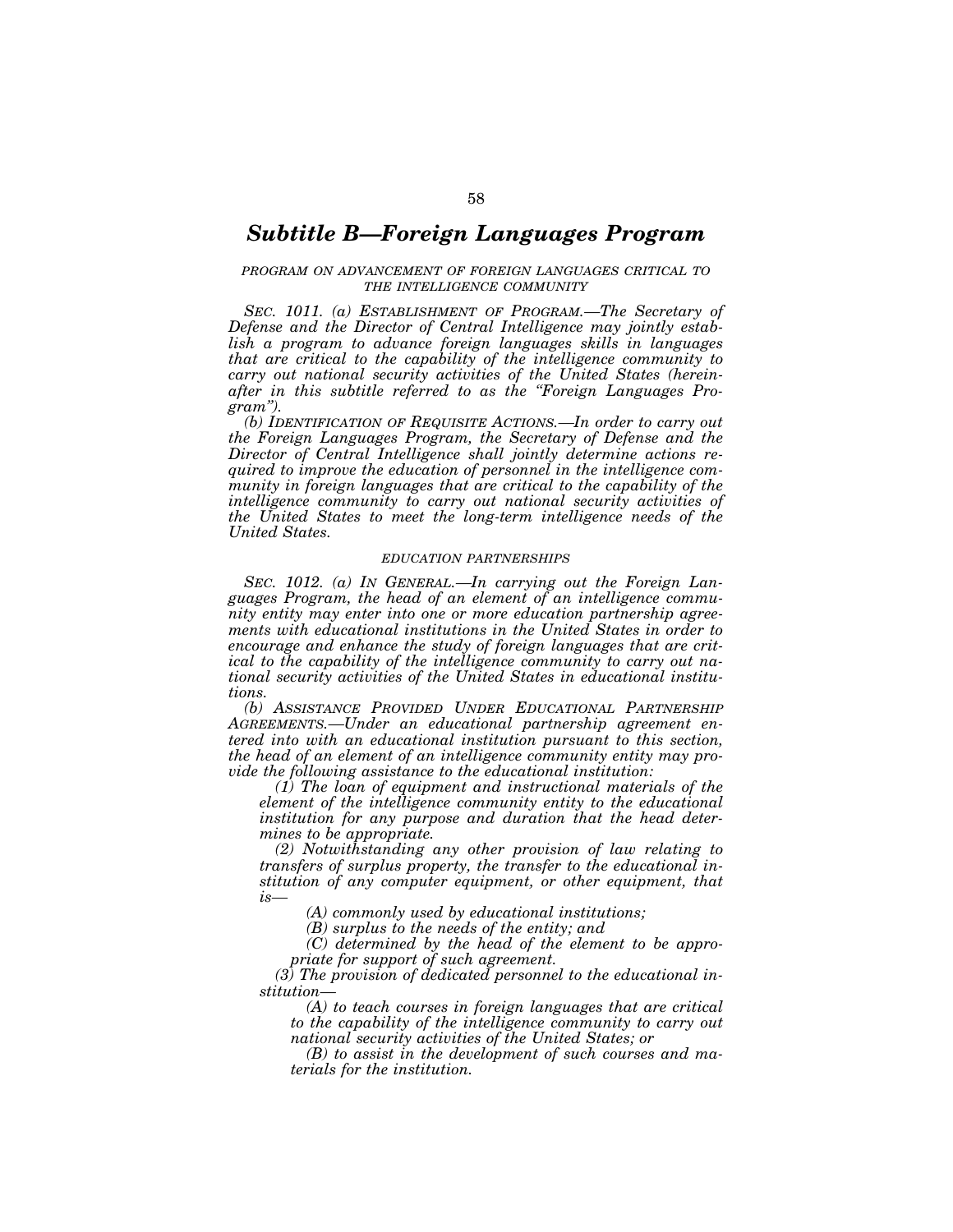## *Subtitle B—Foreign Languages Program*

*PROGRAM ON ADVANCEMENT OF FOREIGN LANGUAGES CRITICAL TO THE INTELLIGENCE COMMUNITY*

*SEC. 1011. (a) ESTABLISHMENT OF PROGRAM.—The Secretary of Defense and the Director of Central Intelligence may jointly establish a program to advance foreign languages skills in languages that are critical to the capability of the intelligence community to carry out national security activities of the United States (hereinafter in this subtitle referred to as the "Foreign Languages Program").*

*(b) IDENTIFICATION OF REQUISITE ACTIONS.—In order to carry out the Foreign Languages Program, the Secretary of Defense and the Director of Central Intelligence shall jointly determine actions required to improve the education of personnel in the intelligence community in foreign languages that are critical to the capability of the intelligence community to carry out national security activities of the United States to meet the long-term intelligence needs of the United States.*

*EDUCATION PARTNERSHIPS*

*SEC. 1012. (a) IN GENERAL.—In carrying out the Foreign Languages Program, the head of an element of an intelligence community entity may enter into one or more education partnership agreements with educational institutions in the United States in order to encourage and enhance the study of foreign languages that are critical to the capability of the intelligence community to carry out national security activities of the United States in educational institutions.*

*(b) ASSISTANCE PROVIDED UNDER EDUCATIONAL PARTNERSHIP AGREEMENTS.—Under an educational partnership agreement entered into with an educational institution pursuant to this section, the head of an element of an intelligence community entity may provide the following assistance to the educational institution:*

*(1) The loan of equipment and instructional materials of the element of the intelligence community entity to the educational institution for any purpose and duration that the head determines to be appropriate.*

*(2) Notwithstanding any other provision of law relating to transfers of surplus property, the transfer to the educational institution of any computer equipment, or other equipment, that is—*

*(A) commonly used by educational institutions;*

*(B) surplus to the needs of the entity; and*

*(C) determined by the head of the element to be appropriate for support of such agreement.*

*(3) The provision of dedicated personnel to the educational institution—*

*(A) to teach courses in foreign languages that are critical to the capability of the intelligence community to carry out national security activities of the United States; or*

*(B) to assist in the development of such courses and materials for the institution.*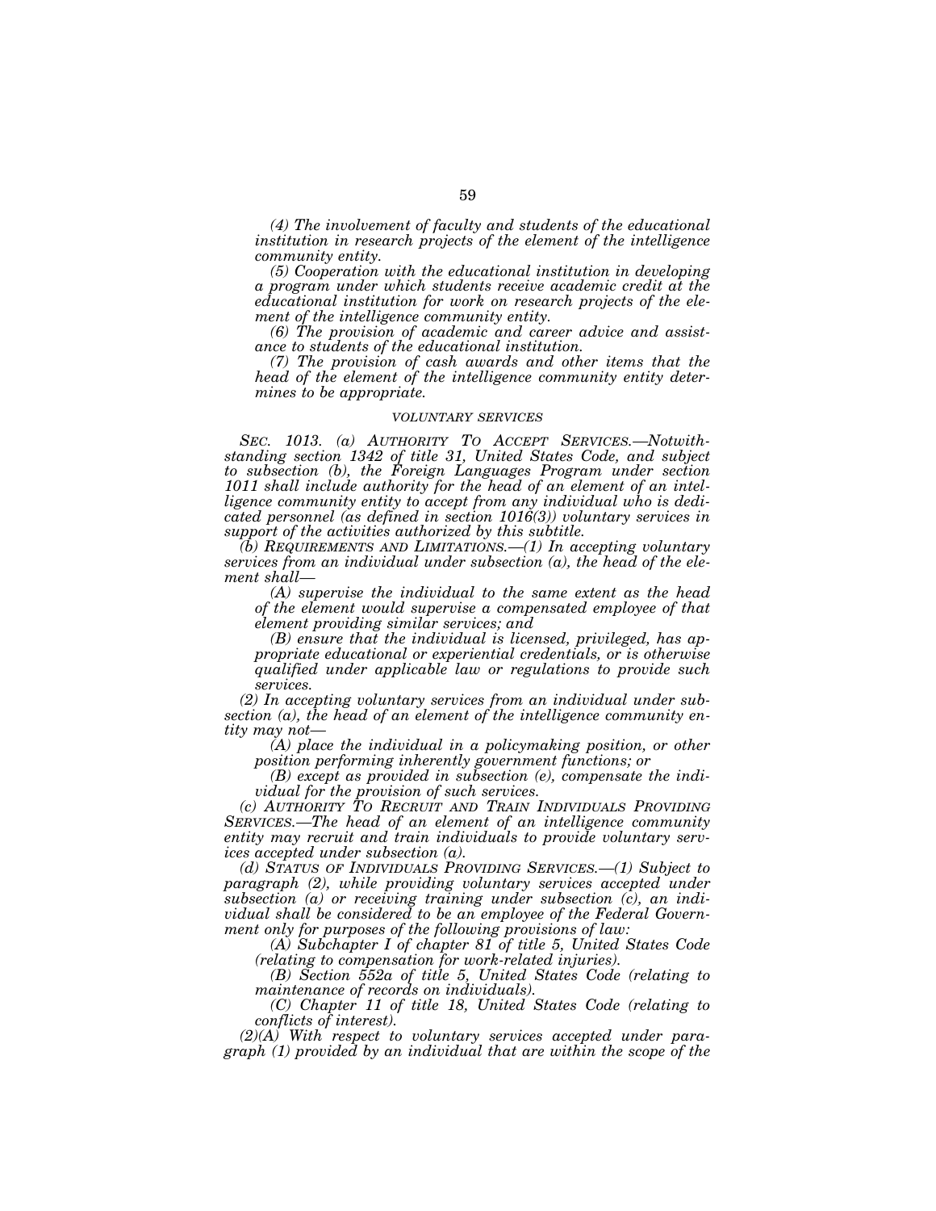*(4) The involvement of faculty and students of the educational institution in research projects of the element of the intelligence community entity.*

*(5) Cooperation with the educational institution in developing a program under which students receive academic credit at the educational institution for work on research projects of the element of the intelligence community entity.*

*(6) The provision of academic and career advice and assistance to students of the educational institution.*

*(7) The provision of cash awards and other items that the head of the element of the intelligence community entity determines to be appropriate.*

*VOLUNTARY SERVICES*

*SEC. 1013. (a) AUTHORITY TO ACCEPT SERVICES.—Notwithstanding section 1342 of title 31, United States Code, and subject to subsection (b), the Foreign Languages Program under section 1011 shall include authority for the head of an element of an intelligence community entity to accept from any individual who is dedicated personnel (as defined in section 1016(3)) voluntary services in support of the activities authorized by this subtitle.*

*(b) REQUIREMENTS AND LIMITATIONS.—(1) In accepting voluntary services from an individual under subsection (a), the head of the element shall—*

*(A) supervise the individual to the same extent as the head of the element would supervise a compensated employee of that element providing similar services; and*

*(B) ensure that the individual is licensed, privileged, has appropriate educational or experiential credentials, or is otherwise qualified under applicable law or regulations to provide such services.*

*(2) In accepting voluntary services from an individual under subsection (a), the head of an element of the intelligence community entity may not—*

*(A) place the individual in a policymaking position, or other position performing inherently government functions; or*

*(B) except as provided in subsection (e), compensate the individual for the provision of such services.*

*(c) AUTHORITY TO RECRUIT AND TRAIN INDIVIDUALS PROVIDING SERVICES.—The head of an element of an intelligence community entity may recruit and train individuals to provide voluntary services accepted under subsection (a).*

*(d) STATUS OF INDIVIDUALS PROVIDING SERVICES.—(1) Subject to paragraph (2), while providing voluntary services accepted under subsection (a) or receiving training under subsection (c), an individual shall be considered to be an employee of the Federal Government only for purposes of the following provisions of law:*

*(A) Subchapter I of chapter 81 of title 5, United States Code (relating to compensation for work-related injuries).*

*(B) Section 552a of title 5, United States Code (relating to maintenance of records on individuals).*

*(C) Chapter 11 of title 18, United States Code (relating to conflicts of interest).*

*(2)(A) With respect to voluntary services accepted under paragraph (1) provided by an individual that are within the scope of the*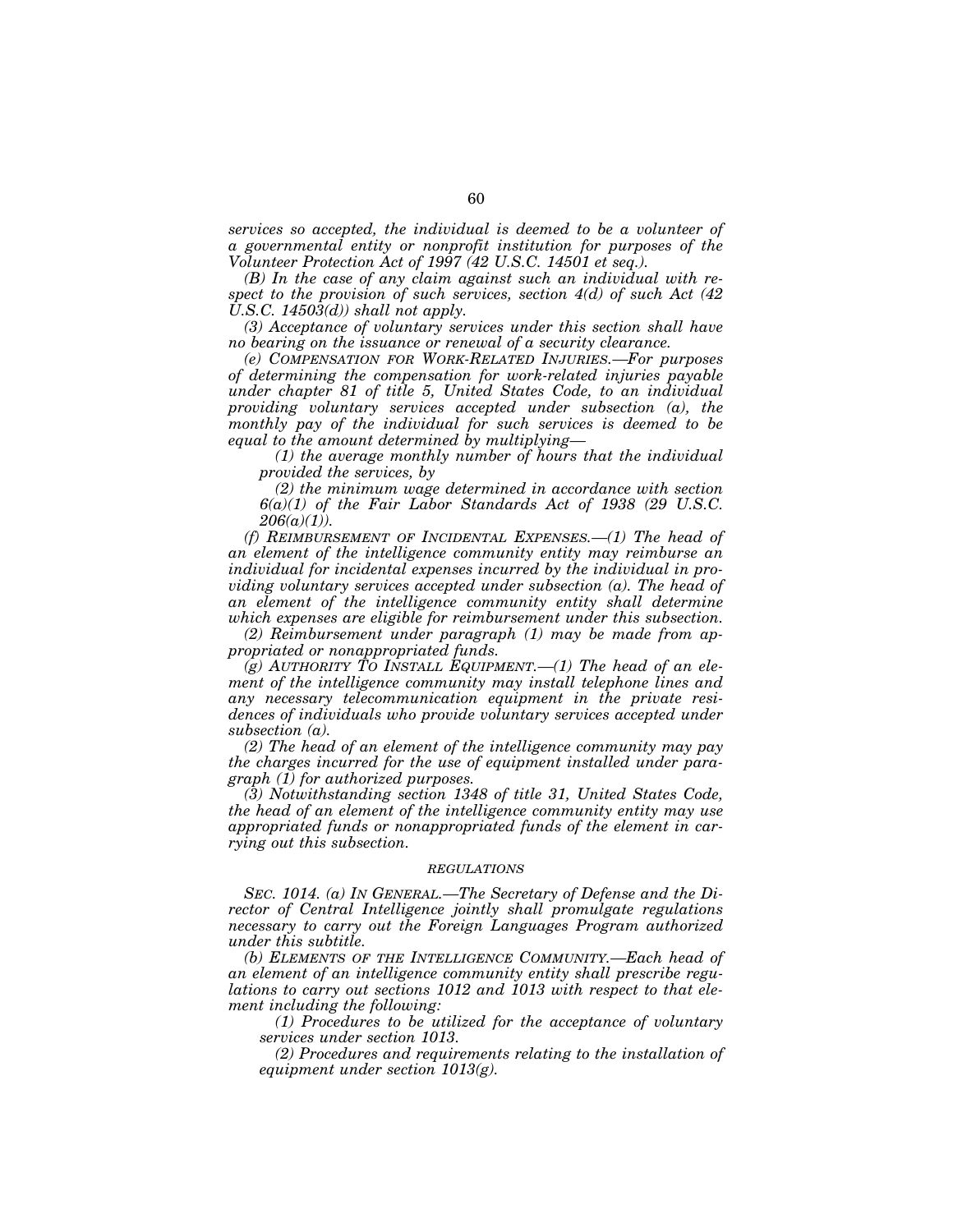*services so accepted, the individual is deemed to be a volunteer of a governmental entity or nonprofit institution for purposes of the Volunteer Protection Act of 1997 (42 U.S.C. 14501 et seq.).*

*(B) In the case of any claim against such an individual with respect to the provision of such services, section 4(d) of such Act (42 U.S.C. 14503(d)) shall not apply.*

*(3) Acceptance of voluntary services under this section shall have no bearing on the issuance or renewal of a security clearance.*

*(e) COMPENSATION FOR WORK-RELATED INJURIES.—For purposes of determining the compensation for work-related injuries payable under chapter 81 of title 5, United States Code, to an individual providing voluntary services accepted under subsection (a), the monthly pay of the individual for such services is deemed to be equal to the amount determined by multiplying—*

*(1) the average monthly number of hours that the individual provided the services, by*

*(2) the minimum wage determined in accordance with section 6(a)(1) of the Fair Labor Standards Act of 1938 (29 U.S.C. 206(a)(1)).*

*(f) REIMBURSEMENT OF INCIDENTAL EXPENSES.—(1) The head of an element of the intelligence community entity may reimburse an individual for incidental expenses incurred by the individual in providing voluntary services accepted under subsection (a). The head of an element of the intelligence community entity shall determine which expenses are eligible for reimbursement under this subsection.*

*(2) Reimbursement under paragraph (1) may be made from appropriated or nonappropriated funds.*

*(g) AUTHORITY TO INSTALL EQUIPMENT.—(1) The head of an element of the intelligence community may install telephone lines and any necessary telecommunication equipment in the private residences of individuals who provide voluntary services accepted under subsection (a).*

*(2) The head of an element of the intelligence community may pay the charges incurred for the use of equipment installed under paragraph (1) for authorized purposes.*

*(3) Notwithstanding section 1348 of title 31, United States Code, the head of an element of the intelligence community entity may use appropriated funds or nonappropriated funds of the element in carrying out this subsection.*

*REGULATIONS*

*SEC. 1014. (a) IN GENERAL.—The Secretary of Defense and the Director of Central Intelligence jointly shall promulgate regulations necessary to carry out the Foreign Languages Program authorized under this subtitle.*

*(b) ELEMENTS OF THE INTELLIGENCE COMMUNITY.—Each head of an element of an intelligence community entity shall prescribe regulations to carry out sections 1012 and 1013 with respect to that element including the following:*

*(1) Procedures to be utilized for the acceptance of voluntary services under section 1013.*

*(2) Procedures and requirements relating to the installation of equipment under section 1013(g).*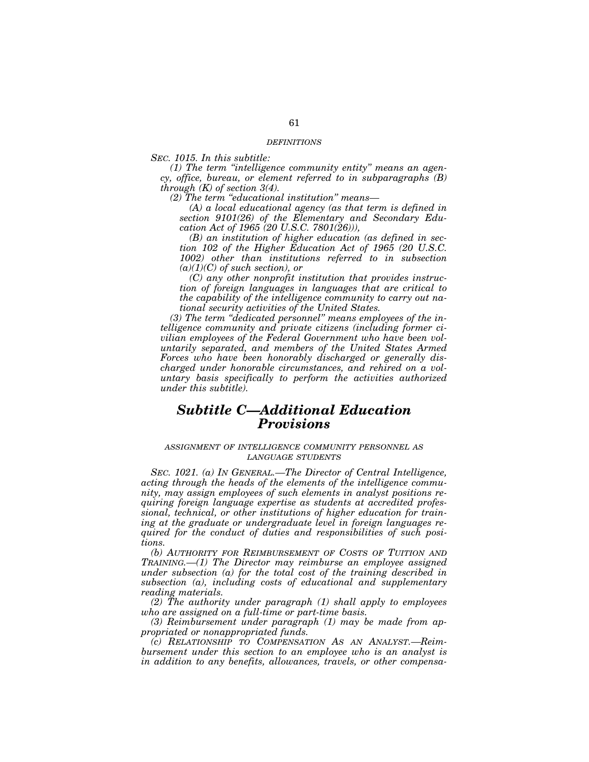*DEFINITIONS*

*SEC. 1015. In this subtitle:*

*(1) The term "intelligence community entity" means an agency, office, bureau, or element referred to in subparagraphs (B) through (K) of section 3(4).*

*(2) The term "educational institution" means—*

*(A) a local educational agency (as that term is defined in section 9101(26) of the Elementary and Secondary Education Act of 1965 (20 U.S.C. 7801(26))),*

*(B) an institution of higher education (as defined in section 102 of the Higher Education Act of 1965 (20 U.S.C. 1002) other than institutions referred to in subsection (a)(1)(C) of such section), or*

*(C) any other nonprofit institution that provides instruction of foreign languages in languages that are critical to the capability of the intelligence community to carry out national security activities of the United States.*

*(3) The term "dedicated personnel" means employees of the intelligence community and private citizens (including former civilian employees of the Federal Government who have been voluntarily separated, and members of the United States Armed Forces who have been honorably discharged or generally discharged under honorable circumstances, and rehired on a voluntary basis specifically to perform the activities authorized under this subtitle).*

## ***Subtitle C—Additional Education Provisions***

*ASSIGNMENT OF INTELLIGENCE COMMUNITY PERSONNEL AS LANGUAGE STUDENTS*

*SEC. 1021. (a) IN GENERAL.—The Director of Central Intelligence, acting through the heads of the elements of the intelligence community, may assign employees of such elements in analyst positions requiring foreign language expertise as students at accredited professional, technical, or other institutions of higher education for training at the graduate or undergraduate level in foreign languages required for the conduct of duties and responsibilities of such positions.*

*(b) AUTHORITY FOR REIMBURSEMENT OF COSTS OF TUITION AND TRAINING.—(1) The Director may reimburse an employee assigned under subsection (a) for the total cost of the training described in subsection (a), including costs of educational and supplementary reading materials.*

*(2) The authority under paragraph (1) shall apply to employees who are assigned on a full-time or part-time basis.*

*(3) Reimbursement under paragraph (1) may be made from appropriated or nonappropriated funds.*

*(c) RELATIONSHIP TO COMPENSATION AS AN ANALYST.—Reimbursement under this section to an employee who is an analyst is in addition to any benefits, allowances, travels, or other compensa-*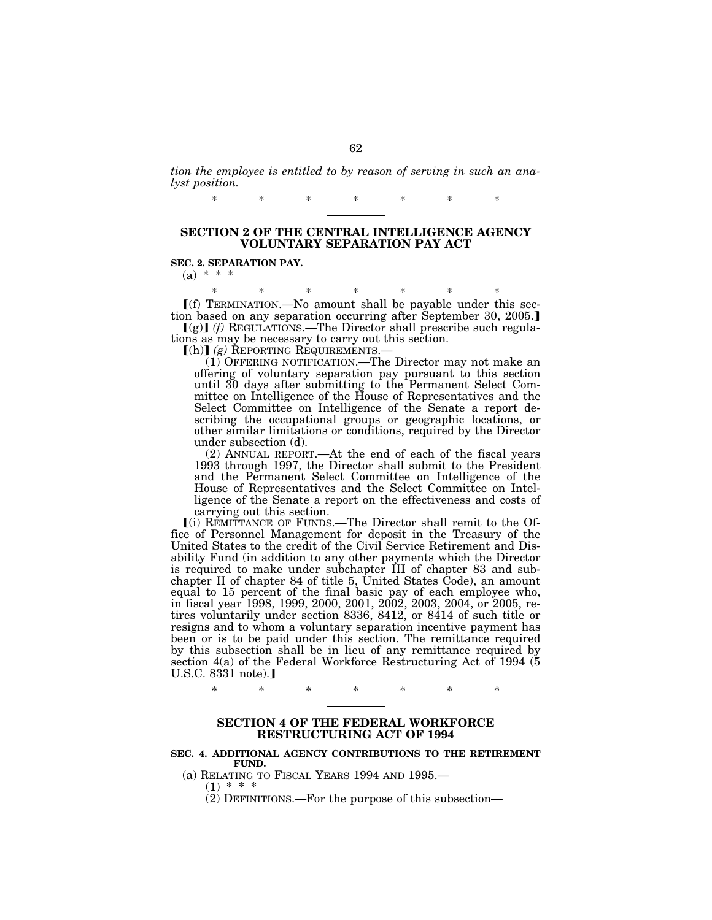*tion the employee is entitled to by reason of serving in such an analyst position.*

\* \* \* \* \* \* \*

## SECTION 2 OF THE CENTRAL INTELLIGENCE AGENCY VOLUNTARY SEPARATION PAY ACT

**SEC. 2. SEPARATION PAY.**

(a) \* \* \*

\* \* \* \* \* \* \*

【(f) TERMINATION.—No amount shall be payable under this section based on any separation occurring after September 30, 2005.】

【(g)】 *(f)* REGULATIONS.—The Director shall prescribe such regulations as may be necessary to carry out this section.

【(h)】 *(g)* REPORTING REQUIREMENTS.—

(1) OFFERING NOTIFICATION.—The Director may not make an offering of voluntary separation pay pursuant to this section until 30 days after submitting to the Permanent Select Committee on Intelligence of the House of Representatives and the Select Committee on Intelligence of the Senate a report describing the occupational groups or geographic locations, or other similar limitations or conditions, required by the Director under subsection (d).

(2) ANNUAL REPORT.—At the end of each of the fiscal years 1993 through 1997, the Director shall submit to the President and the Permanent Select Committee on Intelligence of the House of Representatives and the Select Committee on Intelligence of the Senate a report on the effectiveness and costs of carrying out this section.

【(i) REMITTANCE OF FUNDS.—The Director shall remit to the Office of Personnel Management for deposit in the Treasury of the United States to the credit of the Civil Service Retirement and Disability Fund (in addition to any other payments which the Director is required to make under subchapter III of chapter 83 and subchapter II of chapter 84 of title 5, United States Code), an amount equal to 15 percent of the final basic pay of each employee who, in fiscal year 1998, 1999, 2000, 2001, 2002, 2003, 2004, or 2005, retires voluntarily under section 8336, 8412, or 8414 of such title or resigns and to whom a voluntary separation incentive payment has been or is to be paid under this section. The remittance required by this subsection shall be in lieu of any remittance required by section 4(a) of the Federal Workforce Restructuring Act of 1994 (5 U.S.C. 8331 note).】

\* \* \* \* \* \* \*

## SECTION 4 OF THE FEDERAL WORKFORCE RESTRUCTURING ACT OF 1994

**SEC. 4. ADDITIONAL AGENCY CONTRIBUTIONS TO THE RETIREMENT FUND.**

(a) RELATING TO FISCAL YEARS 1994 AND 1995.—

(1) \* \* \*

(2) DEFINITIONS.—For the purpose of this subsection—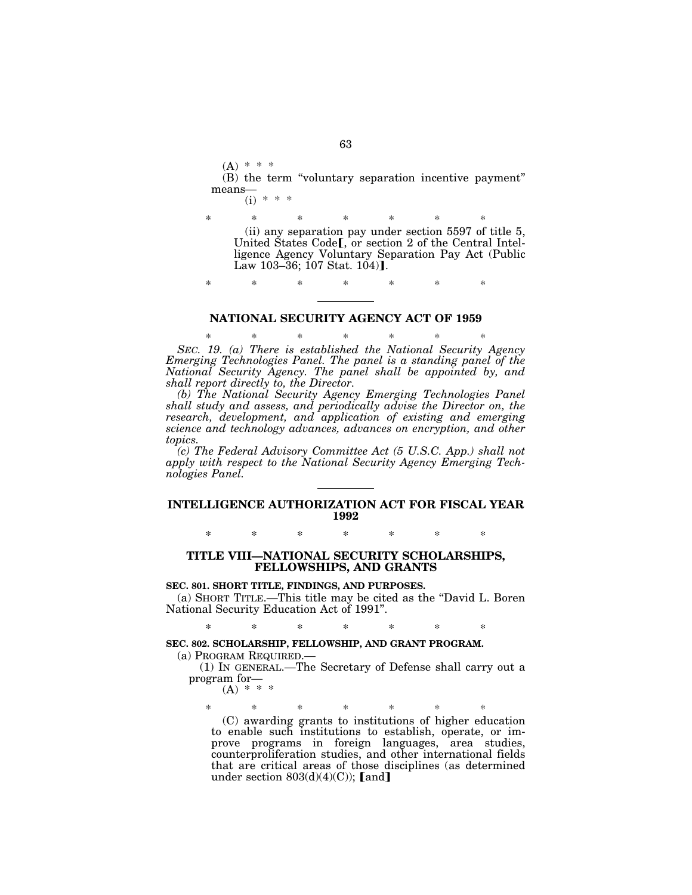(A) * * *

(B) the term "voluntary separation incentive payment" means—

(i) * * *

\* \* \* \* \* \* \*

(ii) any separation pay under section 5597 of title 5, United States Code【, or section 2 of the Central Intelligence Agency Voluntary Separation Pay Act (Public Law 103–36; 107 Stat. 104)】.

\* \* \* \* \* \* \*

## NATIONAL SECURITY AGENCY ACT OF 1959

\* \* \* \* \* \* \*

*SEC. 19. (a) There is established the National Security Agency Emerging Technologies Panel. The panel is a standing panel of the National Security Agency. The panel shall be appointed by, and shall report directly to, the Director.*

*(b) The National Security Agency Emerging Technologies Panel shall study and assess, and periodically advise the Director on, the research, development, and application of existing and emerging science and technology advances, advances on encryption, and other topics.*

*(c) The Federal Advisory Committee Act (5 U.S.C. App.) shall not apply with respect to the National Security Agency Emerging Technologies Panel.*

## INTELLIGENCE AUTHORIZATION ACT FOR FISCAL YEAR 1992

\* \* \* \* \* \* \*

### TITLE VIII—NATIONAL SECURITY SCHOLARSHIPS, FELLOWSHIPS, AND GRANTS

**SEC. 801. SHORT TITLE, FINDINGS, AND PURPOSES.**

(a) SHORT TITLE.—This title may be cited as the "David L. Boren National Security Education Act of 1991".

\* \* \* \* \* \* \*

**SEC. 802. SCHOLARSHIP, FELLOWSHIP, AND GRANT PROGRAM.**

(a) PROGRAM REQUIRED.—

(1) IN GENERAL.—The Secretary of Defense shall carry out a program for—

(A) * * *

\* \* \* \* \* \* \*

(C) awarding grants to institutions of higher education to enable such institutions to establish, operate, or improve programs in foreign languages, area studies, counterproliferation studies, and other international fields that are critical areas of those disciplines (as determined under section 803(d)(4)(C)); 【and】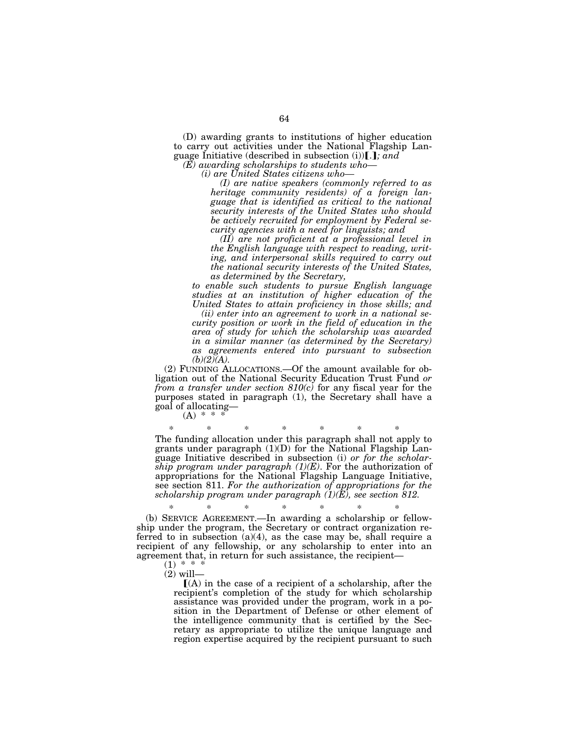(D) awarding grants to institutions of higher education to carry out activities under the National Flagship Language Initiative (described in subsection (i))**[**.**]**; *and*

*(E) awarding scholarships to students who—*

*(i) are United States citizens who—*

*(I) are native speakers (commonly referred to as heritage community residents) of a foreign language that is identified as critical to the national security interests of the United States who should be actively recruited for employment by Federal security agencies with a need for linguists; and*

*(II) are not proficient at a professional level in the English language with respect to reading, writing, and interpersonal skills required to carry out the national security interests of the United States, as determined by the Secretary,*

*to enable such students to pursue English language studies at an institution of higher education of the United States to attain proficiency in those skills; and*

*(ii) enter into an agreement to work in a national security position or work in the field of education in the area of study for which the scholarship was awarded in a similar manner (as determined by the Secretary) as agreements entered into pursuant to subsection (b)(2)(A).*

(2) FUNDING ALLOCATIONS.—Of the amount available for obligation out of the National Security Education Trust Fund *or from a transfer under section 810(c)* for any fiscal year for the purposes stated in paragraph (1), the Secretary shall have a goal of allocating—

(A) * * *

\* \* \* \* \* \* \*

The funding allocation under this paragraph shall not apply to grants under paragraph (1)(D) for the National Flagship Language Initiative described in subsection (i) *or for the scholarship program under paragraph (1)(E)*. For the authorization of appropriations for the National Flagship Language Initiative, see section 811. *For the authorization of appropriations for the scholarship program under paragraph (1)(E), see section 812.*

\* \* \* \* \* \* \*

(b) SERVICE AGREEMENT.—In awarding a scholarship or fellowship under the program, the Secretary or contract organization referred to in subsection (a)(4), as the case may be, shall require a recipient of any fellowship, or any scholarship to enter into an agreement that, in return for such assistance, the recipient—

(1) * * *

(2) will—

**[**(A) in the case of a recipient of a scholarship, after the recipient's completion of the study for which scholarship assistance was provided under the program, work in a position in the Department of Defense or other element of the intelligence community that is certified by the Secretary as appropriate to utilize the unique language and region expertise acquired by the recipient pursuant to such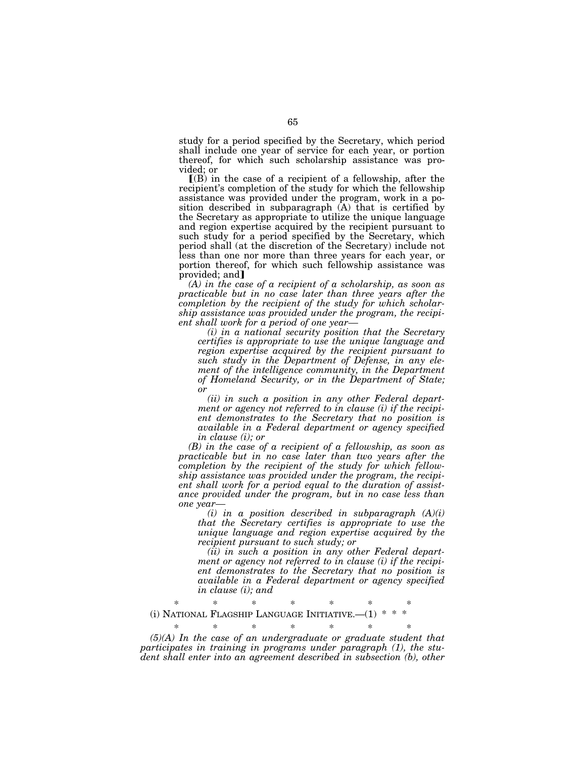study for a period specified by the Secretary, which period shall include one year of service for each year, or portion thereof, for which such scholarship assistance was provided; or

[(B) in the case of a recipient of a fellowship, after the recipient's completion of the study for which the fellowship assistance was provided under the program, work in a position described in subparagraph (A) that is certified by the Secretary as appropriate to utilize the unique language and region expertise acquired by the recipient pursuant to such study for a period specified by the Secretary, which period shall (at the discretion of the Secretary) include not less than one nor more than three years for each year, or portion thereof, for which such fellowship assistance was provided; and]

*(A) in the case of a recipient of a scholarship, as soon as practicable but in no case later than three years after the completion by the recipient of the study for which scholarship assistance was provided under the program, the recipient shall work for a period of one year—*

*(i) in a national security position that the Secretary certifies is appropriate to use the unique language and region expertise acquired by the recipient pursuant to such study in the Department of Defense, in any element of the intelligence community, in the Department of Homeland Security, or in the Department of State; or*

*(ii) in such a position in any other Federal department or agency not referred to in clause (i) if the recipient demonstrates to the Secretary that no position is available in a Federal department or agency specified in clause (i); or*

*(B) in the case of a recipient of a fellowship, as soon as practicable but in no case later than two years after the completion by the recipient of the study for which fellowship assistance was provided under the program, the recipient shall work for a period equal to the duration of assistance provided under the program, but in no case less than one year—*

*(i) in a position described in subparagraph (A)(i) that the Secretary certifies is appropriate to use the unique language and region expertise acquired by the recipient pursuant to such study; or*

*(ii) in such a position in any other Federal department or agency not referred to in clause (i) if the recipient demonstrates to the Secretary that no position is available in a Federal department or agency specified in clause (i); and*

\* \* \* \* \* \* \*

(i) NATIONAL FLAGSHIP LANGUAGE INITIATIVE.—(1) \* \* \*

\* \* \* \* \* \* \*

*(5)(A) In the case of an undergraduate or graduate student that participates in training in programs under paragraph (1), the student shall enter into an agreement described in subsection (b), other*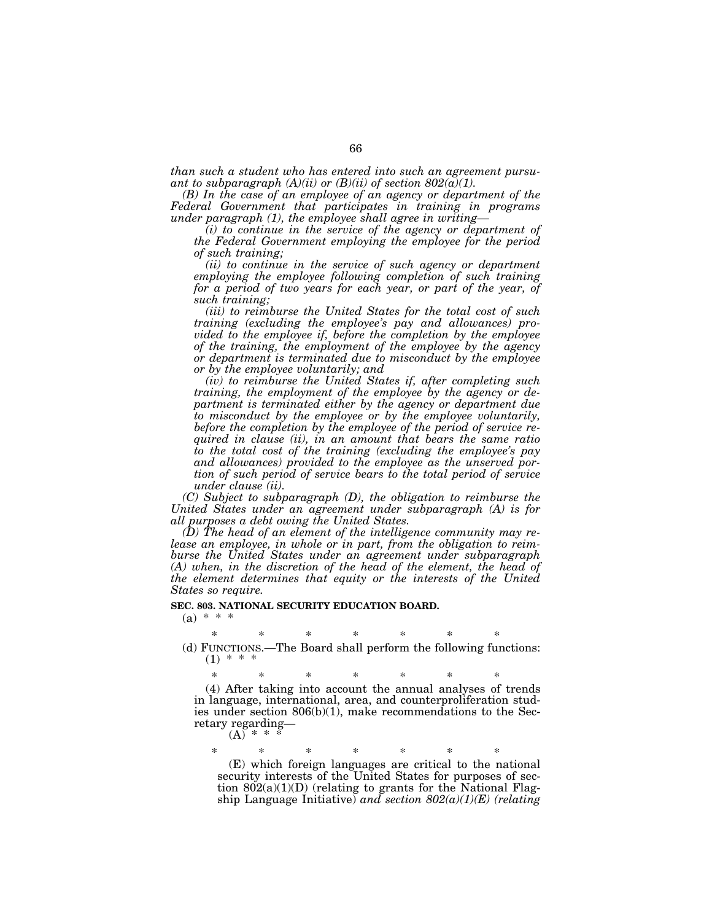*than such a student who has entered into such an agreement pursuant to subparagraph (A)(ii) or (B)(ii) of section 802(a)(1).*

*(B) In the case of an employee of an agency or department of the Federal Government that participates in training in programs under paragraph (1), the employee shall agree in writing—*

*(i) to continue in the service of the agency or department of the Federal Government employing the employee for the period of such training;*

*(ii) to continue in the service of such agency or department employing the employee following completion of such training for a period of two years for each year, or part of the year, of such training;*

*(iii) to reimburse the United States for the total cost of such training (excluding the employee's pay and allowances) provided to the employee if, before the completion by the employee of the training, the employment of the employee by the agency or department is terminated due to misconduct by the employee or by the employee voluntarily; and*

*(iv) to reimburse the United States if, after completing such training, the employment of the employee by the agency or department is terminated either by the agency or department due to misconduct by the employee or by the employee voluntarily, before the completion by the employee of the period of service required in clause (ii), in an amount that bears the same ratio to the total cost of the training (excluding the employee's pay and allowances) provided to the employee as the unserved portion of such period of service bears to the total period of service under clause (ii).*

*(C) Subject to subparagraph (D), the obligation to reimburse the United States under an agreement under subparagraph (A) is for all purposes a debt owing the United States.*

*(D) The head of an element of the intelligence community may release an employee, in whole or in part, from the obligation to reimburse the United States under an agreement under subparagraph (A) when, in the discretion of the head of the element, the head of the element determines that equity or the interests of the United States so require.*

**SEC. 803. NATIONAL SECURITY EDUCATION BOARD.**

(a) * * *

\* \* \* \* \* \* \*

(d) FUNCTIONS.—The Board shall perform the following functions:

(1) * * *

\* \* \* \* \* \* \*

(4) After taking into account the annual analyses of trends in language, international, area, and counterproliferation studies under section 806(b)(1), make recommendations to the Secretary regarding—

(A) * * *

\* \* \* \* \* \* \*

(E) which foreign languages are critical to the national security interests of the United States for purposes of section 802(a)(1)(D) (relating to grants for the National Flagship Language Initiative) *and section 802(a)(1)(E) (relating*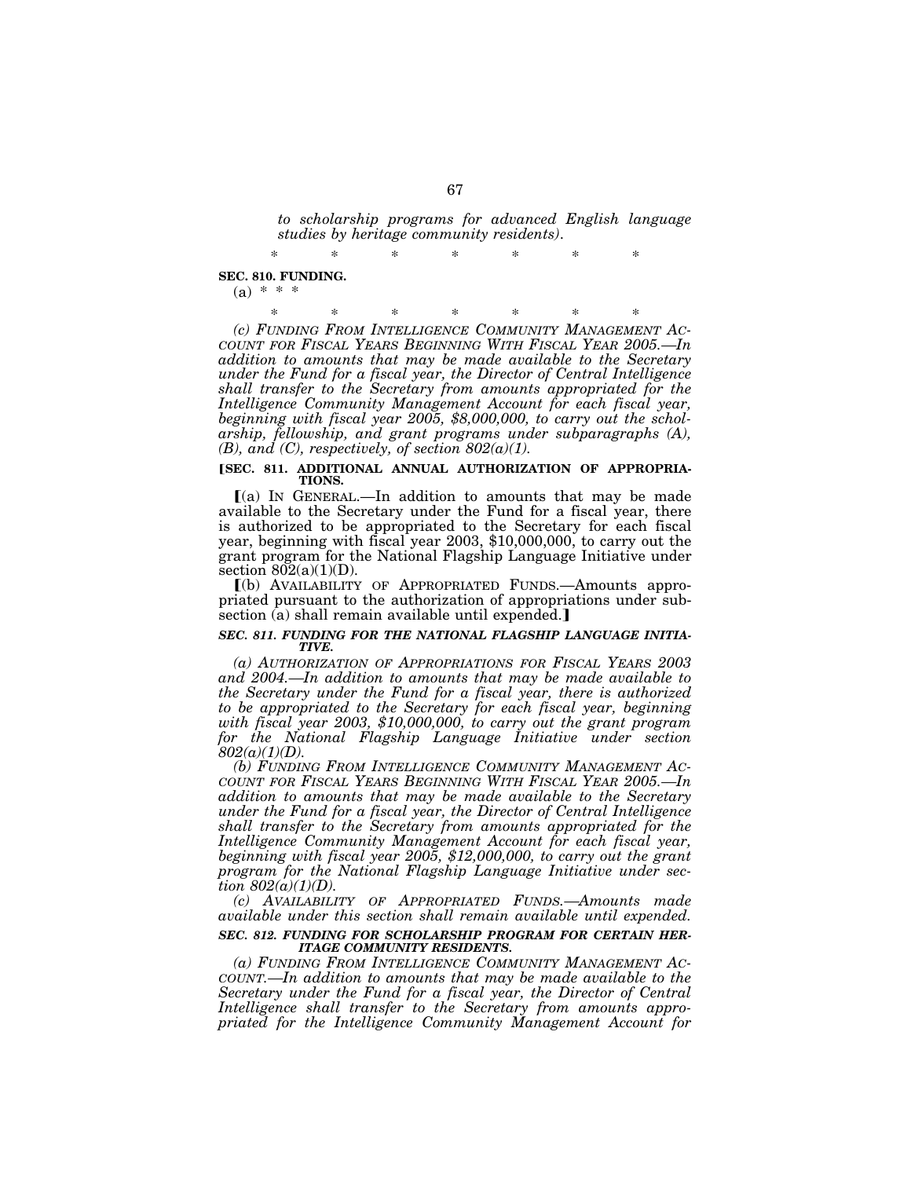*to scholarship programs for advanced English language studies by heritage community residents).*

\*　　\*　　\*　　\*　　\*　　\*　　\*

**SEC. 810. FUNDING.**

(a) \* \* \*

\*　　\*　　\*　　\*　　\*　　\*　　\*

*(c) FUNDING FROM INTELLIGENCE COMMUNITY MANAGEMENT ACCOUNT FOR FISCAL YEARS BEGINNING WITH FISCAL YEAR 2005.—In addition to amounts that may be made available to the Secretary under the Fund for a fiscal year, the Director of Central Intelligence shall transfer to the Secretary from amounts appropriated for the Intelligence Community Management Account for each fiscal year, beginning with fiscal year 2005, $8,000,000, to carry out the scholarship, fellowship, and grant programs under subparagraphs (A), (B), and (C), respectively, of section 802(a)(1).*

**[SEC. 811. ADDITIONAL ANNUAL AUTHORIZATION OF APPROPRIATIONS.**

[(a) IN GENERAL.—In addition to amounts that may be made available to the Secretary under the Fund for a fiscal year, there is authorized to be appropriated to the Secretary for each fiscal year, beginning with fiscal year 2003, $10,000,000, to carry out the grant program for the National Flagship Language Initiative under section 802(a)(1)(D).

[(b) AVAILABILITY OF APPROPRIATED FUNDS.—Amounts appropriated pursuant to the authorization of appropriations under subsection (a) shall remain available until expended.]

***SEC. 811. FUNDING FOR THE NATIONAL FLAGSHIP LANGUAGE INITIATIVE.***

*(a) AUTHORIZATION OF APPROPRIATIONS FOR FISCAL YEARS 2003 and 2004.—In addition to amounts that may be made available to the Secretary under the Fund for a fiscal year, there is authorized to be appropriated to the Secretary for each fiscal year, beginning with fiscal year 2003, $10,000,000, to carry out the grant program for the National Flagship Language Initiative under section 802(a)(1)(D).*

*(b) FUNDING FROM INTELLIGENCE COMMUNITY MANAGEMENT ACCOUNT FOR FISCAL YEARS BEGINNING WITH FISCAL YEAR 2005.—In addition to amounts that may be made available to the Secretary under the Fund for a fiscal year, the Director of Central Intelligence shall transfer to the Secretary from amounts appropriated for the Intelligence Community Management Account for each fiscal year, beginning with fiscal year 2005, $12,000,000, to carry out the grant program for the National Flagship Language Initiative under section 802(a)(1)(D).*

*(c) AVAILABILITY OF APPROPRIATED FUNDS.—Amounts made available under this section shall remain available until expended.*

***SEC. 812. FUNDING FOR SCHOLARSHIP PROGRAM FOR CERTAIN HERITAGE COMMUNITY RESIDENTS.***

*(a) FUNDING FROM INTELLIGENCE COMMUNITY MANAGEMENT ACCOUNT.—In addition to amounts that may be made available to the Secretary under the Fund for a fiscal year, the Director of Central Intelligence shall transfer to the Secretary from amounts appropriated for the Intelligence Community Management Account for*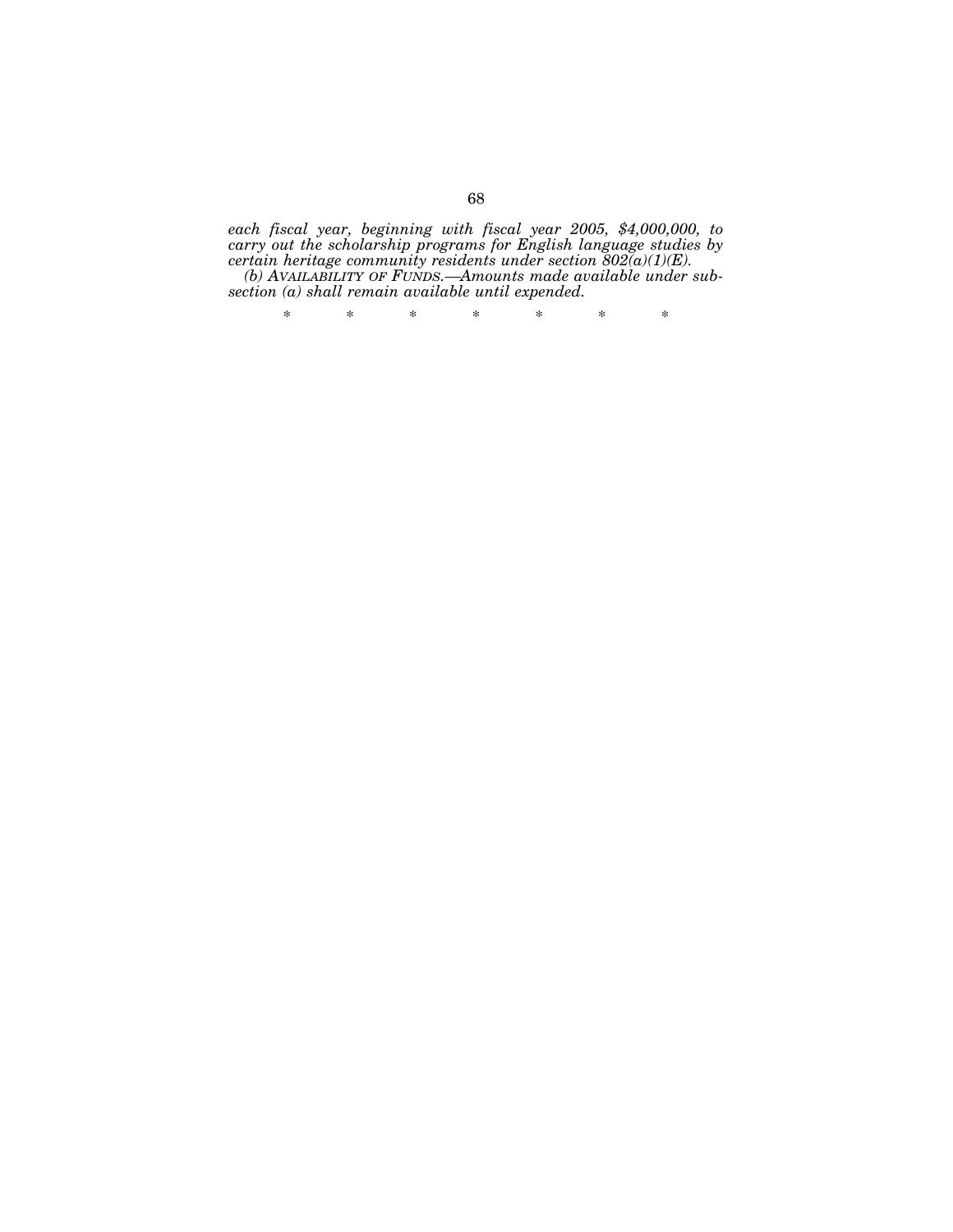*each fiscal year, beginning with fiscal year 2005, $4,000,000, to carry out the scholarship programs for English language studies by certain heritage community residents under section 802(a)(1)(E).*

*(b) AVAILABILITY OF FUNDS.—Amounts made available under subsection (a) shall remain available until expended.*

\* \* \* \* \* \* \*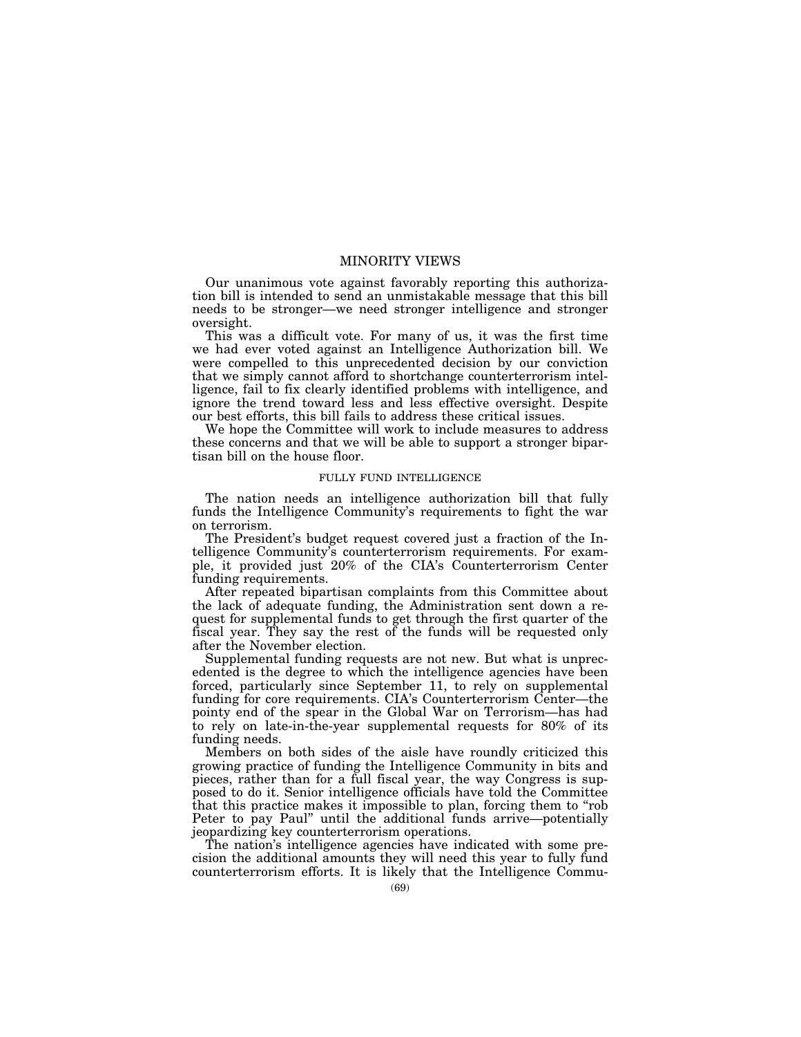# MINORITY VIEWS

Our unanimous vote against favorably reporting this authorization bill is intended to send an unmistakable message that this bill needs to be stronger—we need stronger intelligence and stronger oversight.

This was a difficult vote. For many of us, it was the first time we had ever voted against an Intelligence Authorization bill. We were compelled to this unprecedented decision by our conviction that we simply cannot afford to shortchange counterterrorism intelligence, fail to fix clearly identified problems with intelligence, and ignore the trend toward less and less effective oversight. Despite our best efforts, this bill fails to address these critical issues.

We hope the Committee will work to include measures to address these concerns and that we will be able to support a stronger bipartisan bill on the house floor.

## FULLY FUND INTELLIGENCE

The nation needs an intelligence authorization bill that fully funds the Intelligence Community's requirements to fight the war on terrorism.

The President's budget request covered just a fraction of the Intelligence Community's counterterrorism requirements. For example, it provided just 20% of the CIA's Counterterrorism Center funding requirements.

After repeated bipartisan complaints from this Committee about the lack of adequate funding, the Administration sent down a request for supplemental funds to get through the first quarter of the fiscal year. They say the rest of the funds will be requested only after the November election.

Supplemental funding requests are not new. But what is unprecedented is the degree to which the intelligence agencies have been forced, particularly since September 11, to rely on supplemental funding for core requirements. CIA's Counterterrorism Center—the pointy end of the spear in the Global War on Terrorism—has had to rely on late-in-the-year supplemental requests for 80% of its funding needs.

Members on both sides of the aisle have roundly criticized this growing practice of funding the Intelligence Community in bits and pieces, rather than for a full fiscal year, the way Congress is supposed to do it. Senior intelligence officials have told the Committee that this practice makes it impossible to plan, forcing them to "rob Peter to pay Paul" until the additional funds arrive—potentially jeopardizing key counterterrorism operations.

The nation's intelligence agencies have indicated with some precision the additional amounts they will need this year to fully fund counterterrorism efforts. It is likely that the Intelligence Commu-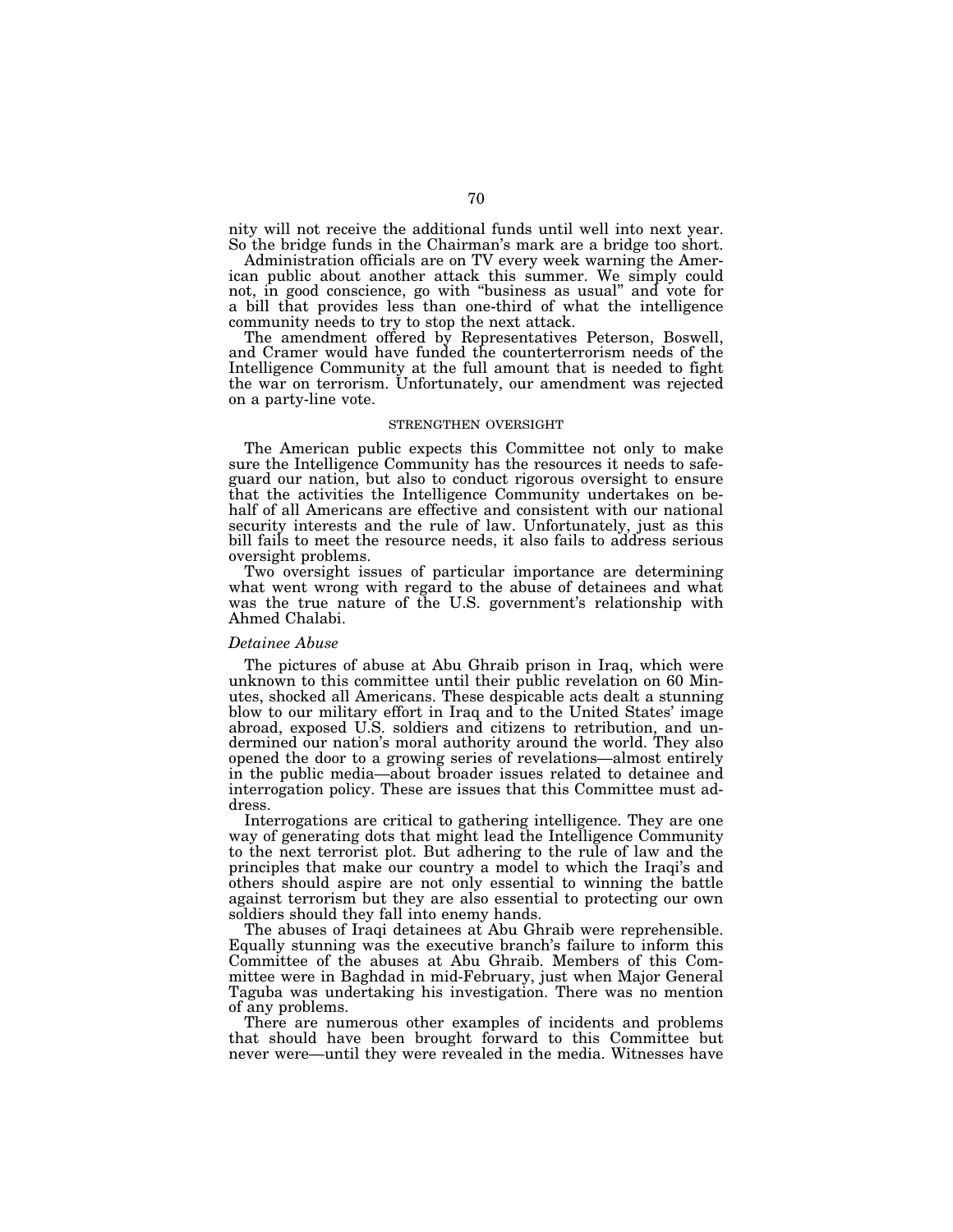nity will not receive the additional funds until well into next year. So the bridge funds in the Chairman's mark are a bridge too short.

Administration officials are on TV every week warning the American public about another attack this summer. We simply could not, in good conscience, go with "business as usual" and vote for a bill that provides less than one-third of what the intelligence community needs to try to stop the next attack.

The amendment offered by Representatives Peterson, Boswell, and Cramer would have funded the counterterrorism needs of the Intelligence Community at the full amount that is needed to fight the war on terrorism. Unfortunately, our amendment was rejected on a party-line vote.

## STRENGTHEN OVERSIGHT

The American public expects this Committee not only to make sure the Intelligence Community has the resources it needs to safeguard our nation, but also to conduct rigorous oversight to ensure that the activities the Intelligence Community undertakes on behalf of all Americans are effective and consistent with our national security interests and the rule of law. Unfortunately, just as this bill fails to meet the resource needs, it also fails to address serious oversight problems.

Two oversight issues of particular importance are determining what went wrong with regard to the abuse of detainees and what was the true nature of the U.S. government's relationship with Ahmed Chalabi.

### *Detainee Abuse*

The pictures of abuse at Abu Ghraib prison in Iraq, which were unknown to this committee until their public revelation on 60 Minutes, shocked all Americans. These despicable acts dealt a stunning blow to our military effort in Iraq and to the United States' image abroad, exposed U.S. soldiers and citizens to retribution, and undermined our nation's moral authority around the world. They also opened the door to a growing series of revelations—almost entirely in the public media—about broader issues related to detainee and interrogation policy. These are issues that this Committee must address.

Interrogations are critical to gathering intelligence. They are one way of generating dots that might lead the Intelligence Community to the next terrorist plot. But adhering to the rule of law and the principles that make our country a model to which the Iraqi's and others should aspire are not only essential to winning the battle against terrorism but they are also essential to protecting our own soldiers should they fall into enemy hands.

The abuses of Iraqi detainees at Abu Ghraib were reprehensible. Equally stunning was the executive branch's failure to inform this Committee of the abuses at Abu Ghraib. Members of this Committee were in Baghdad in mid-February, just when Major General Taguba was undertaking his investigation. There was no mention of any problems.

There are numerous other examples of incidents and problems that should have been brought forward to this Committee but never were—until they were revealed in the media. Witnesses have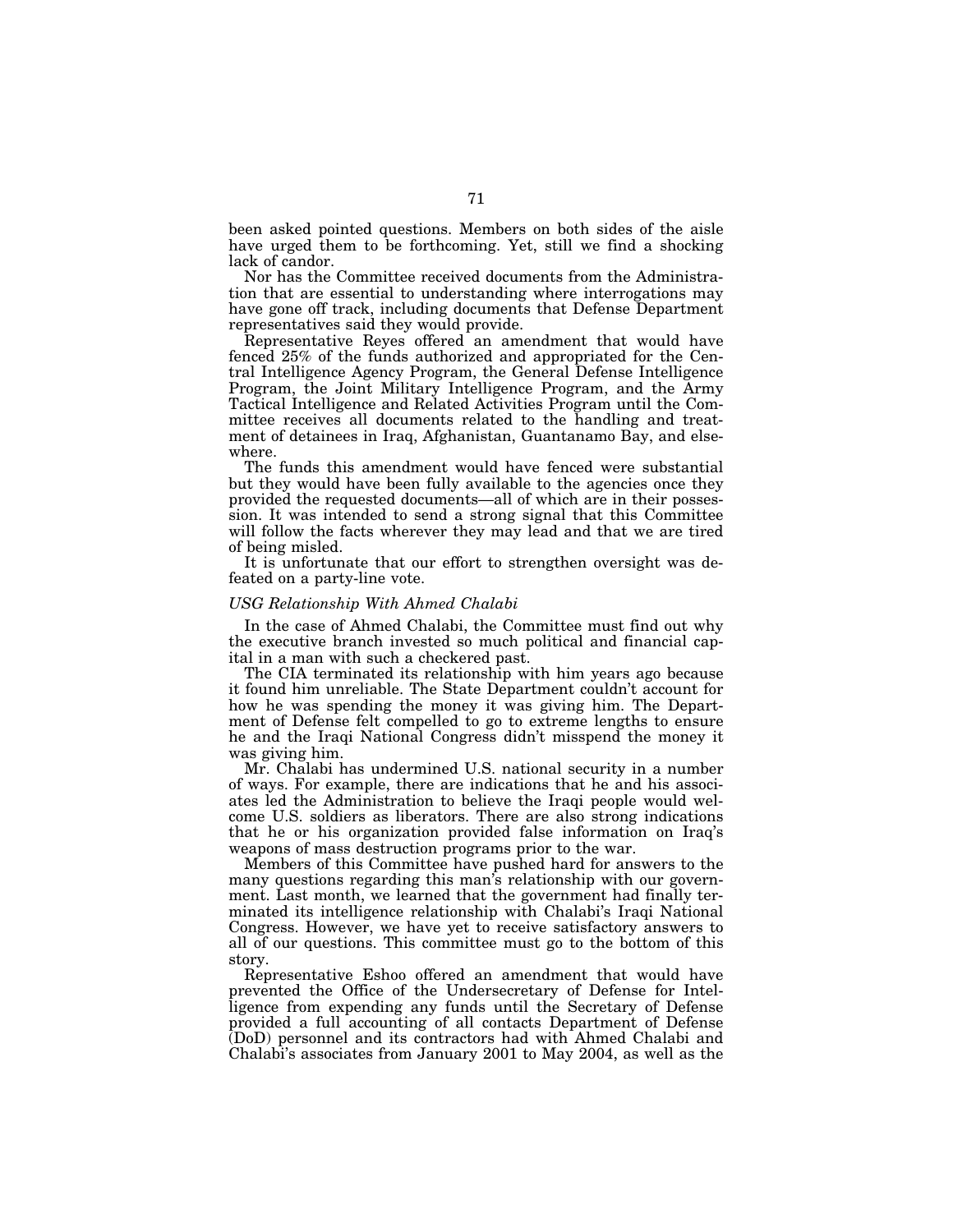been asked pointed questions. Members on both sides of the aisle have urged them to be forthcoming. Yet, still we find a shocking lack of candor.

Nor has the Committee received documents from the Administration that are essential to understanding where interrogations may have gone off track, including documents that Defense Department representatives said they would provide.

Representative Reyes offered an amendment that would have fenced 25% of the funds authorized and appropriated for the Central Intelligence Agency Program, the General Defense Intelligence Program, the Joint Military Intelligence Program, and the Army Tactical Intelligence and Related Activities Program until the Committee receives all documents related to the handling and treatment of detainees in Iraq, Afghanistan, Guantanamo Bay, and elsewhere.

The funds this amendment would have fenced were substantial but they would have been fully available to the agencies once they provided the requested documents—all of which are in their possession. It was intended to send a strong signal that this Committee will follow the facts wherever they may lead and that we are tired of being misled.

It is unfortunate that our effort to strengthen oversight was defeated on a party-line vote.

*USG Relationship With Ahmed Chalabi*

In the case of Ahmed Chalabi, the Committee must find out why the executive branch invested so much political and financial capital in a man with such a checkered past.

The CIA terminated its relationship with him years ago because it found him unreliable. The State Department couldn't account for how he was spending the money it was giving him. The Department of Defense felt compelled to go to extreme lengths to ensure he and the Iraqi National Congress didn't misspend the money it was giving him.

Mr. Chalabi has undermined U.S. national security in a number of ways. For example, there are indications that he and his associates led the Administration to believe the Iraqi people would welcome U.S. soldiers as liberators. There are also strong indications that he or his organization provided false information on Iraq's weapons of mass destruction programs prior to the war.

Members of this Committee have pushed hard for answers to the many questions regarding this man's relationship with our government. Last month, we learned that the government had finally terminated its intelligence relationship with Chalabi's Iraqi National Congress. However, we have yet to receive satisfactory answers to all of our questions. This committee must go to the bottom of this story.

Representative Eshoo offered an amendment that would have prevented the Office of the Undersecretary of Defense for Intelligence from expending any funds until the Secretary of Defense provided a full accounting of all contacts Department of Defense (DoD) personnel and its contractors had with Ahmed Chalabi and Chalabi's associates from January 2001 to May 2004, as well as the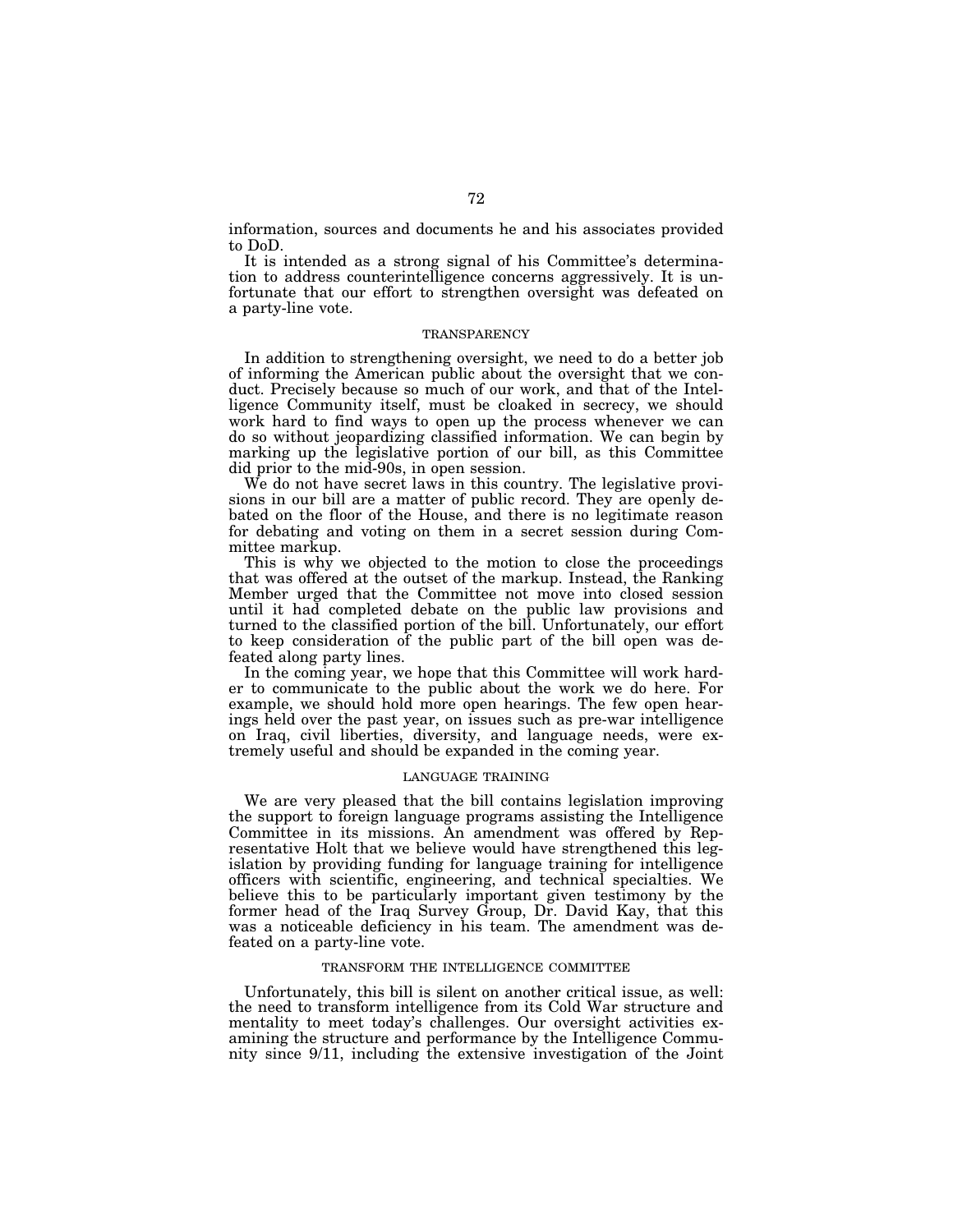information, sources and documents he and his associates provided to DoD.

It is intended as a strong signal of his Committee's determination to address counterintelligence concerns aggressively. It is unfortunate that our effort to strengthen oversight was defeated on a party-line vote.

## TRANSPARENCY

In addition to strengthening oversight, we need to do a better job of informing the American public about the oversight that we conduct. Precisely because so much of our work, and that of the Intelligence Community itself, must be cloaked in secrecy, we should work hard to find ways to open up the process whenever we can do so without jeopardizing classified information. We can begin by marking up the legislative portion of our bill, as this Committee did prior to the mid-90s, in open session.

We do not have secret laws in this country. The legislative provisions in our bill are a matter of public record. They are openly debated on the floor of the House, and there is no legitimate reason for debating and voting on them in a secret session during Committee markup.

This is why we objected to the motion to close the proceedings that was offered at the outset of the markup. Instead, the Ranking Member urged that the Committee not move into closed session until it had completed debate on the public law provisions and turned to the classified portion of the bill. Unfortunately, our effort to keep consideration of the public part of the bill open was defeated along party lines.

In the coming year, we hope that this Committee will work harder to communicate to the public about the work we do here. For example, we should hold more open hearings. The few open hearings held over the past year, on issues such as pre-war intelligence on Iraq, civil liberties, diversity, and language needs, were extremely useful and should be expanded in the coming year.

## LANGUAGE TRAINING

We are very pleased that the bill contains legislation improving the support to foreign language programs assisting the Intelligence Committee in its missions. An amendment was offered by Representative Holt that we believe would have strengthened this legislation by providing funding for language training for intelligence officers with scientific, engineering, and technical specialties. We believe this to be particularly important given testimony by the former head of the Iraq Survey Group, Dr. David Kay, that this was a noticeable deficiency in his team. The amendment was defeated on a party-line vote.

## TRANSFORM THE INTELLIGENCE COMMITTEE

Unfortunately, this bill is silent on another critical issue, as well: the need to transform intelligence from its Cold War structure and mentality to meet today's challenges. Our oversight activities examining the structure and performance by the Intelligence Community since 9/11, including the extensive investigation of the Joint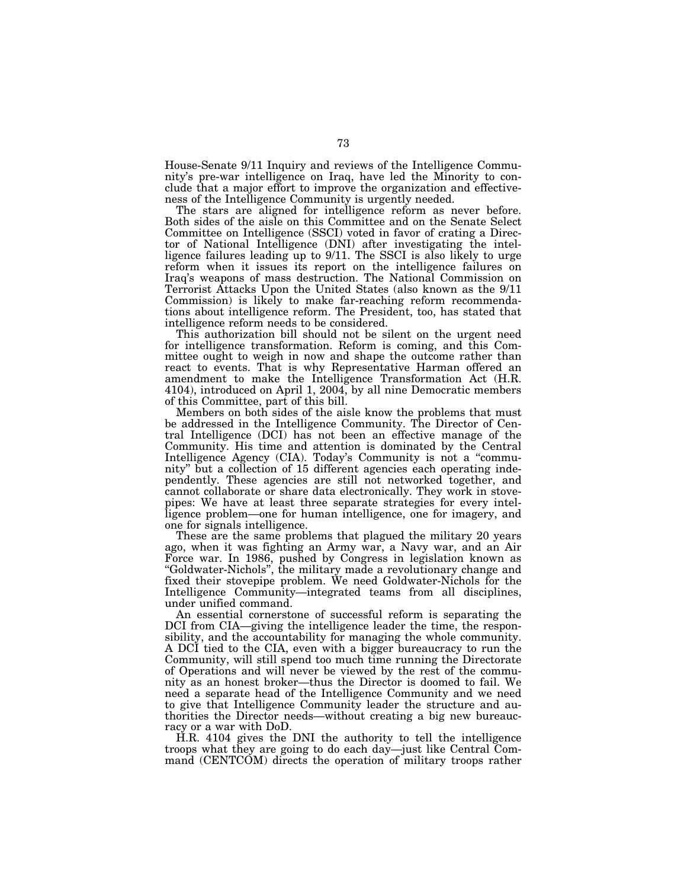House-Senate 9/11 Inquiry and reviews of the Intelligence Community's pre-war intelligence on Iraq, have led the Minority to conclude that a major effort to improve the organization and effectiveness of the Intelligence Community is urgently needed.

The stars are aligned for intelligence reform as never before. Both sides of the aisle on this Committee and on the Senate Select Committee on Intelligence (SSCI) voted in favor of crating a Director of National Intelligence (DNI) after investigating the intelligence failures leading up to 9/11. The SSCI is also likely to urge reform when it issues its report on the intelligence failures on Iraq's weapons of mass destruction. The National Commission on Terrorist Attacks Upon the United States (also known as the 9/11 Commission) is likely to make far-reaching reform recommendations about intelligence reform. The President, too, has stated that intelligence reform needs to be considered.

This authorization bill should not be silent on the urgent need for intelligence transformation. Reform is coming, and this Committee ought to weigh in now and shape the outcome rather than react to events. That is why Representative Harman offered an amendment to make the Intelligence Transformation Act (H.R. 4104), introduced on April 1, 2004, by all nine Democratic members of this Committee, part of this bill.

Members on both sides of the aisle know the problems that must be addressed in the Intelligence Community. The Director of Central Intelligence (DCI) has not been an effective manage of the Community. His time and attention is dominated by the Central Intelligence Agency (CIA). Today's Community is not a "community" but a collection of 15 different agencies each operating independently. These agencies are still not networked together, and cannot collaborate or share data electronically. They work in stovepipes: We have at least three separate strategies for every intelligence problem—one for human intelligence, one for imagery, and one for signals intelligence.

These are the same problems that plagued the military 20 years ago, when it was fighting an Army war, a Navy war, and an Air Force war. In 1986, pushed by Congress in legislation known as "Goldwater-Nichols", the military made a revolutionary change and fixed their stovepipe problem. We need Goldwater-Nichols for the Intelligence Community—integrated teams from all disciplines, under unified command.

An essential cornerstone of successful reform is separating the DCI from CIA—giving the intelligence leader the time, the responsibility, and the accountability for managing the whole community. A DCI tied to the CIA, even with a bigger bureaucracy to run the Community, will still spend too much time running the Directorate of Operations and will never be viewed by the rest of the community as an honest broker—thus the Director is doomed to fail. We need a separate head of the Intelligence Community and we need to give that Intelligence Community leader the structure and authorities the Director needs—without creating a big new bureaucracy or a war with DoD.

H.R. 4104 gives the DNI the authority to tell the intelligence troops what they are going to do each day—just like Central Command (CENTCOM) directs the operation of military troops rather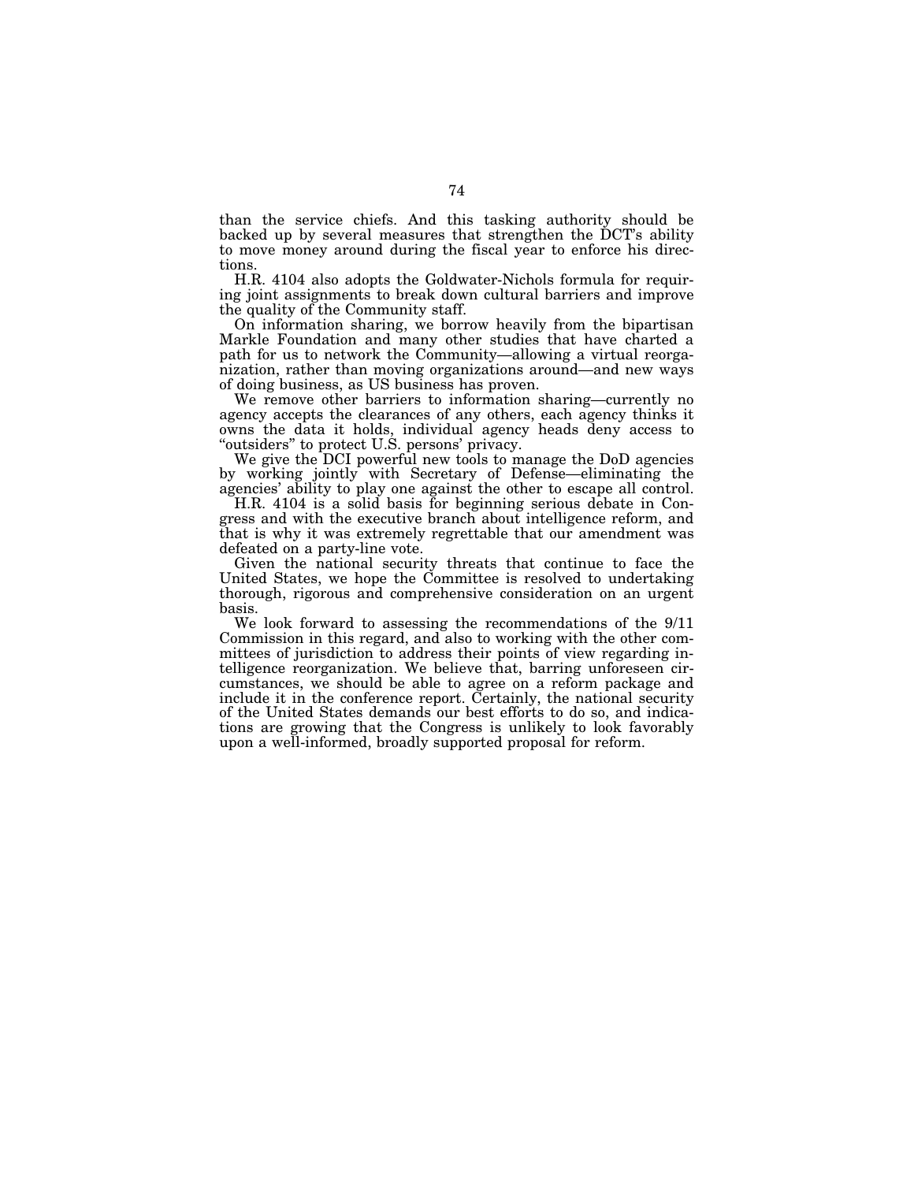than the service chiefs. And this tasking authority should be backed up by several measures that strengthen the DCT's ability to move money around during the fiscal year to enforce his directions.

H.R. 4104 also adopts the Goldwater-Nichols formula for requiring joint assignments to break down cultural barriers and improve the quality of the Community staff.

On information sharing, we borrow heavily from the bipartisan Markle Foundation and many other studies that have charted a path for us to network the Community—allowing a virtual reorganization, rather than moving organizations around—and new ways of doing business, as US business has proven.

We remove other barriers to information sharing—currently no agency accepts the clearances of any others, each agency thinks it owns the data it holds, individual agency heads deny access to "outsiders" to protect U.S. persons' privacy.

We give the DCI powerful new tools to manage the DoD agencies by working jointly with Secretary of Defense—eliminating the agencies' ability to play one against the other to escape all control.

H.R. 4104 is a solid basis for beginning serious debate in Congress and with the executive branch about intelligence reform, and that is why it was extremely regrettable that our amendment was defeated on a party-line vote.

Given the national security threats that continue to face the United States, we hope the Committee is resolved to undertaking thorough, rigorous and comprehensive consideration on an urgent basis.

We look forward to assessing the recommendations of the 9/11 Commission in this regard, and also to working with the other committees of jurisdiction to address their points of view regarding intelligence reorganization. We believe that, barring unforeseen circumstances, we should be able to agree on a reform package and include it in the conference report. Certainly, the national security of the United States demands our best efforts to do so, and indications are growing that the Congress is unlikely to look favorably upon a well-informed, broadly supported proposal for reform.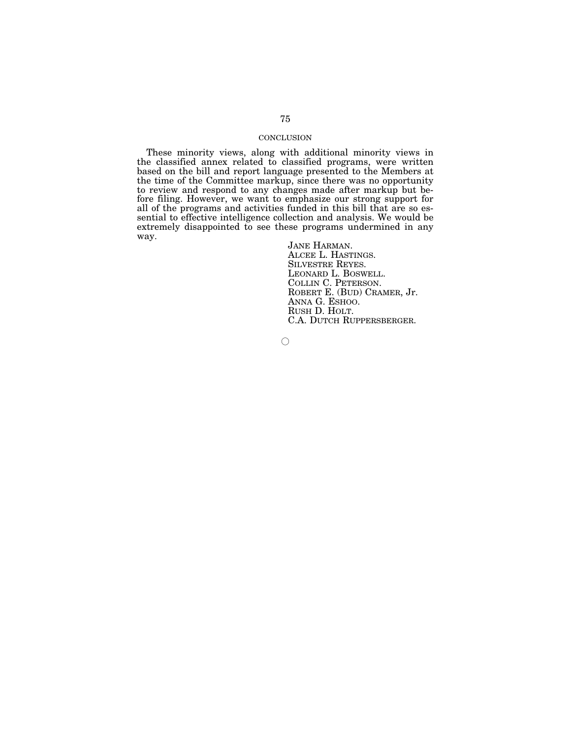## CONCLUSION

These minority views, along with additional minority views in the classified annex related to classified programs, were written based on the bill and report language presented to the Members at the time of the Committee markup, since there was no opportunity to review and respond to any changes made after markup but before filing. However, we want to emphasize our strong support for all of the programs and activities funded in this bill that are so essential to effective intelligence collection and analysis. We would be extremely disappointed to see these programs undermined in any way.

JANE HARMAN.
ALCEE L. HASTINGS.
SILVESTRE REYES.
LEONARD L. BOSWELL.
COLLIN C. PETERSON.
ROBERT E. (BUD) CRAMER, Jr.
ANNA G. ESHOO.
RUSH D. HOLT.
C.A. DUTCH RUPPERSBERGER.

○